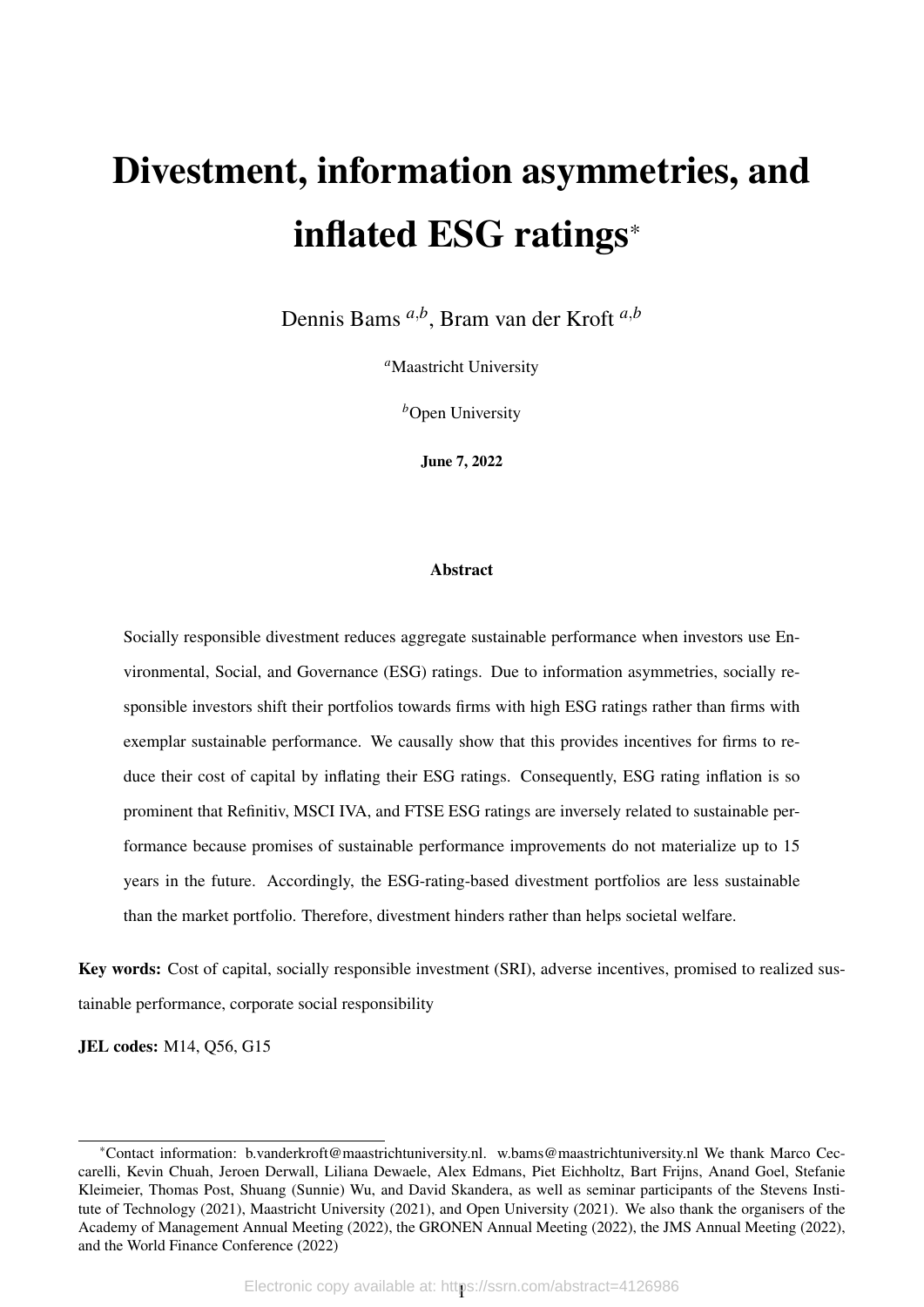# Divestment, information asymmetries, and inflated ESG ratings*

Dennis Bams [a,b], Bram van der Kroft [a,b]

[a]Maastricht University

[b]Open University

**June 7, 2022**

**Abstract**

Socially responsible divestment reduces aggregate sustainable performance when investors use Environmental, Social, and Governance (ESG) ratings. Due to information asymmetries, socially responsible investors shift their portfolios towards firms with high ESG ratings rather than firms with exemplar sustainable performance. We causally show that this provides incentives for firms to reduce their cost of capital by inflating their ESG ratings. Consequently, ESG rating inflation is so prominent that Refinitiv, MSCI IVA, and FTSE ESG ratings are inversely related to sustainable performance because promises of sustainable performance improvements do not materialize up to 15 years in the future. Accordingly, the ESG-rating-based divestment portfolios are less sustainable than the market portfolio. Therefore, divestment hinders rather than helps societal welfare.

**Key words:** Cost of capital, socially responsible investment (SRI), adverse incentives, promised to realized sustainable performance, corporate social responsibility

**JEL codes:** M14, Q56, G15

*Contact information: b.vanderkroft@maastrichtuniversity.nl. w.bams@maastrichtuniversity.nl We thank Marco Ceccarelli, Kevin Chuah, Jeroen Derwall, Liliana Dewaele, Alex Edmans, Piet Eichholtz, Bart Frijns, Anand Goel, Stefanie Kleimeier, Thomas Post, Shuang (Sunnie) Wu, and David Skandera, as well as seminar participants of the Stevens Institute of Technology (2021), Maastricht University (2021), and Open University (2021). We also thank the organisers of the Academy of Management Annual Meeting (2022), the GRONEN Annual Meeting (2022), the JMS Annual Meeting (2022), and the World Finance Conference (2022)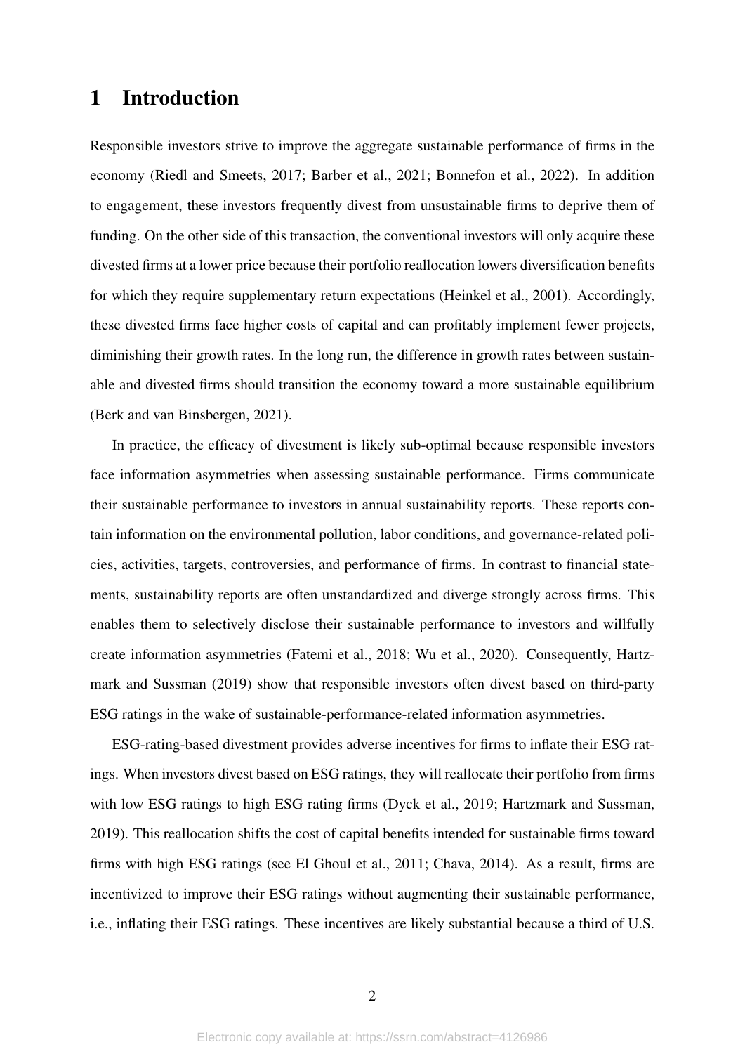# 1 Introduction

Responsible investors strive to improve the aggregate sustainable performance of firms in the economy (Riedl and Smeets, 2017; Barber et al., 2021; Bonnefon et al., 2022). In addition to engagement, these investors frequently divest from unsustainable firms to deprive them of funding. On the other side of this transaction, the conventional investors will only acquire these divested firms at a lower price because their portfolio reallocation lowers diversification benefits for which they require supplementary return expectations (Heinkel et al., 2001). Accordingly, these divested firms face higher costs of capital and can profitably implement fewer projects, diminishing their growth rates. In the long run, the difference in growth rates between sustainable and divested firms should transition the economy toward a more sustainable equilibrium (Berk and van Binsbergen, 2021).

In practice, the efficacy of divestment is likely sub-optimal because responsible investors face information asymmetries when assessing sustainable performance. Firms communicate their sustainable performance to investors in annual sustainability reports. These reports contain information on the environmental pollution, labor conditions, and governance-related policies, activities, targets, controversies, and performance of firms. In contrast to financial statements, sustainability reports are often unstandardized and diverge strongly across firms. This enables them to selectively disclose their sustainable performance to investors and willfully create information asymmetries (Fatemi et al., 2018; Wu et al., 2020). Consequently, Hartzmark and Sussman (2019) show that responsible investors often divest based on third-party ESG ratings in the wake of sustainable-performance-related information asymmetries.

ESG-rating-based divestment provides adverse incentives for firms to inflate their ESG ratings. When investors divest based on ESG ratings, they will reallocate their portfolio from firms with low ESG ratings to high ESG rating firms (Dyck et al., 2019; Hartzmark and Sussman, 2019). This reallocation shifts the cost of capital benefits intended for sustainable firms toward firms with high ESG ratings (see El Ghoul et al., 2011; Chava, 2014). As a result, firms are incentivized to improve their ESG ratings without augmenting their sustainable performance, i.e., inflating their ESG ratings. These incentives are likely substantial because a third of U.S.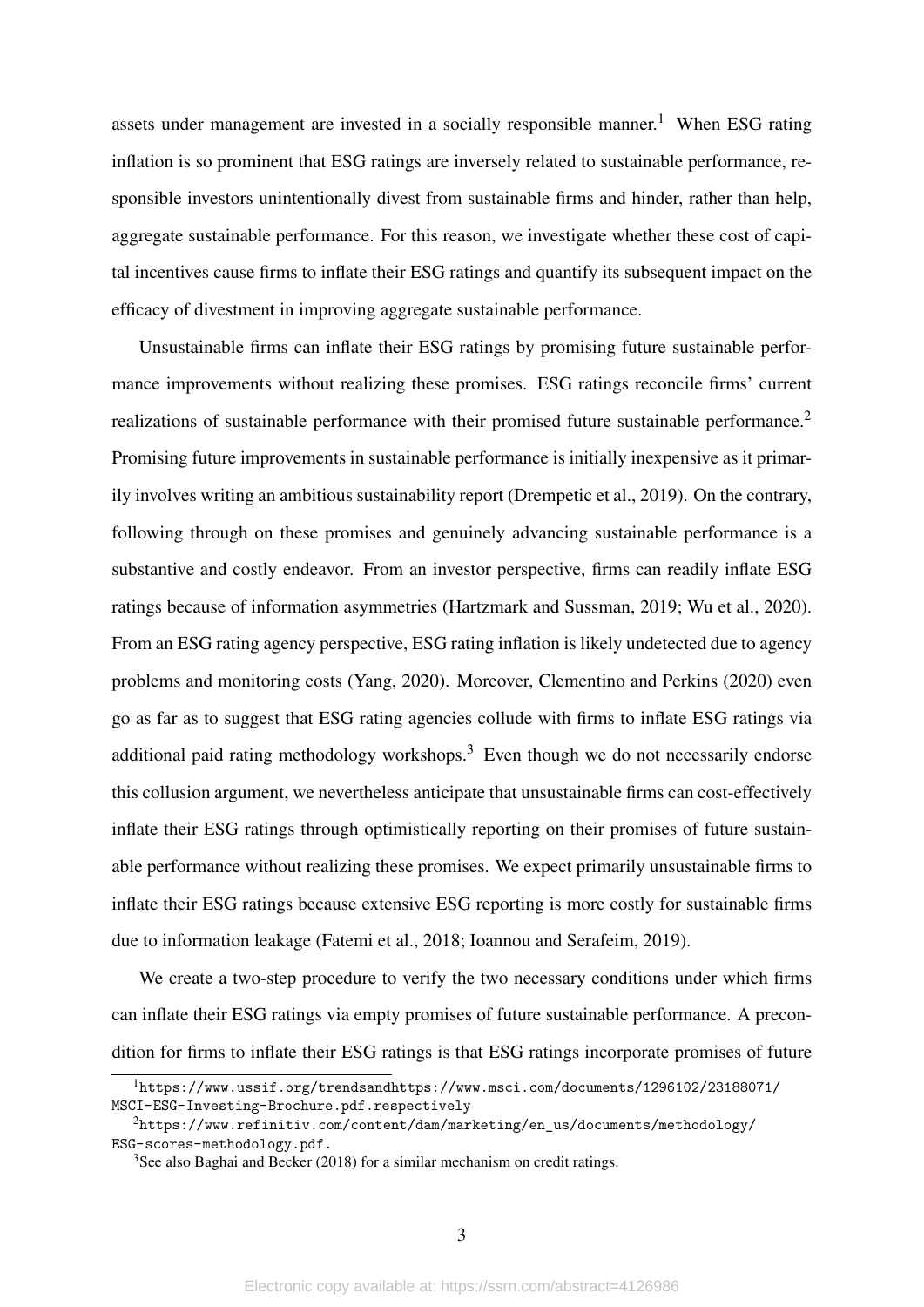assets under management are invested in a socially responsible manner.[1] When ESG rating inflation is so prominent that ESG ratings are inversely related to sustainable performance, responsible investors unintentionally divest from sustainable firms and hinder, rather than help, aggregate sustainable performance. For this reason, we investigate whether these cost of capital incentives cause firms to inflate their ESG ratings and quantify its subsequent impact on the efficacy of divestment in improving aggregate sustainable performance.

Unsustainable firms can inflate their ESG ratings by promising future sustainable performance improvements without realizing these promises. ESG ratings reconcile firms' current realizations of sustainable performance with their promised future sustainable performance.[2] Promising future improvements in sustainable performance is initially inexpensive as it primarily involves writing an ambitious sustainability report (Drempetic et al., 2019). On the contrary, following through on these promises and genuinely advancing sustainable performance is a substantive and costly endeavor. From an investor perspective, firms can readily inflate ESG ratings because of information asymmetries (Hartzmark and Sussman, 2019; Wu et al., 2020). From an ESG rating agency perspective, ESG rating inflation is likely undetected due to agency problems and monitoring costs (Yang, 2020). Moreover, Clementino and Perkins (2020) even go as far as to suggest that ESG rating agencies collude with firms to inflate ESG ratings via additional paid rating methodology workshops.[3] Even though we do not necessarily endorse this collusion argument, we nevertheless anticipate that unsustainable firms can cost-effectively inflate their ESG ratings through optimistically reporting on their promises of future sustainable performance without realizing these promises. We expect primarily unsustainable firms to inflate their ESG ratings because extensive ESG reporting is more costly for sustainable firms due to information leakage (Fatemi et al., 2018; Ioannou and Serafeim, 2019).

We create a two-step procedure to verify the two necessary conditions under which firms can inflate their ESG ratings via empty promises of future sustainable performance. A precondition for firms to inflate their ESG ratings is that ESG ratings incorporate promises of future

---

[1] https://www.ussif.org/trendsandhttps://www.msci.com/documents/1296102/23188071/MSCI-ESG-Investing-Brochure.pdf.respectively

[2] https://www.refinitiv.com/content/dam/marketing/en_us/documents/methodology/ESG-scores-methodology.pdf.

[3] See also Baghai and Becker (2018) for a similar mechanism on credit ratings.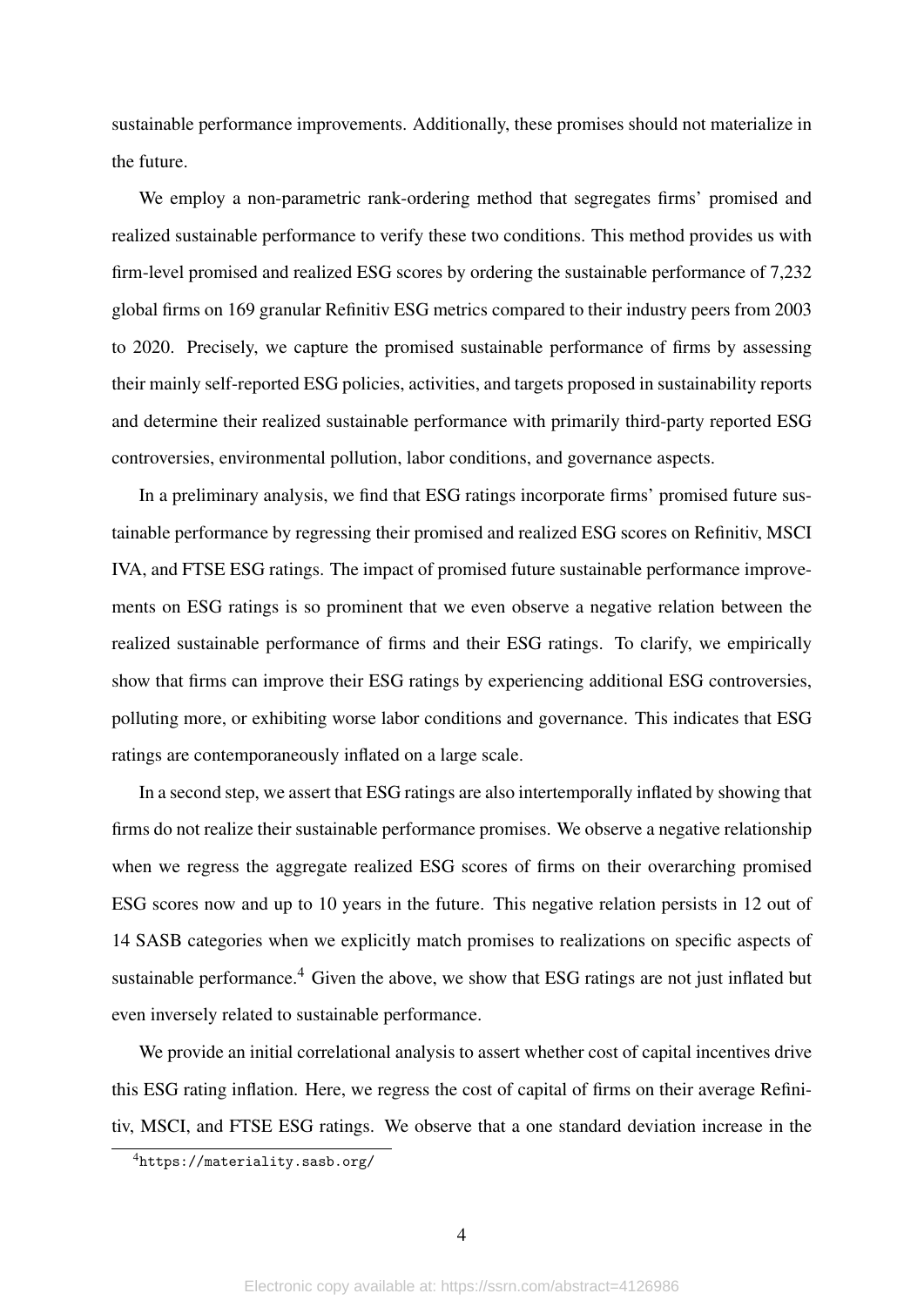sustainable performance improvements. Additionally, these promises should not materialize in the future.

We employ a non-parametric rank-ordering method that segregates firms' promised and realized sustainable performance to verify these two conditions. This method provides us with firm-level promised and realized ESG scores by ordering the sustainable performance of 7,232 global firms on 169 granular Refinitiv ESG metrics compared to their industry peers from 2003 to 2020. Precisely, we capture the promised sustainable performance of firms by assessing their mainly self-reported ESG policies, activities, and targets proposed in sustainability reports and determine their realized sustainable performance with primarily third-party reported ESG controversies, environmental pollution, labor conditions, and governance aspects.

In a preliminary analysis, we find that ESG ratings incorporate firms' promised future sustainable performance by regressing their promised and realized ESG scores on Refinitiv, MSCI IVA, and FTSE ESG ratings. The impact of promised future sustainable performance improvements on ESG ratings is so prominent that we even observe a negative relation between the realized sustainable performance of firms and their ESG ratings. To clarify, we empirically show that firms can improve their ESG ratings by experiencing additional ESG controversies, polluting more, or exhibiting worse labor conditions and governance. This indicates that ESG ratings are contemporaneously inflated on a large scale.

In a second step, we assert that ESG ratings are also intertemporally inflated by showing that firms do not realize their sustainable performance promises. We observe a negative relationship when we regress the aggregate realized ESG scores of firms on their overarching promised ESG scores now and up to 10 years in the future. This negative relation persists in 12 out of 14 SASB categories when we explicitly match promises to realizations on specific aspects of sustainable performance.[4] Given the above, we show that ESG ratings are not just inflated but even inversely related to sustainable performance.

We provide an initial correlational analysis to assert whether cost of capital incentives drive this ESG rating inflation. Here, we regress the cost of capital of firms on their average Refinitiv, MSCI, and FTSE ESG ratings. We observe that a one standard deviation increase in the

[4] https://materiality.sasb.org/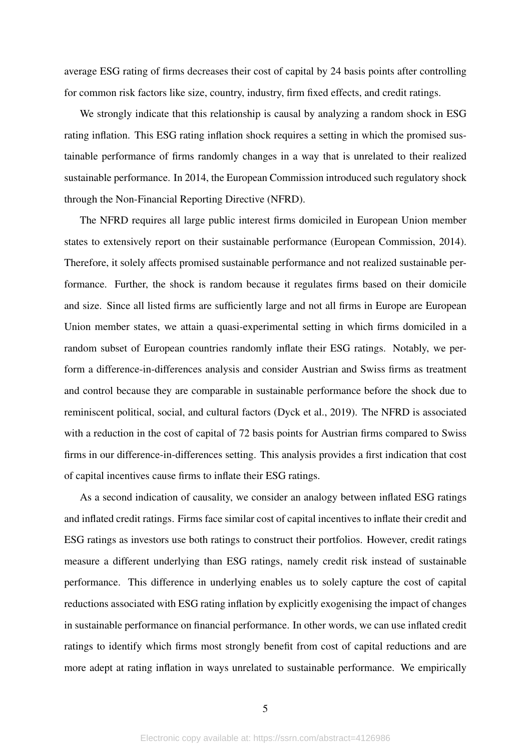average ESG rating of firms decreases their cost of capital by 24 basis points after controlling for common risk factors like size, country, industry, firm fixed effects, and credit ratings.

We strongly indicate that this relationship is causal by analyzing a random shock in ESG rating inflation. This ESG rating inflation shock requires a setting in which the promised sustainable performance of firms randomly changes in a way that is unrelated to their realized sustainable performance. In 2014, the European Commission introduced such regulatory shock through the Non-Financial Reporting Directive (NFRD).

The NFRD requires all large public interest firms domiciled in European Union member states to extensively report on their sustainable performance (European Commission, 2014). Therefore, it solely affects promised sustainable performance and not realized sustainable performance. Further, the shock is random because it regulates firms based on their domicile and size. Since all listed firms are sufficiently large and not all firms in Europe are European Union member states, we attain a quasi-experimental setting in which firms domiciled in a random subset of European countries randomly inflate their ESG ratings. Notably, we perform a difference-in-differences analysis and consider Austrian and Swiss firms as treatment and control because they are comparable in sustainable performance before the shock due to reminiscent political, social, and cultural factors (Dyck et al., 2019). The NFRD is associated with a reduction in the cost of capital of 72 basis points for Austrian firms compared to Swiss firms in our difference-in-differences setting. This analysis provides a first indication that cost of capital incentives cause firms to inflate their ESG ratings.

As a second indication of causality, we consider an analogy between inflated ESG ratings and inflated credit ratings. Firms face similar cost of capital incentives to inflate their credit and ESG ratings as investors use both ratings to construct their portfolios. However, credit ratings measure a different underlying than ESG ratings, namely credit risk instead of sustainable performance. This difference in underlying enables us to solely capture the cost of capital reductions associated with ESG rating inflation by explicitly exogenising the impact of changes in sustainable performance on financial performance. In other words, we can use inflated credit ratings to identify which firms most strongly benefit from cost of capital reductions and are more adept at rating inflation in ways unrelated to sustainable performance. We empirically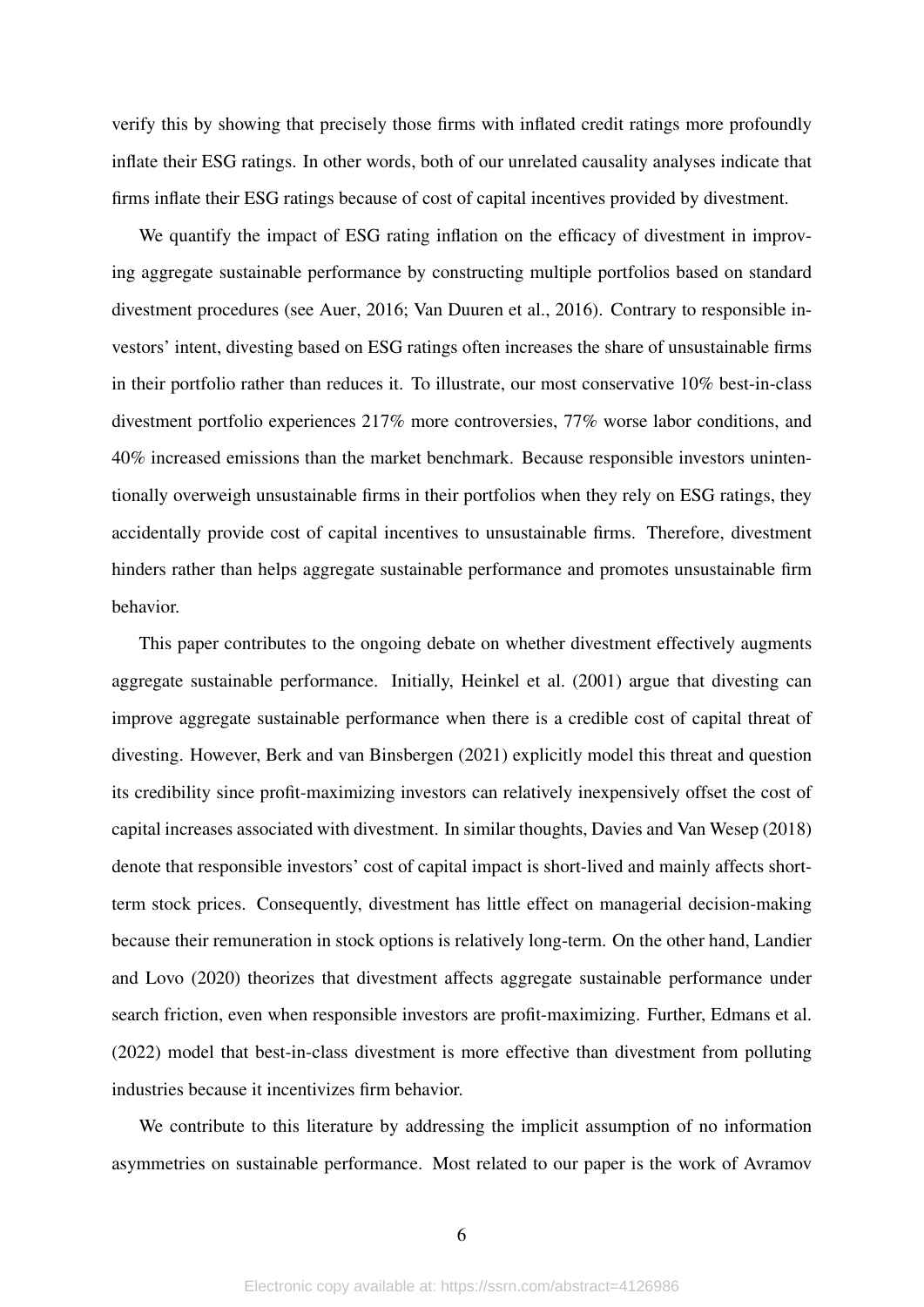verify this by showing that precisely those firms with inflated credit ratings more profoundly inflate their ESG ratings. In other words, both of our unrelated causality analyses indicate that firms inflate their ESG ratings because of cost of capital incentives provided by divestment.

We quantify the impact of ESG rating inflation on the efficacy of divestment in improving aggregate sustainable performance by constructing multiple portfolios based on standard divestment procedures (see Auer, 2016; Van Duuren et al., 2016). Contrary to responsible investors' intent, divesting based on ESG ratings often increases the share of unsustainable firms in their portfolio rather than reduces it. To illustrate, our most conservative 10% best-in-class divestment portfolio experiences 217% more controversies, 77% worse labor conditions, and 40% increased emissions than the market benchmark. Because responsible investors unintentionally overweigh unsustainable firms in their portfolios when they rely on ESG ratings, they accidentally provide cost of capital incentives to unsustainable firms. Therefore, divestment hinders rather than helps aggregate sustainable performance and promotes unsustainable firm behavior.

This paper contributes to the ongoing debate on whether divestment effectively augments aggregate sustainable performance. Initially, Heinkel et al. (2001) argue that divesting can improve aggregate sustainable performance when there is a credible cost of capital threat of divesting. However, Berk and van Binsbergen (2021) explicitly model this threat and question its credibility since profit-maximizing investors can relatively inexpensively offset the cost of capital increases associated with divestment. In similar thoughts, Davies and Van Wesep (2018) denote that responsible investors' cost of capital impact is short-lived and mainly affects short-term stock prices. Consequently, divestment has little effect on managerial decision-making because their remuneration in stock options is relatively long-term. On the other hand, Landier and Lovo (2020) theorizes that divestment affects aggregate sustainable performance under search friction, even when responsible investors are profit-maximizing. Further, Edmans et al. (2022) model that best-in-class divestment is more effective than divestment from polluting industries because it incentivizes firm behavior.

We contribute to this literature by addressing the implicit assumption of no information asymmetries on sustainable performance. Most related to our paper is the work of Avramov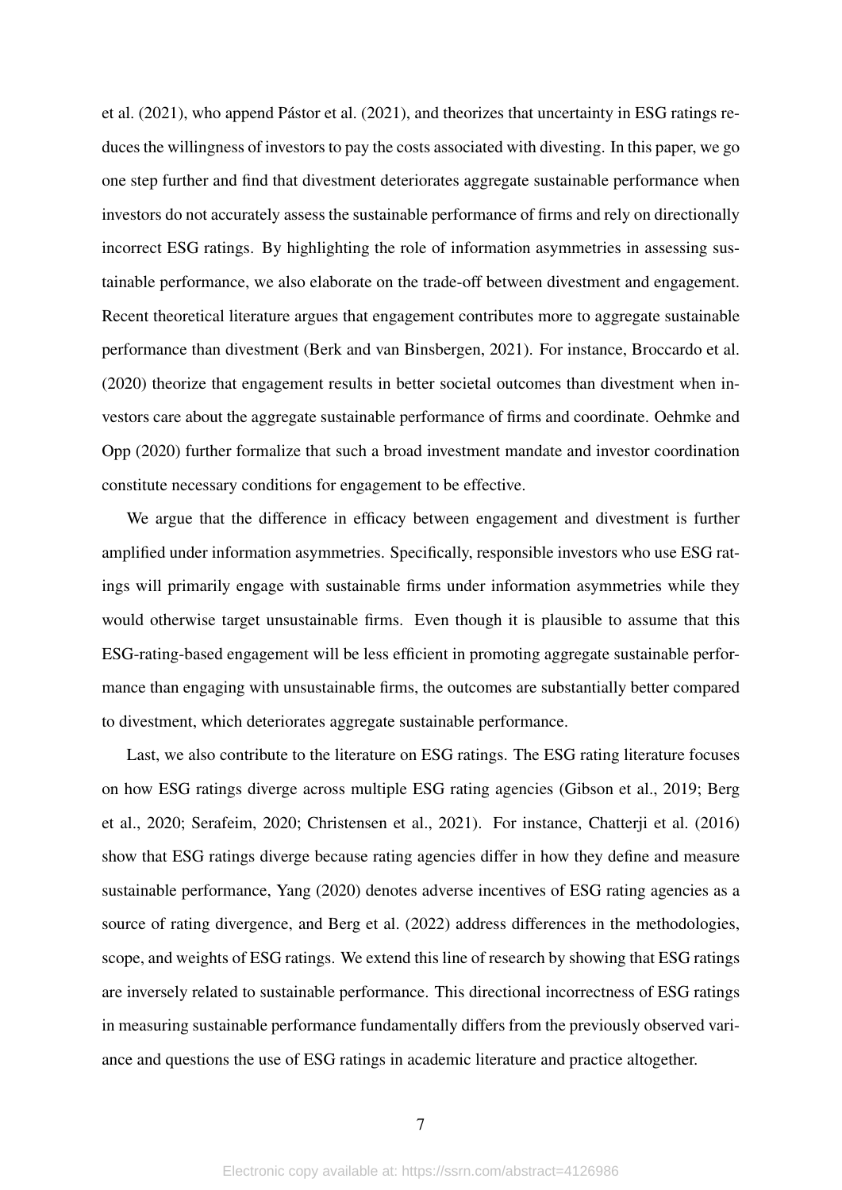et al. (2021), who append Pástor et al. (2021), and theorizes that uncertainty in ESG ratings reduces the willingness of investors to pay the costs associated with divesting. In this paper, we go one step further and find that divestment deteriorates aggregate sustainable performance when investors do not accurately assess the sustainable performance of firms and rely on directionally incorrect ESG ratings. By highlighting the role of information asymmetries in assessing sustainable performance, we also elaborate on the trade-off between divestment and engagement. Recent theoretical literature argues that engagement contributes more to aggregate sustainable performance than divestment (Berk and van Binsbergen, 2021). For instance, Broccardo et al. (2020) theorize that engagement results in better societal outcomes than divestment when investors care about the aggregate sustainable performance of firms and coordinate. Oehmke and Opp (2020) further formalize that such a broad investment mandate and investor coordination constitute necessary conditions for engagement to be effective.

We argue that the difference in efficacy between engagement and divestment is further amplified under information asymmetries. Specifically, responsible investors who use ESG ratings will primarily engage with sustainable firms under information asymmetries while they would otherwise target unsustainable firms. Even though it is plausible to assume that this ESG-rating-based engagement will be less efficient in promoting aggregate sustainable performance than engaging with unsustainable firms, the outcomes are substantially better compared to divestment, which deteriorates aggregate sustainable performance.

Last, we also contribute to the literature on ESG ratings. The ESG rating literature focuses on how ESG ratings diverge across multiple ESG rating agencies (Gibson et al., 2019; Berg et al., 2020; Serafeim, 2020; Christensen et al., 2021). For instance, Chatterji et al. (2016) show that ESG ratings diverge because rating agencies differ in how they define and measure sustainable performance, Yang (2020) denotes adverse incentives of ESG rating agencies as a source of rating divergence, and Berg et al. (2022) address differences in the methodologies, scope, and weights of ESG ratings. We extend this line of research by showing that ESG ratings are inversely related to sustainable performance. This directional incorrectness of ESG ratings in measuring sustainable performance fundamentally differs from the previously observed variance and questions the use of ESG ratings in academic literature and practice altogether.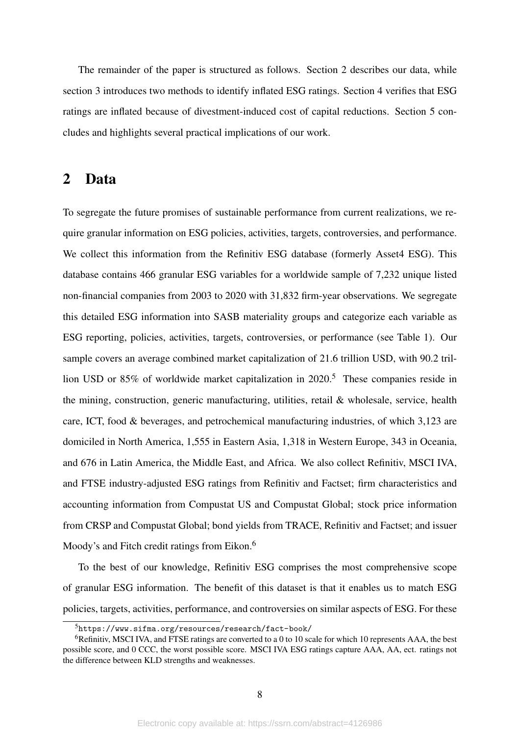The remainder of the paper is structured as follows. Section 2 describes our data, while section 3 introduces two methods to identify inflated ESG ratings. Section 4 verifies that ESG ratings are inflated because of divestment-induced cost of capital reductions. Section 5 concludes and highlights several practical implications of our work.

## 2 Data

To segregate the future promises of sustainable performance from current realizations, we require granular information on ESG policies, activities, targets, controversies, and performance. We collect this information from the Refinitiv ESG database (formerly Asset4 ESG). This database contains 466 granular ESG variables for a worldwide sample of 7,232 unique listed non-financial companies from 2003 to 2020 with 31,832 firm-year observations. We segregate this detailed ESG information into SASB materiality groups and categorize each variable as ESG reporting, policies, activities, targets, controversies, or performance (see Table 1). Our sample covers an average combined market capitalization of 21.6 trillion USD, with 90.2 trillion USD or 85% of worldwide market capitalization in 2020.[5] These companies reside in the mining, construction, generic manufacturing, utilities, retail & wholesale, service, health care, ICT, food & beverages, and petrochemical manufacturing industries, of which 3,123 are domiciled in North America, 1,555 in Eastern Asia, 1,318 in Western Europe, 343 in Oceania, and 676 in Latin America, the Middle East, and Africa. We also collect Refinitiv, MSCI IVA, and FTSE industry-adjusted ESG ratings from Refinitiv and Factset; firm characteristics and accounting information from Compustat US and Compustat Global; stock price information from CRSP and Compustat Global; bond yields from TRACE, Refinitiv and Factset; and issuer Moody's and Fitch credit ratings from Eikon.[6]

To the best of our knowledge, Refinitiv ESG comprises the most comprehensive scope of granular ESG information. The benefit of this dataset is that it enables us to match ESG policies, targets, activities, performance, and controversies on similar aspects of ESG. For these

[5] https://www.sifma.org/resources/research/fact-book/

[6] Refinitiv, MSCI IVA, and FTSE ratings are converted to a 0 to 10 scale for which 10 represents AAA, the best possible score, and 0 CCC, the worst possible score. MSCI IVA ESG ratings capture AAA, AA, ect. ratings not the difference between KLD strengths and weaknesses.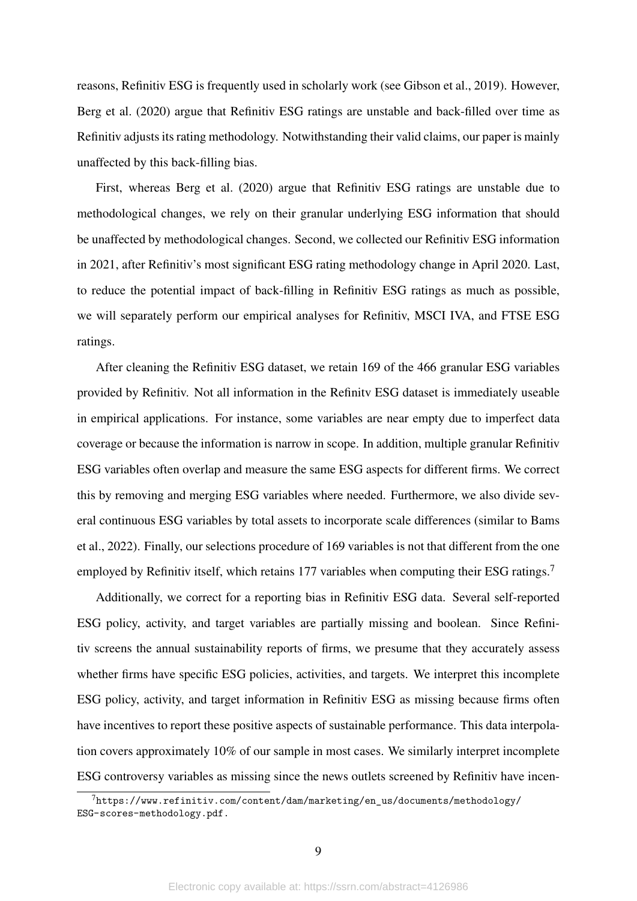reasons, Refinitiv ESG is frequently used in scholarly work (see Gibson et al., 2019). However, Berg et al. (2020) argue that Refinitiv ESG ratings are unstable and back-filled over time as Refinitiv adjusts its rating methodology. Notwithstanding their valid claims, our paper is mainly unaffected by this back-filling bias.

First, whereas Berg et al. (2020) argue that Refinitiv ESG ratings are unstable due to methodological changes, we rely on their granular underlying ESG information that should be unaffected by methodological changes. Second, we collected our Refinitiv ESG information in 2021, after Refinitiv's most significant ESG rating methodology change in April 2020. Last, to reduce the potential impact of back-filling in Refinitiv ESG ratings as much as possible, we will separately perform our empirical analyses for Refinitiv, MSCI IVA, and FTSE ESG ratings.

After cleaning the Refinitiv ESG dataset, we retain 169 of the 466 granular ESG variables provided by Refinitiv. Not all information in the Refinitv ESG dataset is immediately useable in empirical applications. For instance, some variables are near empty due to imperfect data coverage or because the information is narrow in scope. In addition, multiple granular Refinitiv ESG variables often overlap and measure the same ESG aspects for different firms. We correct this by removing and merging ESG variables where needed. Furthermore, we also divide several continuous ESG variables by total assets to incorporate scale differences (similar to Bams et al., 2022). Finally, our selections procedure of 169 variables is not that different from the one employed by Refinitiv itself, which retains 177 variables when computing their ESG ratings.[7]

Additionally, we correct for a reporting bias in Refinitiv ESG data. Several self-reported ESG policy, activity, and target variables are partially missing and boolean. Since Refinitiv screens the annual sustainability reports of firms, we presume that they accurately assess whether firms have specific ESG policies, activities, and targets. We interpret this incomplete ESG policy, activity, and target information in Refinitiv ESG as missing because firms often have incentives to report these positive aspects of sustainable performance. This data interpolation covers approximately 10% of our sample in most cases. We similarly interpret incomplete ESG controversy variables as missing since the news outlets screened by Refinitiv have incen-

[7] https://www.refinitiv.com/content/dam/marketing/en_us/documents/methodology/ESG-scores-methodology.pdf.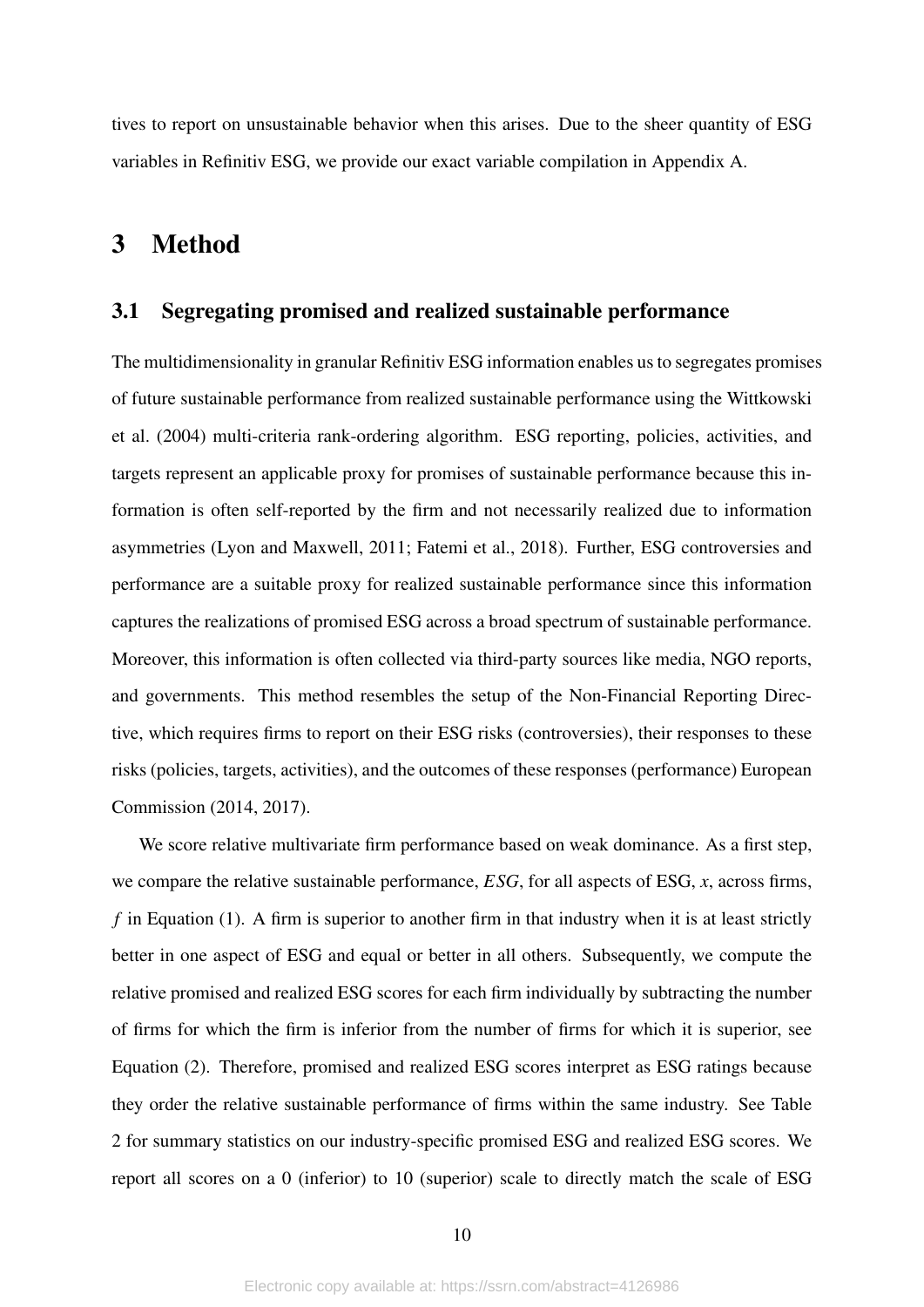tives to report on unsustainable behavior when this arises. Due to the sheer quantity of ESG variables in Refinitiv ESG, we provide our exact variable compilation in Appendix A.

# 3 Method

## 3.1 Segregating promised and realized sustainable performance

The multidimensionality in granular Refinitiv ESG information enables us to segregates promises of future sustainable performance from realized sustainable performance using the Wittkowski et al. (2004) multi-criteria rank-ordering algorithm. ESG reporting, policies, activities, and targets represent an applicable proxy for promises of sustainable performance because this information is often self-reported by the firm and not necessarily realized due to information asymmetries (Lyon and Maxwell, 2011; Fatemi et al., 2018). Further, ESG controversies and performance are a suitable proxy for realized sustainable performance since this information captures the realizations of promised ESG across a broad spectrum of sustainable performance. Moreover, this information is often collected via third-party sources like media, NGO reports, and governments. This method resembles the setup of the Non-Financial Reporting Directive, which requires firms to report on their ESG risks (controversies), their responses to these risks (policies, targets, activities), and the outcomes of these responses (performance) European Commission (2014, 2017).

We score relative multivariate firm performance based on weak dominance. As a first step, we compare the relative sustainable performance, $ESG$, for all aspects of ESG, $x$, across firms, $f$ in Equation (1). A firm is superior to another firm in that industry when it is at least strictly better in one aspect of ESG and equal or better in all others. Subsequently, we compute the relative promised and realized ESG scores for each firm individually by subtracting the number of firms for which the firm is inferior from the number of firms for which it is superior, see Equation (2). Therefore, promised and realized ESG scores interpret as ESG ratings because they order the relative sustainable performance of firms within the same industry. See Table 2 for summary statistics on our industry-specific promised ESG and realized ESG scores. We report all scores on a 0 (inferior) to 10 (superior) scale to directly match the scale of ESG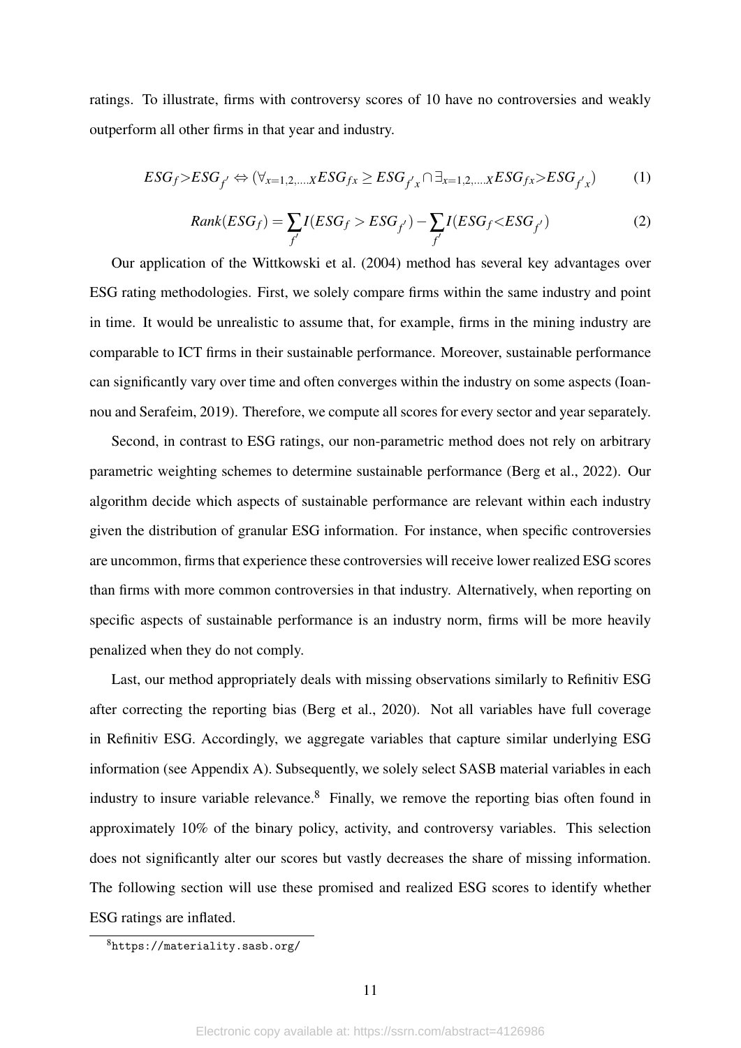ratings. To illustrate, firms with controversy scores of 10 have no controversies and weakly outperform all other firms in that year and industry.

$$ESG_f > ESG_{f'} \Leftrightarrow (\forall_{x=1,2,...,X} ESG_{fx} \geq ESG_{f'x} \cap \exists_{x=1,2,...,X} ESG_{fx} > ESG_{f'x}) \tag{1}$$

$$Rank(ESG_f) = \sum_{f'} I(ESG_f > ESG_{f'}) - \sum_{f'} I(ESG_f < ESG_{f'}) \tag{2}$$

Our application of the Wittkowski et al. (2004) method has several key advantages over ESG rating methodologies. First, we solely compare firms within the same industry and point in time. It would be unrealistic to assume that, for example, firms in the mining industry are comparable to ICT firms in their sustainable performance. Moreover, sustainable performance can significantly vary over time and often converges within the industry on some aspects (Ioannou and Serafeim, 2019). Therefore, we compute all scores for every sector and year separately.

Second, in contrast to ESG ratings, our non-parametric method does not rely on arbitrary parametric weighting schemes to determine sustainable performance (Berg et al., 2022). Our algorithm decide which aspects of sustainable performance are relevant within each industry given the distribution of granular ESG information. For instance, when specific controversies are uncommon, firms that experience these controversies will receive lower realized ESG scores than firms with more common controversies in that industry. Alternatively, when reporting on specific aspects of sustainable performance is an industry norm, firms will be more heavily penalized when they do not comply.

Last, our method appropriately deals with missing observations similarly to Refinitiv ESG after correcting the reporting bias (Berg et al., 2020). Not all variables have full coverage in Refinitiv ESG. Accordingly, we aggregate variables that capture similar underlying ESG information (see Appendix A). Subsequently, we solely select SASB material variables in each industry to insure variable relevance.[8] Finally, we remove the reporting bias often found in approximately 10% of the binary policy, activity, and controversy variables. This selection does not significantly alter our scores but vastly decreases the share of missing information. The following section will use these promised and realized ESG scores to identify whether ESG ratings are inflated.

[8] https://materiality.sasb.org/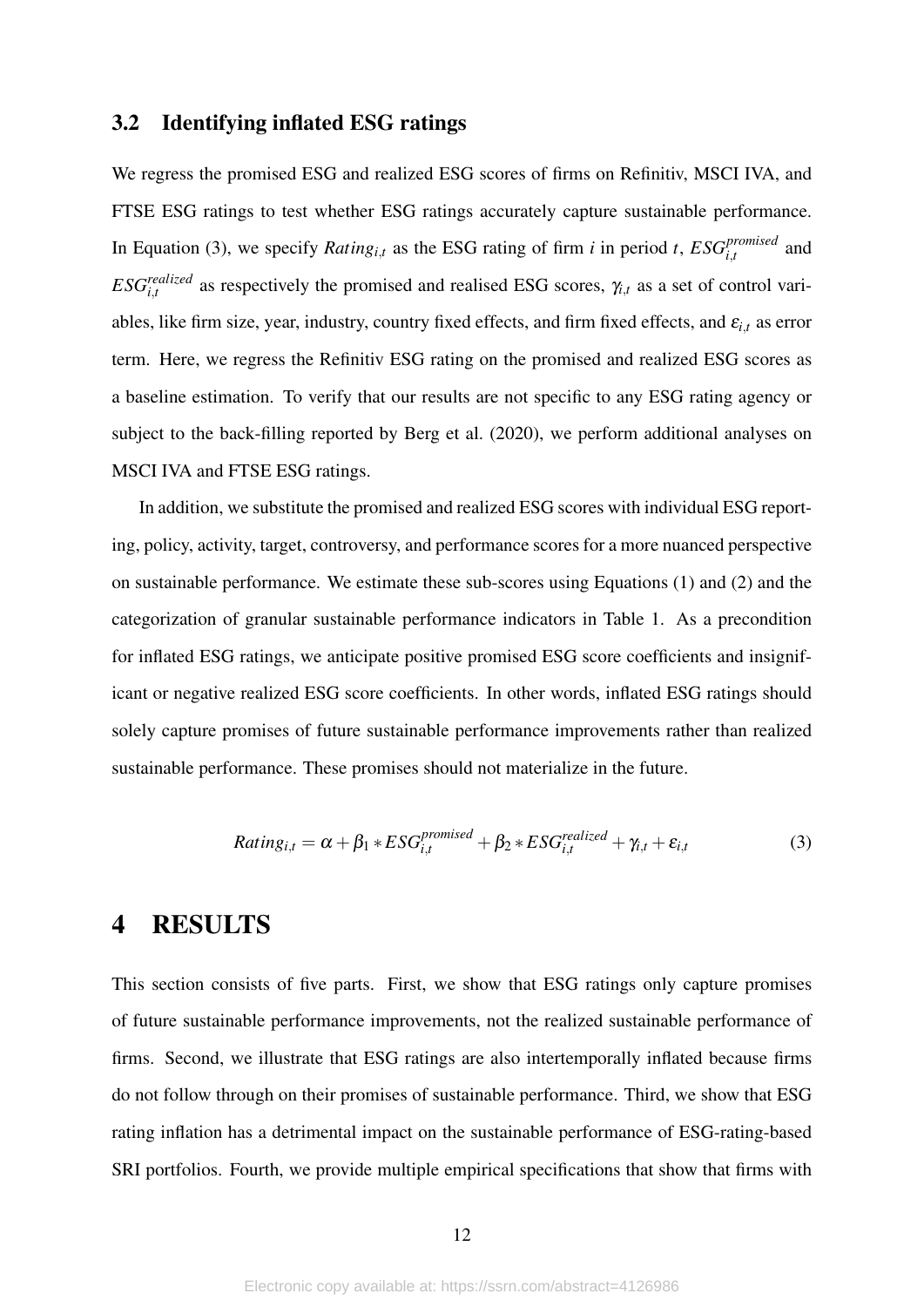### 3.2 Identifying inflated ESG ratings

We regress the promised ESG and realized ESG scores of firms on Refinitiv, MSCI IVA, and FTSE ESG ratings to test whether ESG ratings accurately capture sustainable performance. In Equation (3), we specify $Rating_{i,t}$ as the ESG rating of firm $i$ in period $t$, $ESG_{i,t}^{promised}$ and $ESG_{i,t}^{realized}$ as respectively the promised and realised ESG scores, $\gamma_{i,t}$ as a set of control variables, like firm size, year, industry, country fixed effects, and firm fixed effects, and $\varepsilon_{i,t}$ as error term. Here, we regress the Refinitiv ESG rating on the promised and realized ESG scores as a baseline estimation. To verify that our results are not specific to any ESG rating agency or subject to the back-filling reported by Berg et al. (2020), we perform additional analyses on MSCI IVA and FTSE ESG ratings.

In addition, we substitute the promised and realized ESG scores with individual ESG reporting, policy, activity, target, controversy, and performance scores for a more nuanced perspective on sustainable performance. We estimate these sub-scores using Equations (1) and (2) and the categorization of granular sustainable performance indicators in Table 1. As a precondition for inflated ESG ratings, we anticipate positive promised ESG score coefficients and insignificant or negative realized ESG score coefficients. In other words, inflated ESG ratings should solely capture promises of future sustainable performance improvements rather than realized sustainable performance. These promises should not materialize in the future.

$$Rating_{i,t} = \alpha + \beta_1 * ESG_{i,t}^{promised} + \beta_2 * ESG_{i,t}^{realized} + \gamma_{i,t} + \varepsilon_{i,t} \tag{3}$$

# 4 RESULTS

This section consists of five parts. First, we show that ESG ratings only capture promises of future sustainable performance improvements, not the realized sustainable performance of firms. Second, we illustrate that ESG ratings are also intertemporally inflated because firms do not follow through on their promises of sustainable performance. Third, we show that ESG rating inflation has a detrimental impact on the sustainable performance of ESG-rating-based SRI portfolios. Fourth, we provide multiple empirical specifications that show that firms with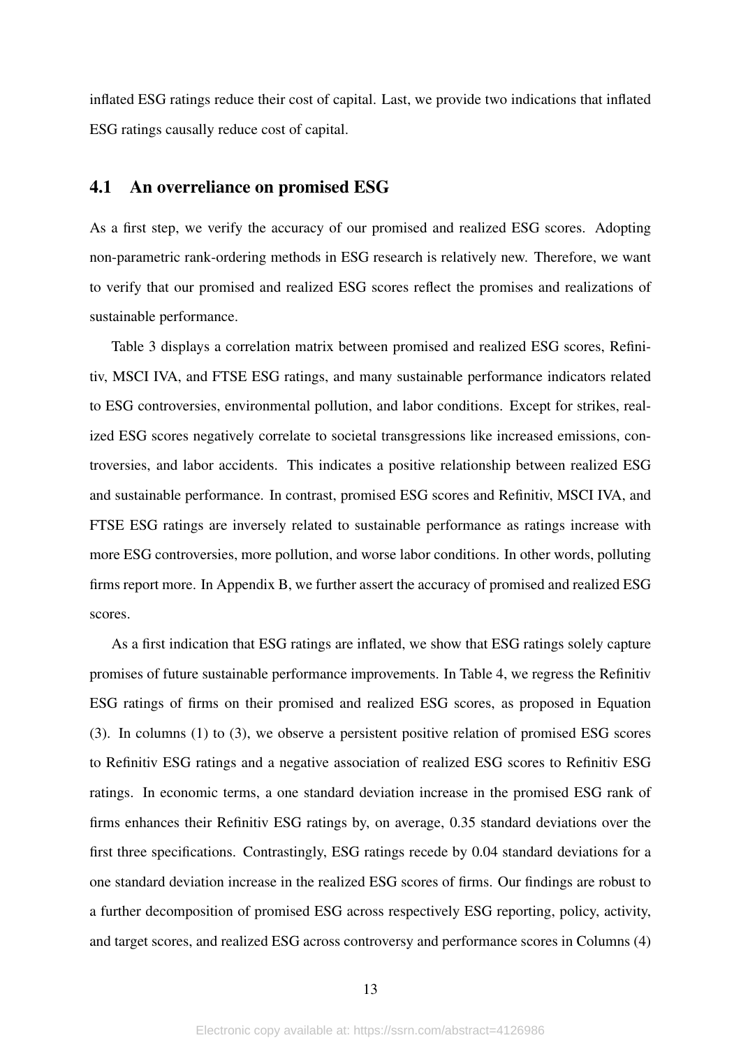inflated ESG ratings reduce their cost of capital. Last, we provide two indications that inflated ESG ratings causally reduce cost of capital.

## 4.1 An overreliance on promised ESG

As a first step, we verify the accuracy of our promised and realized ESG scores. Adopting non-parametric rank-ordering methods in ESG research is relatively new. Therefore, we want to verify that our promised and realized ESG scores reflect the promises and realizations of sustainable performance.

Table 3 displays a correlation matrix between promised and realized ESG scores, Refinitiv, MSCI IVA, and FTSE ESG ratings, and many sustainable performance indicators related to ESG controversies, environmental pollution, and labor conditions. Except for strikes, realized ESG scores negatively correlate to societal transgressions like increased emissions, controversies, and labor accidents. This indicates a positive relationship between realized ESG and sustainable performance. In contrast, promised ESG scores and Refinitiv, MSCI IVA, and FTSE ESG ratings are inversely related to sustainable performance as ratings increase with more ESG controversies, more pollution, and worse labor conditions. In other words, polluting firms report more. In Appendix B, we further assert the accuracy of promised and realized ESG scores.

As a first indication that ESG ratings are inflated, we show that ESG ratings solely capture promises of future sustainable performance improvements. In Table 4, we regress the Refinitiv ESG ratings of firms on their promised and realized ESG scores, as proposed in Equation (3). In columns (1) to (3), we observe a persistent positive relation of promised ESG scores to Refinitiv ESG ratings and a negative association of realized ESG scores to Refinitiv ESG ratings. In economic terms, a one standard deviation increase in the promised ESG rank of firms enhances their Refinitiv ESG ratings by, on average, 0.35 standard deviations over the first three specifications. Contrastingly, ESG ratings recede by 0.04 standard deviations for a one standard deviation increase in the realized ESG scores of firms. Our findings are robust to a further decomposition of promised ESG across respectively ESG reporting, policy, activity, and target scores, and realized ESG across controversy and performance scores in Columns (4)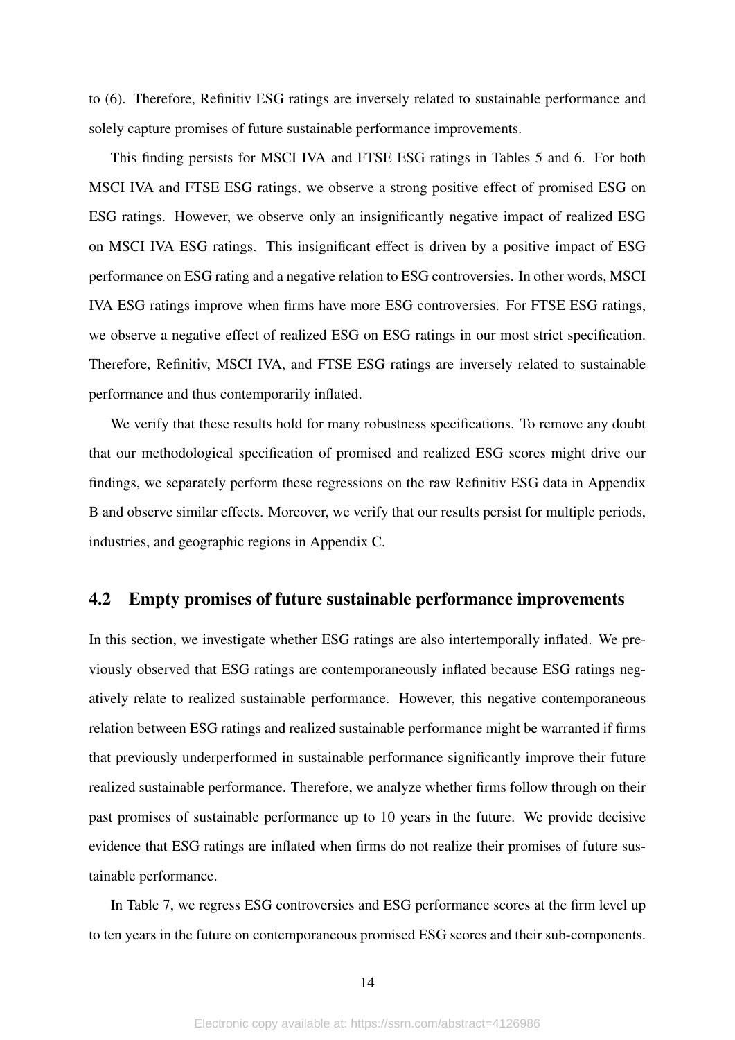to (6). Therefore, Refinitiv ESG ratings are inversely related to sustainable performance and solely capture promises of future sustainable performance improvements.

This finding persists for MSCI IVA and FTSE ESG ratings in Tables 5 and 6. For both MSCI IVA and FTSE ESG ratings, we observe a strong positive effect of promised ESG on ESG ratings. However, we observe only an insignificantly negative impact of realized ESG on MSCI IVA ESG ratings. This insignificant effect is driven by a positive impact of ESG performance on ESG rating and a negative relation to ESG controversies. In other words, MSCI IVA ESG ratings improve when firms have more ESG controversies. For FTSE ESG ratings, we observe a negative effect of realized ESG on ESG ratings in our most strict specification. Therefore, Refinitiv, MSCI IVA, and FTSE ESG ratings are inversely related to sustainable performance and thus contemporarily inflated.

We verify that these results hold for many robustness specifications. To remove any doubt that our methodological specification of promised and realized ESG scores might drive our findings, we separately perform these regressions on the raw Refinitiv ESG data in Appendix B and observe similar effects. Moreover, we verify that our results persist for multiple periods, industries, and geographic regions in Appendix C.

## 4.2 Empty promises of future sustainable performance improvements

In this section, we investigate whether ESG ratings are also intertemporally inflated. We previously observed that ESG ratings are contemporaneously inflated because ESG ratings negatively relate to realized sustainable performance. However, this negative contemporaneous relation between ESG ratings and realized sustainable performance might be warranted if firms that previously underperformed in sustainable performance significantly improve their future realized sustainable performance. Therefore, we analyze whether firms follow through on their past promises of sustainable performance up to 10 years in the future. We provide decisive evidence that ESG ratings are inflated when firms do not realize their promises of future sustainable performance.

In Table 7, we regress ESG controversies and ESG performance scores at the firm level up to ten years in the future on contemporaneous promised ESG scores and their sub-components.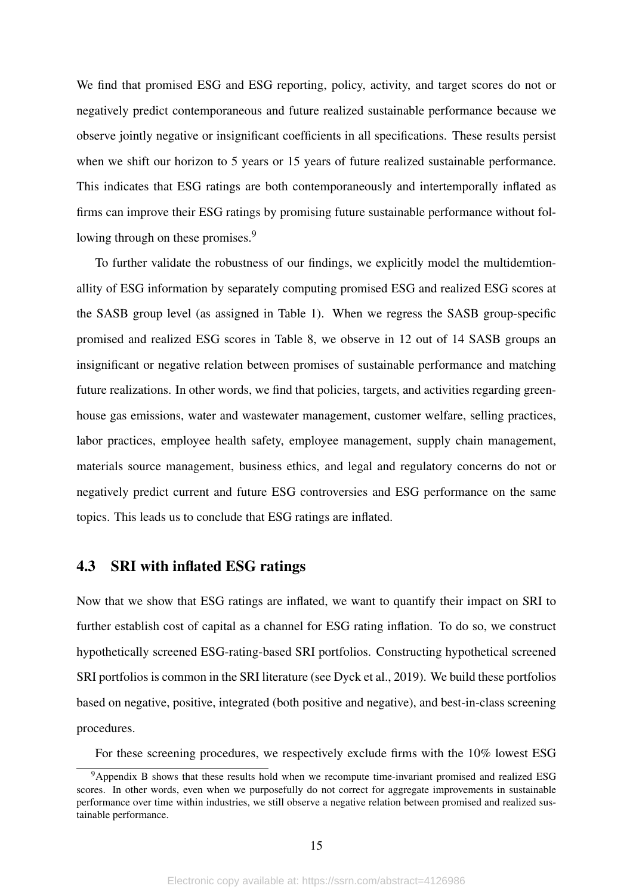We find that promised ESG and ESG reporting, policy, activity, and target scores do not or negatively predict contemporaneous and future realized sustainable performance because we observe jointly negative or insignificant coefficients in all specifications. These results persist when we shift our horizon to 5 years or 15 years of future realized sustainable performance. This indicates that ESG ratings are both contemporaneously and intertemporally inflated as firms can improve their ESG ratings by promising future sustainable performance without following through on these promises.[9]

To further validate the robustness of our findings, we explicitly model the multidemtionallity of ESG information by separately computing promised ESG and realized ESG scores at the SASB group level (as assigned in Table 1). When we regress the SASB group-specific promised and realized ESG scores in Table 8, we observe in 12 out of 14 SASB groups an insignificant or negative relation between promises of sustainable performance and matching future realizations. In other words, we find that policies, targets, and activities regarding greenhouse gas emissions, water and wastewater management, customer welfare, selling practices, labor practices, employee health safety, employee management, supply chain management, materials source management, business ethics, and legal and regulatory concerns do not or negatively predict current and future ESG controversies and ESG performance on the same topics. This leads us to conclude that ESG ratings are inflated.

## 4.3 SRI with inflated ESG ratings

Now that we show that ESG ratings are inflated, we want to quantify their impact on SRI to further establish cost of capital as a channel for ESG rating inflation. To do so, we construct hypothetically screened ESG-rating-based SRI portfolios. Constructing hypothetical screened SRI portfolios is common in the SRI literature (see Dyck et al., 2019). We build these portfolios based on negative, positive, integrated (both positive and negative), and best-in-class screening procedures.

For these screening procedures, we respectively exclude firms with the 10% lowest ESG

[9] Appendix B shows that these results hold when we recompute time-invariant promised and realized ESG scores. In other words, even when we purposefully do not correct for aggregate improvements in sustainable performance over time within industries, we still observe a negative relation between promised and realized sustainable performance.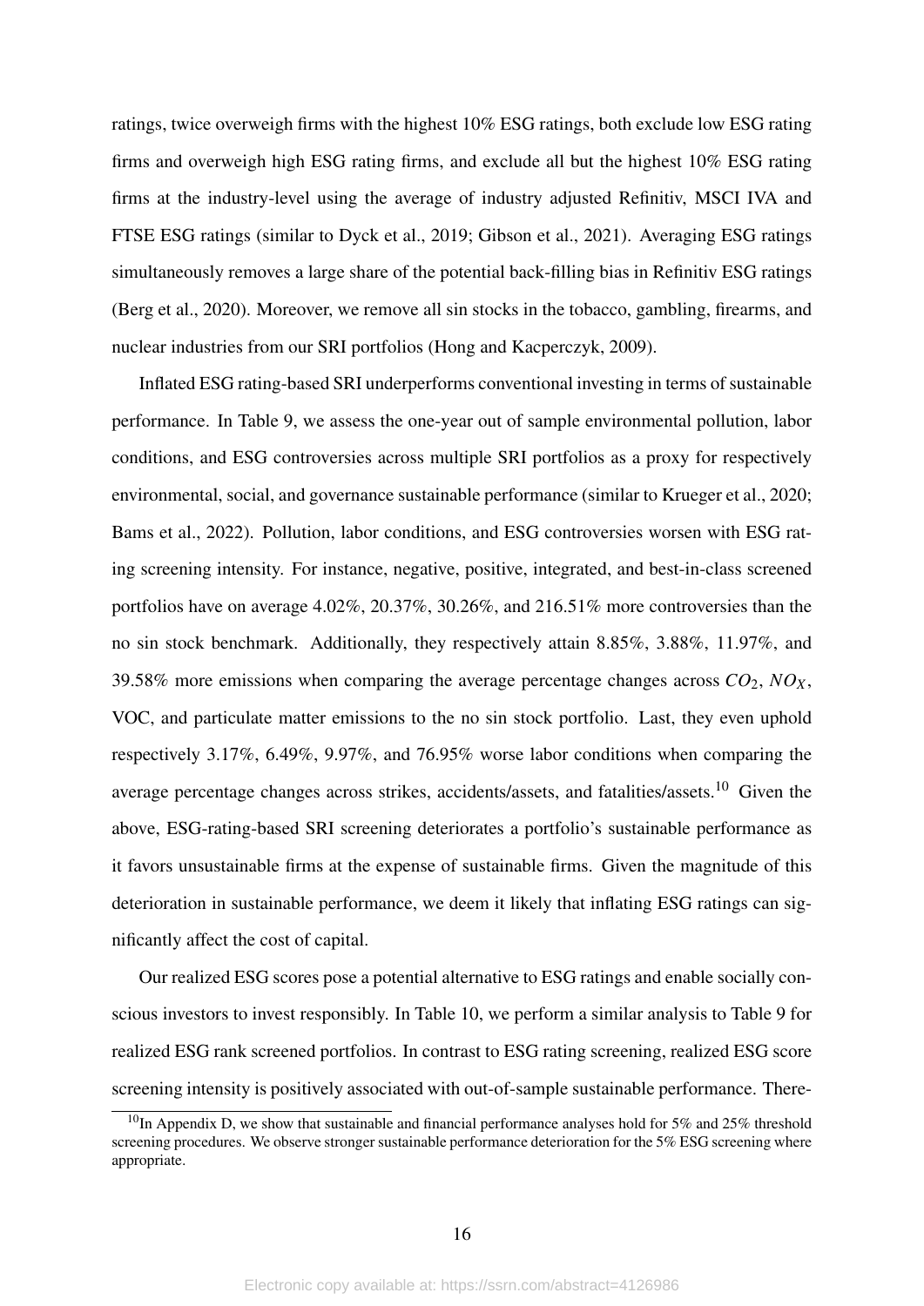ratings, twice overweigh firms with the highest 10% ESG ratings, both exclude low ESG rating firms and overweigh high ESG rating firms, and exclude all but the highest 10% ESG rating firms at the industry-level using the average of industry adjusted Refinitiv, MSCI IVA and FTSE ESG ratings (similar to Dyck et al., 2019; Gibson et al., 2021). Averaging ESG ratings simultaneously removes a large share of the potential back-filling bias in Refinitiv ESG ratings (Berg et al., 2020). Moreover, we remove all sin stocks in the tobacco, gambling, firearms, and nuclear industries from our SRI portfolios (Hong and Kacperczyk, 2009).

Inflated ESG rating-based SRI underperforms conventional investing in terms of sustainable performance. In Table 9, we assess the one-year out of sample environmental pollution, labor conditions, and ESG controversies across multiple SRI portfolios as a proxy for respectively environmental, social, and governance sustainable performance (similar to Krueger et al., 2020; Bams et al., 2022). Pollution, labor conditions, and ESG controversies worsen with ESG rating screening intensity. For instance, negative, positive, integrated, and best-in-class screened portfolios have on average 4.02%, 20.37%, 30.26%, and 216.51% more controversies than the no sin stock benchmark. Additionally, they respectively attain 8.85%, 3.88%, 11.97%, and 39.58% more emissions when comparing the average percentage changes across $CO_2$, $NO_X$, VOC, and particulate matter emissions to the no sin stock portfolio. Last, they even uphold respectively 3.17%, 6.49%, 9.97%, and 76.95% worse labor conditions when comparing the average percentage changes across strikes, accidents/assets, and fatalities/assets.[10] Given the above, ESG-rating-based SRI screening deteriorates a portfolio's sustainable performance as it favors unsustainable firms at the expense of sustainable firms. Given the magnitude of this deterioration in sustainable performance, we deem it likely that inflating ESG ratings can significantly affect the cost of capital.

Our realized ESG scores pose a potential alternative to ESG ratings and enable socially conscious investors to invest responsibly. In Table 10, we perform a similar analysis to Table 9 for realized ESG rank screened portfolios. In contrast to ESG rating screening, realized ESG score screening intensity is positively associated with out-of-sample sustainable performance. There-

[10] In Appendix D, we show that sustainable and financial performance analyses hold for 5% and 25% threshold screening procedures. We observe stronger sustainable performance deterioration for the 5% ESG screening where appropriate.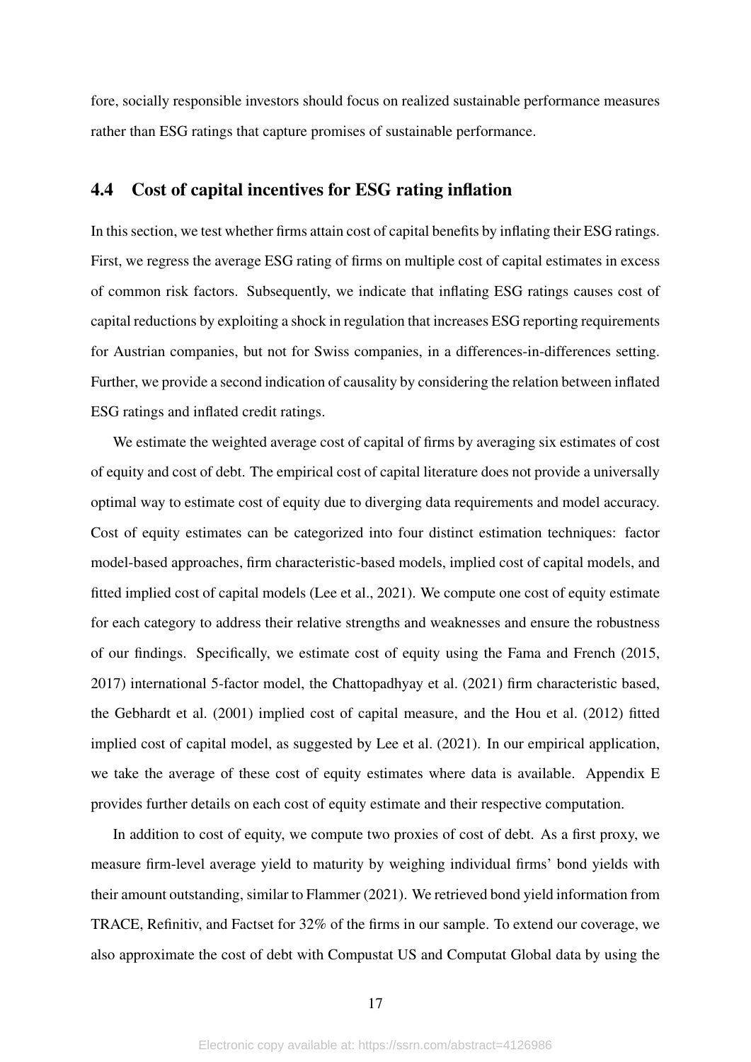fore, socially responsible investors should focus on realized sustainable performance measures rather than ESG ratings that capture promises of sustainable performance.

## 4.4 Cost of capital incentives for ESG rating inflation

In this section, we test whether firms attain cost of capital benefits by inflating their ESG ratings. First, we regress the average ESG rating of firms on multiple cost of capital estimates in excess of common risk factors. Subsequently, we indicate that inflating ESG ratings causes cost of capital reductions by exploiting a shock in regulation that increases ESG reporting requirements for Austrian companies, but not for Swiss companies, in a differences-in-differences setting. Further, we provide a second indication of causality by considering the relation between inflated ESG ratings and inflated credit ratings.

We estimate the weighted average cost of capital of firms by averaging six estimates of cost of equity and cost of debt. The empirical cost of capital literature does not provide a universally optimal way to estimate cost of equity due to diverging data requirements and model accuracy. Cost of equity estimates can be categorized into four distinct estimation techniques: factor model-based approaches, firm characteristic-based models, implied cost of capital models, and fitted implied cost of capital models (Lee et al., 2021). We compute one cost of equity estimate for each category to address their relative strengths and weaknesses and ensure the robustness of our findings. Specifically, we estimate cost of equity using the Fama and French (2015, 2017) international 5-factor model, the Chattopadhyay et al. (2021) firm characteristic based, the Gebhardt et al. (2001) implied cost of capital measure, and the Hou et al. (2012) fitted implied cost of capital model, as suggested by Lee et al. (2021). In our empirical application, we take the average of these cost of equity estimates where data is available. Appendix E provides further details on each cost of equity estimate and their respective computation.

In addition to cost of equity, we compute two proxies of cost of debt. As a first proxy, we measure firm-level average yield to maturity by weighing individual firms' bond yields with their amount outstanding, similar to Flammer (2021). We retrieved bond yield information from TRACE, Refinitiv, and Factset for 32% of the firms in our sample. To extend our coverage, we also approximate the cost of debt with Compustat US and Computat Global data by using the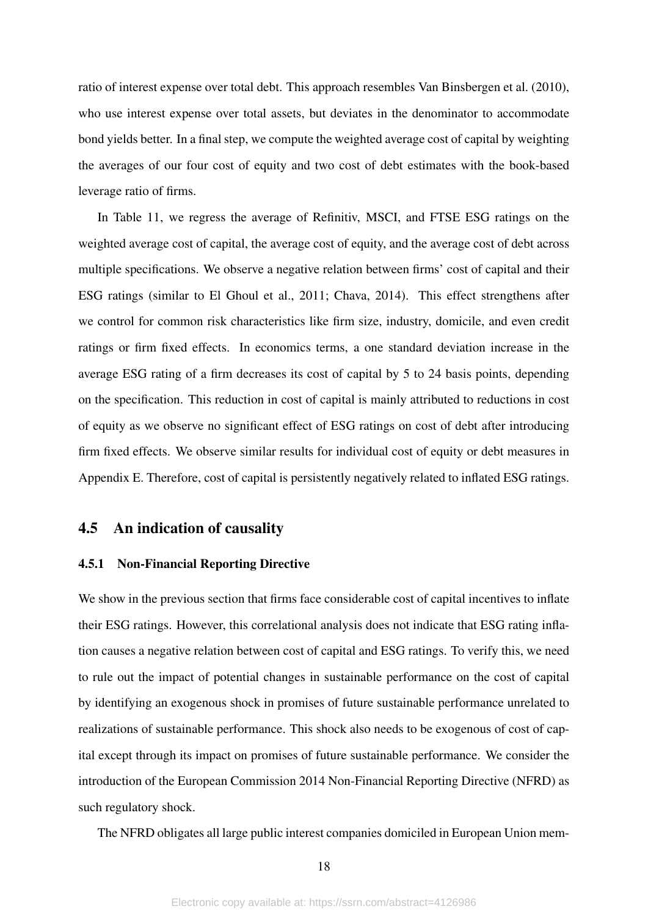ratio of interest expense over total debt. This approach resembles Van Binsbergen et al. (2010), who use interest expense over total assets, but deviates in the denominator to accommodate bond yields better. In a final step, we compute the weighted average cost of capital by weighting the averages of our four cost of equity and two cost of debt estimates with the book-based leverage ratio of firms.

In Table 11, we regress the average of Refinitiv, MSCI, and FTSE ESG ratings on the weighted average cost of capital, the average cost of equity, and the average cost of debt across multiple specifications. We observe a negative relation between firms' cost of capital and their ESG ratings (similar to El Ghoul et al., 2011; Chava, 2014). This effect strengthens after we control for common risk characteristics like firm size, industry, domicile, and even credit ratings or firm fixed effects. In economics terms, a one standard deviation increase in the average ESG rating of a firm decreases its cost of capital by 5 to 24 basis points, depending on the specification. This reduction in cost of capital is mainly attributed to reductions in cost of equity as we observe no significant effect of ESG ratings on cost of debt after introducing firm fixed effects. We observe similar results for individual cost of equity or debt measures in Appendix E. Therefore, cost of capital is persistently negatively related to inflated ESG ratings.

## 4.5 An indication of causality

### 4.5.1 Non-Financial Reporting Directive

We show in the previous section that firms face considerable cost of capital incentives to inflate their ESG ratings. However, this correlational analysis does not indicate that ESG rating inflation causes a negative relation between cost of capital and ESG ratings. To verify this, we need to rule out the impact of potential changes in sustainable performance on the cost of capital by identifying an exogenous shock in promises of future sustainable performance unrelated to realizations of sustainable performance. This shock also needs to be exogenous of cost of capital except through its impact on promises of future sustainable performance. We consider the introduction of the European Commission 2014 Non-Financial Reporting Directive (NFRD) as such regulatory shock.

The NFRD obligates all large public interest companies domiciled in European Union mem-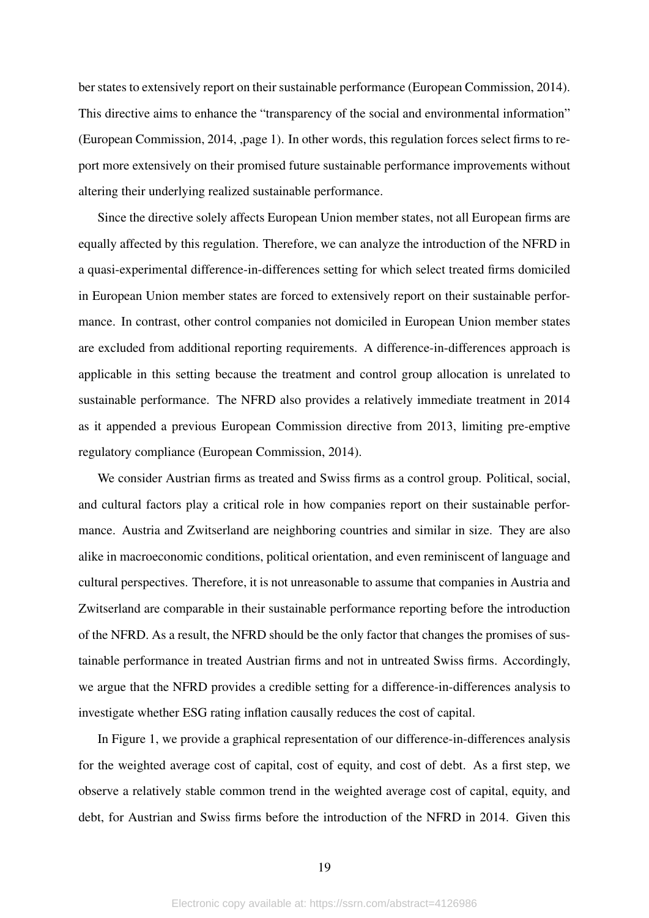ber states to extensively report on their sustainable performance (European Commission, 2014). This directive aims to enhance the "transparency of the social and environmental information" (European Commission, 2014, ,page 1). In other words, this regulation forces select firms to report more extensively on their promised future sustainable performance improvements without altering their underlying realized sustainable performance.

Since the directive solely affects European Union member states, not all European firms are equally affected by this regulation. Therefore, we can analyze the introduction of the NFRD in a quasi-experimental difference-in-differences setting for which select treated firms domiciled in European Union member states are forced to extensively report on their sustainable performance. In contrast, other control companies not domiciled in European Union member states are excluded from additional reporting requirements. A difference-in-differences approach is applicable in this setting because the treatment and control group allocation is unrelated to sustainable performance. The NFRD also provides a relatively immediate treatment in 2014 as it appended a previous European Commission directive from 2013, limiting pre-emptive regulatory compliance (European Commission, 2014).

We consider Austrian firms as treated and Swiss firms as a control group. Political, social, and cultural factors play a critical role in how companies report on their sustainable performance. Austria and Zwitserland are neighboring countries and similar in size. They are also alike in macroeconomic conditions, political orientation, and even reminiscent of language and cultural perspectives. Therefore, it is not unreasonable to assume that companies in Austria and Zwitserland are comparable in their sustainable performance reporting before the introduction of the NFRD. As a result, the NFRD should be the only factor that changes the promises of sustainable performance in treated Austrian firms and not in untreated Swiss firms. Accordingly, we argue that the NFRD provides a credible setting for a difference-in-differences analysis to investigate whether ESG rating inflation causally reduces the cost of capital.

In Figure 1, we provide a graphical representation of our difference-in-differences analysis for the weighted average cost of capital, cost of equity, and cost of debt. As a first step, we observe a relatively stable common trend in the weighted average cost of capital, equity, and debt, for Austrian and Swiss firms before the introduction of the NFRD in 2014. Given this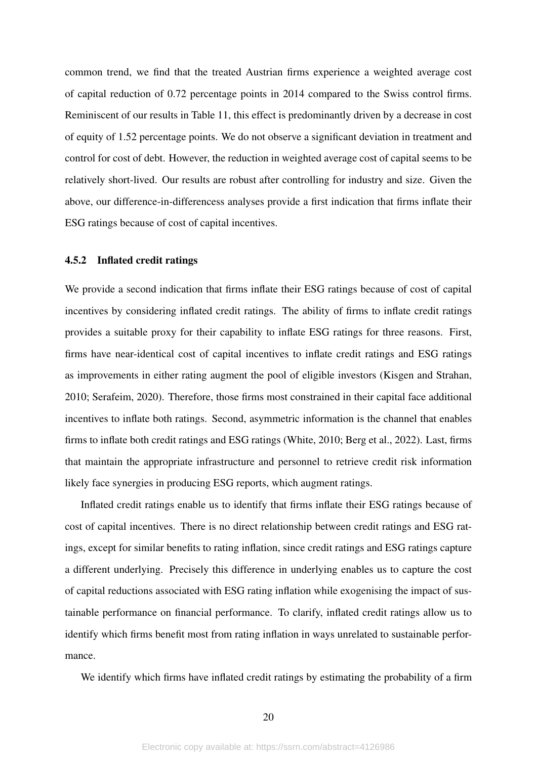common trend, we find that the treated Austrian firms experience a weighted average cost of capital reduction of 0.72 percentage points in 2014 compared to the Swiss control firms. Reminiscent of our results in Table 11, this effect is predominantly driven by a decrease in cost of equity of 1.52 percentage points. We do not observe a significant deviation in treatment and control for cost of debt. However, the reduction in weighted average cost of capital seems to be relatively short-lived. Our results are robust after controlling for industry and size. Given the above, our difference-in-differencess analyses provide a first indication that firms inflate their ESG ratings because of cost of capital incentives.

### 4.5.2 Inflated credit ratings

We provide a second indication that firms inflate their ESG ratings because of cost of capital incentives by considering inflated credit ratings. The ability of firms to inflate credit ratings provides a suitable proxy for their capability to inflate ESG ratings for three reasons. First, firms have near-identical cost of capital incentives to inflate credit ratings and ESG ratings as improvements in either rating augment the pool of eligible investors (Kisgen and Strahan, 2010; Serafeim, 2020). Therefore, those firms most constrained in their capital face additional incentives to inflate both ratings. Second, asymmetric information is the channel that enables firms to inflate both credit ratings and ESG ratings (White, 2010; Berg et al., 2022). Last, firms that maintain the appropriate infrastructure and personnel to retrieve credit risk information likely face synergies in producing ESG reports, which augment ratings.

Inflated credit ratings enable us to identify that firms inflate their ESG ratings because of cost of capital incentives. There is no direct relationship between credit ratings and ESG ratings, except for similar benefits to rating inflation, since credit ratings and ESG ratings capture a different underlying. Precisely this difference in underlying enables us to capture the cost of capital reductions associated with ESG rating inflation while exogenising the impact of sustainable performance on financial performance. To clarify, inflated credit ratings allow us to identify which firms benefit most from rating inflation in ways unrelated to sustainable performance.

We identify which firms have inflated credit ratings by estimating the probability of a firm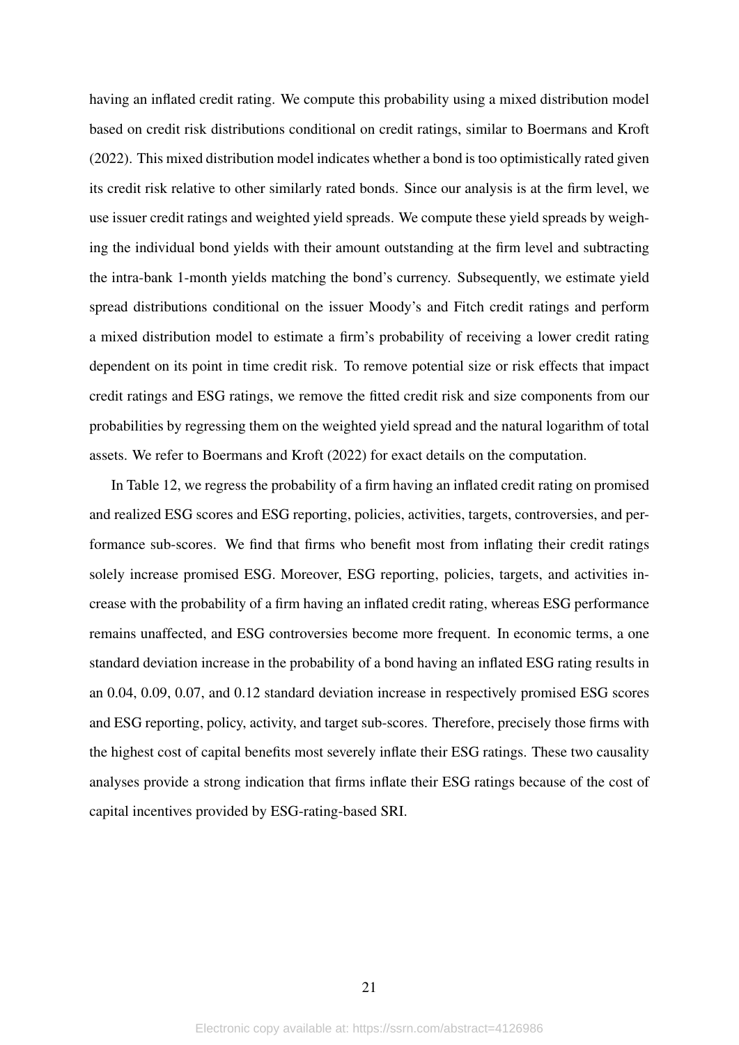having an inflated credit rating. We compute this probability using a mixed distribution model based on credit risk distributions conditional on credit ratings, similar to Boermans and Kroft (2022). This mixed distribution model indicates whether a bond is too optimistically rated given its credit risk relative to other similarly rated bonds. Since our analysis is at the firm level, we use issuer credit ratings and weighted yield spreads. We compute these yield spreads by weighing the individual bond yields with their amount outstanding at the firm level and subtracting the intra-bank 1-month yields matching the bond's currency. Subsequently, we estimate yield spread distributions conditional on the issuer Moody's and Fitch credit ratings and perform a mixed distribution model to estimate a firm's probability of receiving a lower credit rating dependent on its point in time credit risk. To remove potential size or risk effects that impact credit ratings and ESG ratings, we remove the fitted credit risk and size components from our probabilities by regressing them on the weighted yield spread and the natural logarithm of total assets. We refer to Boermans and Kroft (2022) for exact details on the computation.

In Table 12, we regress the probability of a firm having an inflated credit rating on promised and realized ESG scores and ESG reporting, policies, activities, targets, controversies, and performance sub-scores. We find that firms who benefit most from inflating their credit ratings solely increase promised ESG. Moreover, ESG reporting, policies, targets, and activities increase with the probability of a firm having an inflated credit rating, whereas ESG performance remains unaffected, and ESG controversies become more frequent. In economic terms, a one standard deviation increase in the probability of a bond having an inflated ESG rating results in an 0.04, 0.09, 0.07, and 0.12 standard deviation increase in respectively promised ESG scores and ESG reporting, policy, activity, and target sub-scores. Therefore, precisely those firms with the highest cost of capital benefits most severely inflate their ESG ratings. These two causality analyses provide a strong indication that firms inflate their ESG ratings because of the cost of capital incentives provided by ESG-rating-based SRI.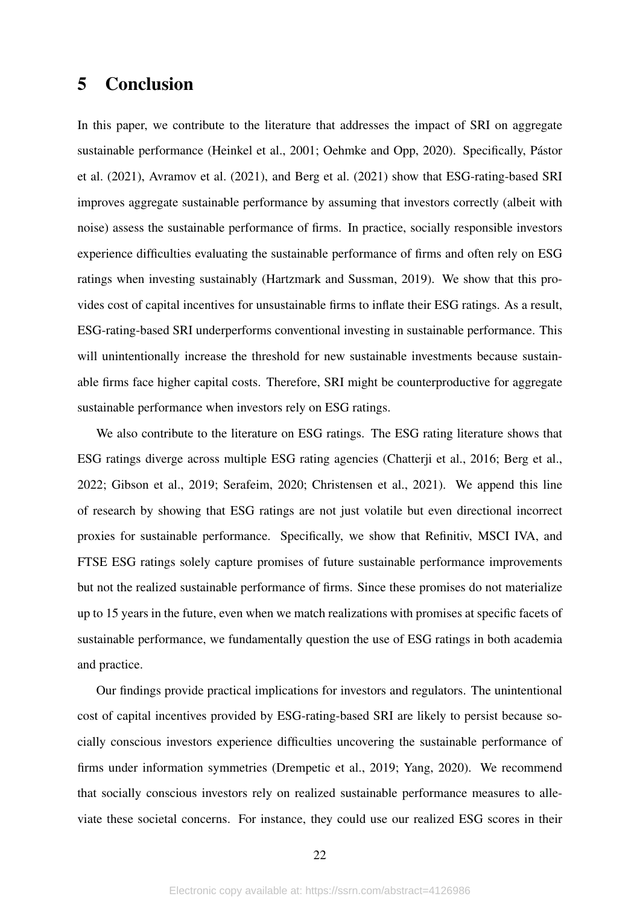# 5 Conclusion

In this paper, we contribute to the literature that addresses the impact of SRI on aggregate sustainable performance (Heinkel et al., 2001; Oehmke and Opp, 2020). Specifically, Pástor et al. (2021), Avramov et al. (2021), and Berg et al. (2021) show that ESG-rating-based SRI improves aggregate sustainable performance by assuming that investors correctly (albeit with noise) assess the sustainable performance of firms. In practice, socially responsible investors experience difficulties evaluating the sustainable performance of firms and often rely on ESG ratings when investing sustainably (Hartzmark and Sussman, 2019). We show that this provides cost of capital incentives for unsustainable firms to inflate their ESG ratings. As a result, ESG-rating-based SRI underperforms conventional investing in sustainable performance. This will unintentionally increase the threshold for new sustainable investments because sustainable firms face higher capital costs. Therefore, SRI might be counterproductive for aggregate sustainable performance when investors rely on ESG ratings.

We also contribute to the literature on ESG ratings. The ESG rating literature shows that ESG ratings diverge across multiple ESG rating agencies (Chatterji et al., 2016; Berg et al., 2022; Gibson et al., 2019; Serafeim, 2020; Christensen et al., 2021). We append this line of research by showing that ESG ratings are not just volatile but even directional incorrect proxies for sustainable performance. Specifically, we show that Refinitiv, MSCI IVA, and FTSE ESG ratings solely capture promises of future sustainable performance improvements but not the realized sustainable performance of firms. Since these promises do not materialize up to 15 years in the future, even when we match realizations with promises at specific facets of sustainable performance, we fundamentally question the use of ESG ratings in both academia and practice.

Our findings provide practical implications for investors and regulators. The unintentional cost of capital incentives provided by ESG-rating-based SRI are likely to persist because socially conscious investors experience difficulties uncovering the sustainable performance of firms under information symmetries (Drempetic et al., 2019; Yang, 2020). We recommend that socially conscious investors rely on realized sustainable performance measures to alleviate these societal concerns. For instance, they could use our realized ESG scores in their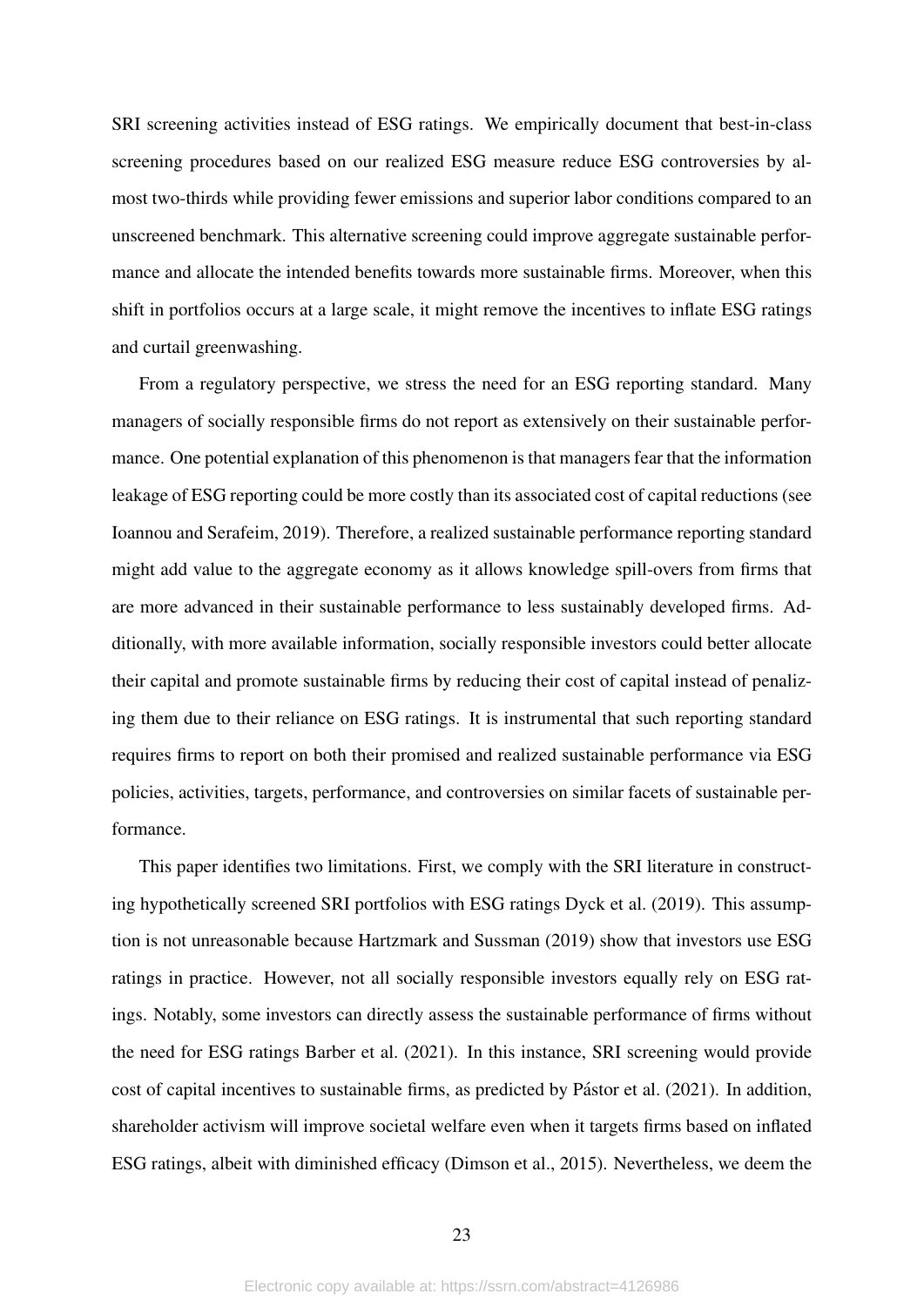SRI screening activities instead of ESG ratings. We empirically document that best-in-class screening procedures based on our realized ESG measure reduce ESG controversies by almost two-thirds while providing fewer emissions and superior labor conditions compared to an unscreened benchmark. This alternative screening could improve aggregate sustainable performance and allocate the intended benefits towards more sustainable firms. Moreover, when this shift in portfolios occurs at a large scale, it might remove the incentives to inflate ESG ratings and curtail greenwashing.

From a regulatory perspective, we stress the need for an ESG reporting standard. Many managers of socially responsible firms do not report as extensively on their sustainable performance. One potential explanation of this phenomenon is that managers fear that the information leakage of ESG reporting could be more costly than its associated cost of capital reductions (see Ioannou and Serafeim, 2019). Therefore, a realized sustainable performance reporting standard might add value to the aggregate economy as it allows knowledge spill-overs from firms that are more advanced in their sustainable performance to less sustainably developed firms. Additionally, with more available information, socially responsible investors could better allocate their capital and promote sustainable firms by reducing their cost of capital instead of penalizing them due to their reliance on ESG ratings. It is instrumental that such reporting standard requires firms to report on both their promised and realized sustainable performance via ESG policies, activities, targets, performance, and controversies on similar facets of sustainable performance.

This paper identifies two limitations. First, we comply with the SRI literature in constructing hypothetically screened SRI portfolios with ESG ratings Dyck et al. (2019). This assumption is not unreasonable because Hartzmark and Sussman (2019) show that investors use ESG ratings in practice. However, not all socially responsible investors equally rely on ESG ratings. Notably, some investors can directly assess the sustainable performance of firms without the need for ESG ratings Barber et al. (2021). In this instance, SRI screening would provide cost of capital incentives to sustainable firms, as predicted by Pástor et al. (2021). In addition, shareholder activism will improve societal welfare even when it targets firms based on inflated ESG ratings, albeit with diminished efficacy (Dimson et al., 2015). Nevertheless, we deem the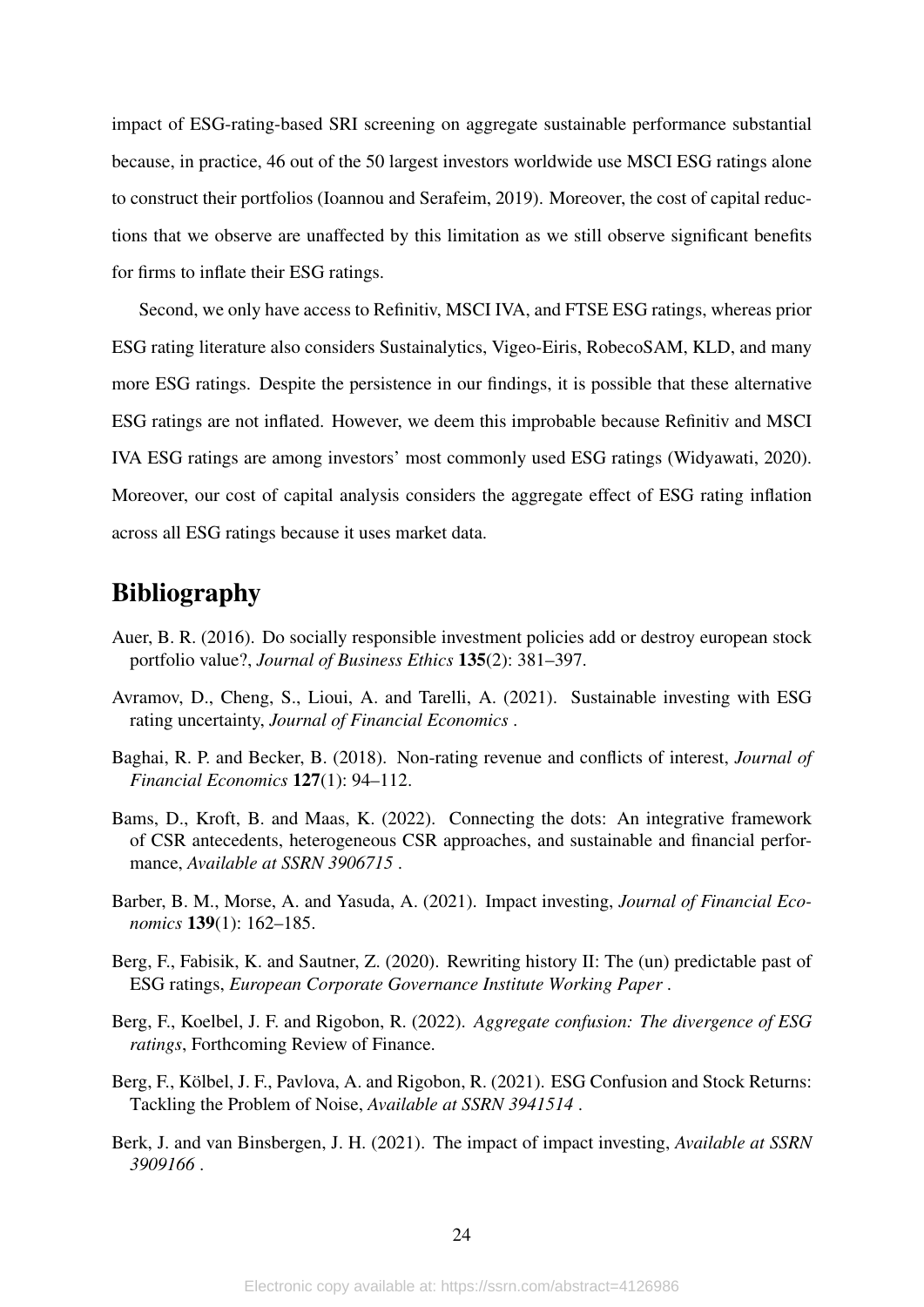impact of ESG-rating-based SRI screening on aggregate sustainable performance substantial because, in practice, 46 out of the 50 largest investors worldwide use MSCI ESG ratings alone to construct their portfolios (Ioannou and Serafeim, 2019). Moreover, the cost of capital reductions that we observe are unaffected by this limitation as we still observe significant benefits for firms to inflate their ESG ratings.

Second, we only have access to Refinitiv, MSCI IVA, and FTSE ESG ratings, whereas prior ESG rating literature also considers Sustainalytics, Vigeo-Eiris, RobecoSAM, KLD, and many more ESG ratings. Despite the persistence in our findings, it is possible that these alternative ESG ratings are not inflated. However, we deem this improbable because Refinitiv and MSCI IVA ESG ratings are among investors' most commonly used ESG ratings (Widyawati, 2020). Moreover, our cost of capital analysis considers the aggregate effect of ESG rating inflation across all ESG ratings because it uses market data.

# Bibliography

Auer, B. R. (2016). Do socially responsible investment policies add or destroy european stock portfolio value?, *Journal of Business Ethics* **135**(2): 381–397.

Avramov, D., Cheng, S., Lioui, A. and Tarelli, A. (2021). Sustainable investing with ESG rating uncertainty, *Journal of Financial Economics* .

Baghai, R. P. and Becker, B. (2018). Non-rating revenue and conflicts of interest, *Journal of Financial Economics* **127**(1): 94–112.

Bams, D., Kroft, B. and Maas, K. (2022). Connecting the dots: An integrative framework of CSR antecedents, heterogeneous CSR approaches, and sustainable and financial performance, *Available at SSRN 3906715* .

Barber, B. M., Morse, A. and Yasuda, A. (2021). Impact investing, *Journal of Financial Economics* **139**(1): 162–185.

Berg, F., Fabisik, K. and Sautner, Z. (2020). Rewriting history II: The (un) predictable past of ESG ratings, *European Corporate Governance Institute Working Paper* .

Berg, F., Koelbel, J. F. and Rigobon, R. (2022). *Aggregate confusion: The divergence of ESG ratings*, Forthcoming Review of Finance.

Berg, F., Kölbel, J. F., Pavlova, A. and Rigobon, R. (2021). ESG Confusion and Stock Returns: Tackling the Problem of Noise, *Available at SSRN 3941514* .

Berk, J. and van Binsbergen, J. H. (2021). The impact of impact investing, *Available at SSRN 3909166* .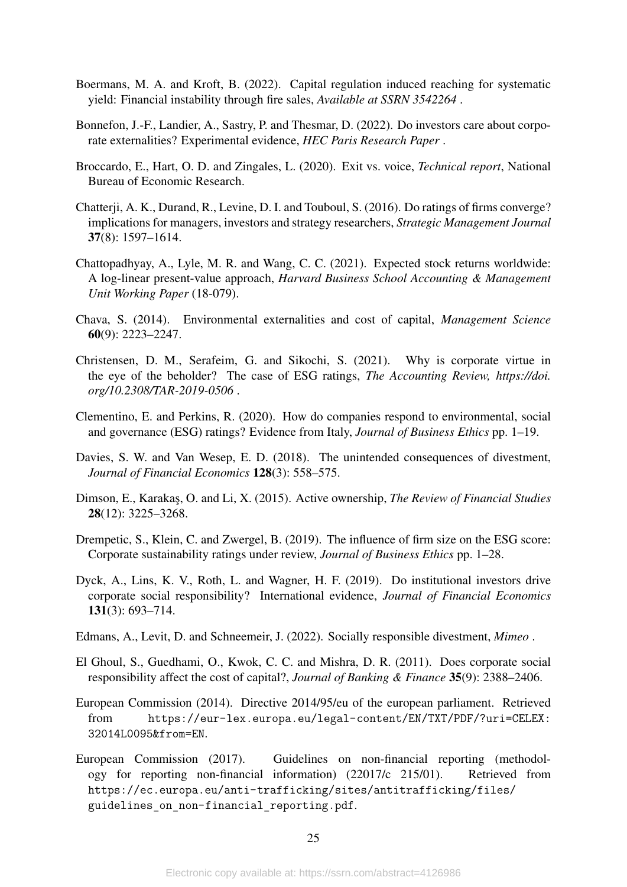Boermans, M. A. and Kroft, B. (2022). Capital regulation induced reaching for systematic yield: Financial instability through fire sales, *Available at SSRN 3542264* .

Bonnefon, J.-F., Landier, A., Sastry, P. and Thesmar, D. (2022). Do investors care about corporate externalities? Experimental evidence, *HEC Paris Research Paper* .

Broccardo, E., Hart, O. D. and Zingales, L. (2020). Exit vs. voice, *Technical report*, National Bureau of Economic Research.

Chatterji, A. K., Durand, R., Levine, D. I. and Touboul, S. (2016). Do ratings of firms converge? implications for managers, investors and strategy researchers, *Strategic Management Journal* **37**(8): 1597–1614.

Chattopadhyay, A., Lyle, M. R. and Wang, C. C. (2021). Expected stock returns worldwide: A log-linear present-value approach, *Harvard Business School Accounting & Management Unit Working Paper* (18-079).

Chava, S. (2014). Environmental externalities and cost of capital, *Management Science* **60**(9): 2223–2247.

Christensen, D. M., Serafeim, G. and Sikochi, S. (2021). Why is corporate virtue in the eye of the beholder? The case of ESG ratings, *The Accounting Review, https://doi.org/10.2308/TAR-2019-0506* .

Clementino, E. and Perkins, R. (2020). How do companies respond to environmental, social and governance (ESG) ratings? Evidence from Italy, *Journal of Business Ethics* pp. 1–19.

Davies, S. W. and Van Wesep, E. D. (2018). The unintended consequences of divestment, *Journal of Financial Economics* **128**(3): 558–575.

Dimson, E., Karakaş, O. and Li, X. (2015). Active ownership, *The Review of Financial Studies* **28**(12): 3225–3268.

Drempetic, S., Klein, C. and Zwergel, B. (2019). The influence of firm size on the ESG score: Corporate sustainability ratings under review, *Journal of Business Ethics* pp. 1–28.

Dyck, A., Lins, K. V., Roth, L. and Wagner, H. F. (2019). Do institutional investors drive corporate social responsibility? International evidence, *Journal of Financial Economics* **131**(3): 693–714.

Edmans, A., Levit, D. and Schneemeir, J. (2022). Socially responsible divestment, *Mimeo* .

El Ghoul, S., Guedhami, O., Kwok, C. C. and Mishra, D. R. (2011). Does corporate social responsibility affect the cost of capital?, *Journal of Banking & Finance* **35**(9): 2388–2406.

European Commission (2014). Directive 2014/95/eu of the european parliament. Retrieved from `https://eur-lex.europa.eu/legal-content/EN/TXT/PDF/?uri=CELEX:32014L0095&from=EN`.

European Commission (2017). Guidelines on non-financial reporting (methodology for reporting non-financial information) (22017/c 215/01). Retrieved from `https://ec.europa.eu/anti-trafficking/sites/antitrafficking/files/guidelines_on_non-financial_reporting.pdf`.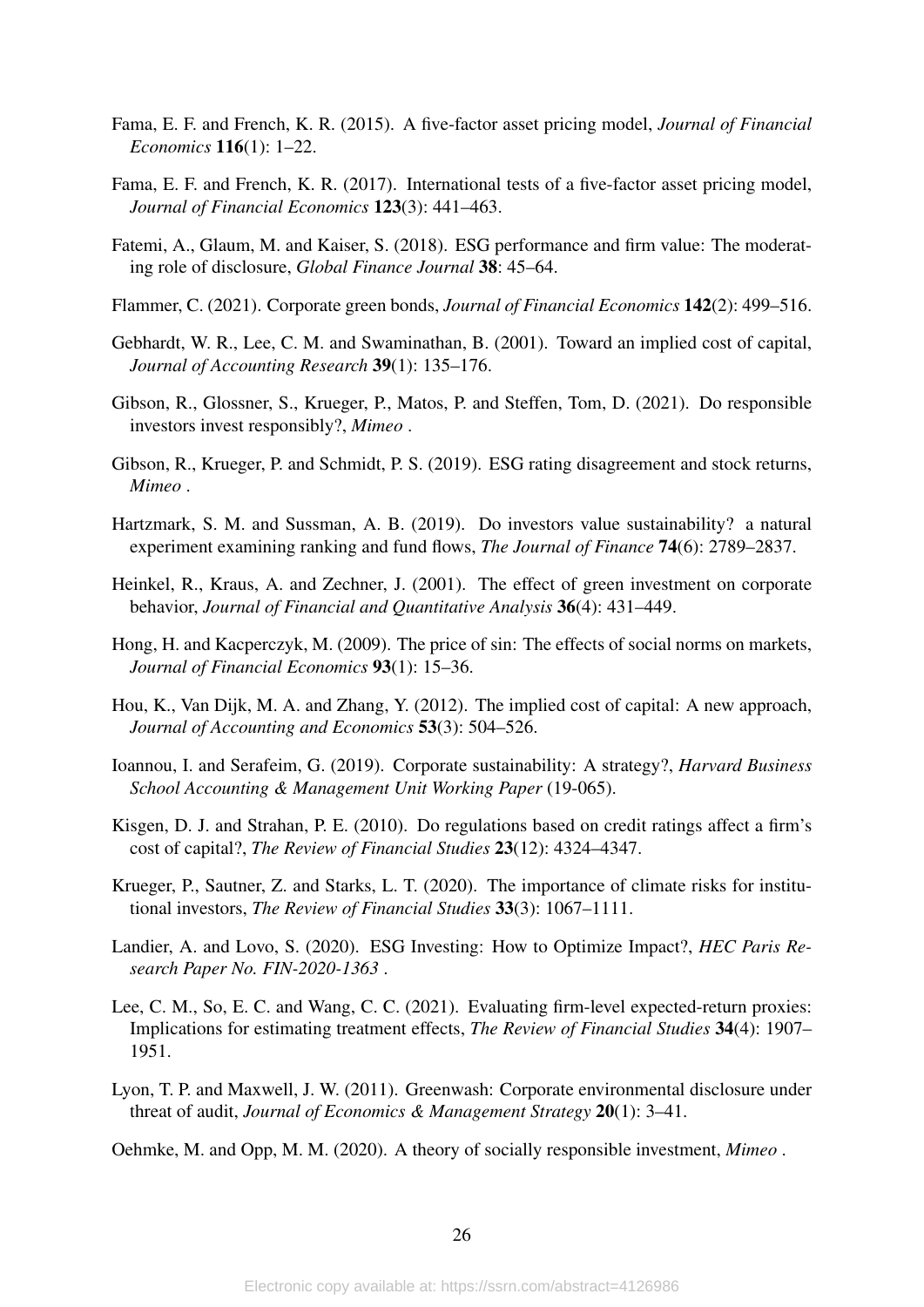Fama, E. F. and French, K. R. (2015). A five-factor asset pricing model, *Journal of Financial Economics* **116**(1): 1–22.

Fama, E. F. and French, K. R. (2017). International tests of a five-factor asset pricing model, *Journal of Financial Economics* **123**(3): 441–463.

Fatemi, A., Glaum, M. and Kaiser, S. (2018). ESG performance and firm value: The moderating role of disclosure, *Global Finance Journal* **38**: 45–64.

Flammer, C. (2021). Corporate green bonds, *Journal of Financial Economics* **142**(2): 499–516.

Gebhardt, W. R., Lee, C. M. and Swaminathan, B. (2001). Toward an implied cost of capital, *Journal of Accounting Research* **39**(1): 135–176.

Gibson, R., Glossner, S., Krueger, P., Matos, P. and Steffen, Tom, D. (2021). Do responsible investors invest responsibly?, *Mimeo* .

Gibson, R., Krueger, P. and Schmidt, P. S. (2019). ESG rating disagreement and stock returns, *Mimeo* .

Hartzmark, S. M. and Sussman, A. B. (2019). Do investors value sustainability? a natural experiment examining ranking and fund flows, *The Journal of Finance* **74**(6): 2789–2837.

Heinkel, R., Kraus, A. and Zechner, J. (2001). The effect of green investment on corporate behavior, *Journal of Financial and Quantitative Analysis* **36**(4): 431–449.

Hong, H. and Kacperczyk, M. (2009). The price of sin: The effects of social norms on markets, *Journal of Financial Economics* **93**(1): 15–36.

Hou, K., Van Dijk, M. A. and Zhang, Y. (2012). The implied cost of capital: A new approach, *Journal of Accounting and Economics* **53**(3): 504–526.

Ioannou, I. and Serafeim, G. (2019). Corporate sustainability: A strategy?, *Harvard Business School Accounting & Management Unit Working Paper* (19-065).

Kisgen, D. J. and Strahan, P. E. (2010). Do regulations based on credit ratings affect a firm's cost of capital?, *The Review of Financial Studies* **23**(12): 4324–4347.

Krueger, P., Sautner, Z. and Starks, L. T. (2020). The importance of climate risks for institutional investors, *The Review of Financial Studies* **33**(3): 1067–1111.

Landier, A. and Lovo, S. (2020). ESG Investing: How to Optimize Impact?, *HEC Paris Research Paper No. FIN-2020-1363* .

Lee, C. M., So, E. C. and Wang, C. C. (2021). Evaluating firm-level expected-return proxies: Implications for estimating treatment effects, *The Review of Financial Studies* **34**(4): 1907–1951.

Lyon, T. P. and Maxwell, J. W. (2011). Greenwash: Corporate environmental disclosure under threat of audit, *Journal of Economics & Management Strategy* **20**(1): 3–41.

Oehmke, M. and Opp, M. M. (2020). A theory of socially responsible investment, *Mimeo* .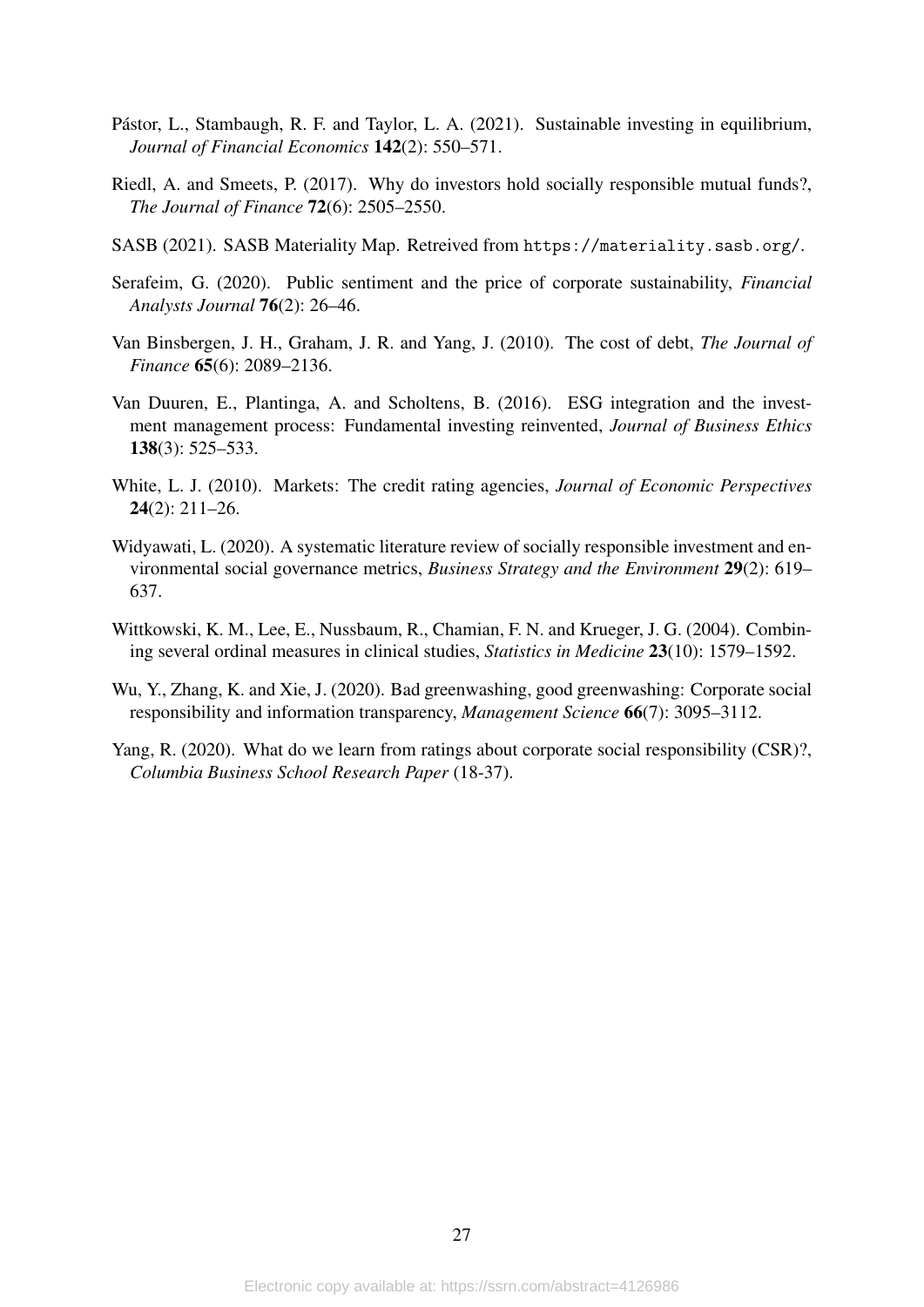Pástor, L., Stambaugh, R. F. and Taylor, L. A. (2021). Sustainable investing in equilibrium, *Journal of Financial Economics* **142**(2): 550–571.

Riedl, A. and Smeets, P. (2017). Why do investors hold socially responsible mutual funds?, *The Journal of Finance* **72**(6): 2505–2550.

SASB (2021). SASB Materiality Map. Retreived from `https://materiality.sasb.org/`.

Serafeim, G. (2020). Public sentiment and the price of corporate sustainability, *Financial Analysts Journal* **76**(2): 26–46.

Van Binsbergen, J. H., Graham, J. R. and Yang, J. (2010). The cost of debt, *The Journal of Finance* **65**(6): 2089–2136.

Van Duuren, E., Plantinga, A. and Scholtens, B. (2016). ESG integration and the investment management process: Fundamental investing reinvented, *Journal of Business Ethics* **138**(3): 525–533.

White, L. J. (2010). Markets: The credit rating agencies, *Journal of Economic Perspectives* **24**(2): 211–26.

Widyawati, L. (2020). A systematic literature review of socially responsible investment and environmental social governance metrics, *Business Strategy and the Environment* **29**(2): 619–637.

Wittkowski, K. M., Lee, E., Nussbaum, R., Chamian, F. N. and Krueger, J. G. (2004). Combining several ordinal measures in clinical studies, *Statistics in Medicine* **23**(10): 1579–1592.

Wu, Y., Zhang, K. and Xie, J. (2020). Bad greenwashing, good greenwashing: Corporate social responsibility and information transparency, *Management Science* **66**(7): 3095–3112.

Yang, R. (2020). What do we learn from ratings about corporate social responsibility (CSR)?, *Columbia Business School Research Paper* (18-37).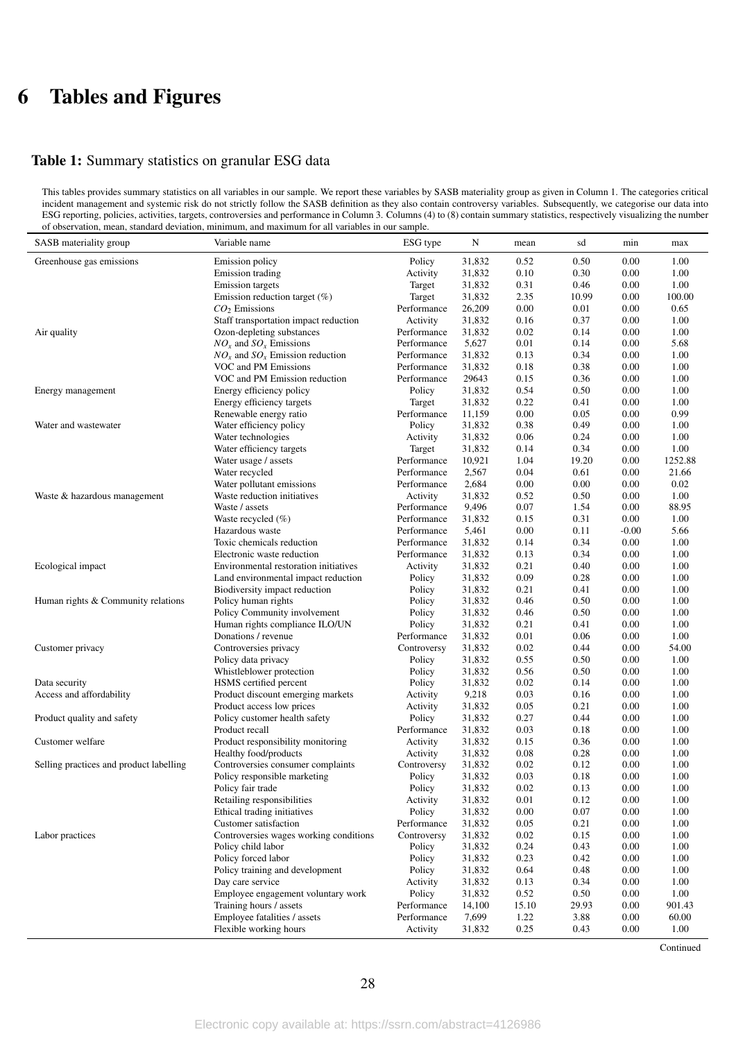# 6 Tables and Figures

**Table 1:** Summary statistics on granular ESG data

This tables provides summary statistics on all variables in our sample. We report these variables by SASB materiality group as given in Column 1. The categories critical incident management and systemic risk do not strictly follow the SASB definition as they also contain controversy variables. Subsequently, we categorise our data into ESG reporting, policies, activities, targets, controversies and performance in Column 3. Columns (4) to (8) contain summary statistics, respectively visualizing the number of observation, mean, standard deviation, minimum, and maximum for all variables in our sample.

| SASB materiality group | Variable name | ESG type | N | mean | sd | min | max |
|---|---|---|---|---|---|---|---|
| Greenhouse gas emissions | Emission policy | Policy | 31,832 | 0.52 | 0.50 | 0.00 | 1.00 |
| | Emission trading | Activity | 31,832 | 0.10 | 0.30 | 0.00 | 1.00 |
| | Emission targets | Target | 31,832 | 0.31 | 0.46 | 0.00 | 1.00 |
| | Emission reduction target (%) | Target | 31,832 | 2.35 | 10.99 | 0.00 | 100.00 |
| | $CO_2$ Emissions | Performance | 26,209 | 0.00 | 0.01 | 0.00 | 0.65 |
| | Staff transportation impact reduction | Activity | 31,832 | 0.16 | 0.37 | 0.00 | 1.00 |
| Air quality | Ozon-depleting substances | Performance | 31,832 | 0.02 | 0.14 | 0.00 | 1.00 |
| | $NO_x$ and $SO_x$ Emissions | Performance | 5,627 | 0.01 | 0.14 | 0.00 | 5.68 |
| | $NO_x$ and $SO_x$ Emission reduction | Performance | 31,832 | 0.13 | 0.34 | 0.00 | 1.00 |
| | VOC and PM Emissions | Performance | 31,832 | 0.18 | 0.38 | 0.00 | 1.00 |
| | VOC and PM Emission reduction | Performance | 29643 | 0.15 | 0.36 | 0.00 | 1.00 |
| Energy management | Energy efficiency policy | Policy | 31,832 | 0.54 | 0.50 | 0.00 | 1.00 |
| | Energy efficiency targets | Target | 31,832 | 0.22 | 0.41 | 0.00 | 1.00 |
| | Renewable energy ratio | Performance | 11,159 | 0.00 | 0.05 | 0.00 | 0.99 |
| Water and wastewater | Water efficiency policy | Policy | 31,832 | 0.38 | 0.49 | 0.00 | 1.00 |
| | Water technologies | Activity | 31,832 | 0.06 | 0.24 | 0.00 | 1.00 |
| | Water efficiency targets | Target | 31,832 | 0.14 | 0.34 | 0.00 | 1.00 |
| | Water usage / assets | Performance | 10,921 | 1.04 | 19.20 | 0.00 | 1252.88 |
| | Water recycled | Performance | 2,567 | 0.04 | 0.61 | 0.00 | 21.66 |
| | Water pollutant emissions | Performance | 2,684 | 0.00 | 0.00 | 0.00 | 0.02 |
| Waste & hazardous management | Waste reduction initiatives | Activity | 31,832 | 0.52 | 0.50 | 0.00 | 1.00 |
| | Waste / assets | Performance | 9,496 | 0.07 | 1.54 | 0.00 | 88.95 |
| | Waste recycled (%) | Performance | 31,832 | 0.15 | 0.31 | 0.00 | 1.00 |
| | Hazardous waste | Performance | 5,461 | 0.00 | 0.11 | -0.00 | 5.66 |
| | Toxic chemicals reduction | Performance | 31,832 | 0.14 | 0.34 | 0.00 | 1.00 |
| | Electronic waste reduction | Performance | 31,832 | 0.13 | 0.34 | 0.00 | 1.00 |
| Ecological impact | Environmental restoration initiatives | Activity | 31,832 | 0.21 | 0.40 | 0.00 | 1.00 |
| | Land environmental impact reduction | Policy | 31,832 | 0.09 | 0.28 | 0.00 | 1.00 |
| | Biodiversity impact reduction | Policy | 31,832 | 0.21 | 0.41 | 0.00 | 1.00 |
| Human rights & Community relations | Policy human rights | Policy | 31,832 | 0.46 | 0.50 | 0.00 | 1.00 |
| | Policy Community involvement | Policy | 31,832 | 0.46 | 0.50 | 0.00 | 1.00 |
| | Human rights compliance ILO/UN | Policy | 31,832 | 0.21 | 0.41 | 0.00 | 1.00 |
| | Donations / revenue | Performance | 31,832 | 0.01 | 0.06 | 0.00 | 1.00 |
| Customer privacy | Controversies privacy | Controversy | 31,832 | 0.02 | 0.44 | 0.00 | 54.00 |
| | Policy data privacy | Policy | 31,832 | 0.55 | 0.50 | 0.00 | 1.00 |
| | Whistleblower protection | Policy | 31,832 | 0.56 | 0.50 | 0.00 | 1.00 |
| Data security | HSMS certified percent | Policy | 31,832 | 0.02 | 0.14 | 0.00 | 1.00 |
| Access and affordability | Product discount emerging markets | Activity | 9,218 | 0.03 | 0.16 | 0.00 | 1.00 |
| | Product access low prices | Activity | 31,832 | 0.05 | 0.21 | 0.00 | 1.00 |
| Product quality and safety | Policy customer health safety | Policy | 31,832 | 0.27 | 0.44 | 0.00 | 1.00 |
| | Product recall | Performance | 31,832 | 0.03 | 0.18 | 0.00 | 1.00 |
| Customer welfare | Product responsibility monitoring | Activity | 31,832 | 0.15 | 0.36 | 0.00 | 1.00 |
| | Healthy food/products | Activity | 31,832 | 0.08 | 0.28 | 0.00 | 1.00 |
| Selling practices and product labelling | Controversies consumer complaints | Controversy | 31,832 | 0.02 | 0.12 | 0.00 | 1.00 |
| | Policy responsible marketing | Policy | 31,832 | 0.03 | 0.18 | 0.00 | 1.00 |
| | Policy fair trade | Policy | 31,832 | 0.02 | 0.13 | 0.00 | 1.00 |
| | Retailing responsibilities | Activity | 31,832 | 0.01 | 0.12 | 0.00 | 1.00 |
| | Ethical trading initiatives | Policy | 31,832 | 0.00 | 0.07 | 0.00 | 1.00 |
| | Customer satisfaction | Performance | 31,832 | 0.05 | 0.21 | 0.00 | 1.00 |
| Labor practices | Controversies wages working conditions | Controversy | 31,832 | 0.02 | 0.15 | 0.00 | 1.00 |
| | Policy child labor | Policy | 31,832 | 0.24 | 0.43 | 0.00 | 1.00 |
| | Policy forced labor | Policy | 31,832 | 0.23 | 0.42 | 0.00 | 1.00 |
| | Policy training and development | Policy | 31,832 | 0.64 | 0.48 | 0.00 | 1.00 |
| | Day care service | Activity | 31,832 | 0.13 | 0.34 | 0.00 | 1.00 |
| | Employee engagement voluntary work | Policy | 31,832 | 0.52 | 0.50 | 0.00 | 1.00 |
| | Training hours / assets | Performance | 14,100 | 15.10 | 29.93 | 0.00 | 901.43 |
| | Employee fatalities / assets | Performance | 7,699 | 1.22 | 3.88 | 0.00 | 60.00 |
| | Flexible working hours | Activity | 31,832 | 0.25 | 0.43 | 0.00 | 1.00 |

Continued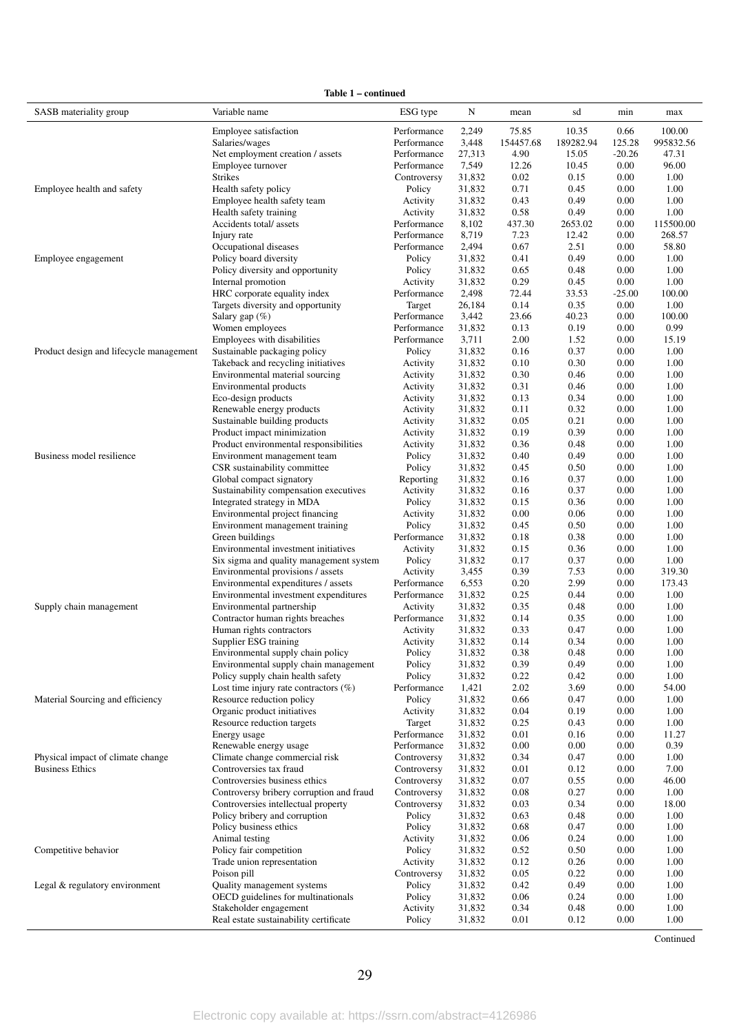**Table 1 – continued**

| SASB materiality group | Variable name | ESG type | N | mean | sd | min | max |
|---|---|---|---|---|---|---|---|
| | Employee satisfaction | Performance | 2,249 | 75.85 | 10.35 | 0.66 | 100.00 |
| | Salaries/wages | Performance | 3,448 | 154457.68 | 189282.94 | 125.28 | 995832.56 |
| | Net employment creation / assets | Performance | 27,313 | 4.90 | 15.05 | -20.26 | 47.31 |
| | Employee turnover | Performance | 7,549 | 12.26 | 10.45 | 0.00 | 96.00 |
| | Strikes | Controversy | 31,832 | 0.02 | 0.15 | 0.00 | 1.00 |
| Employee health and safety | Health safety policy | Policy | 31,832 | 0.71 | 0.45 | 0.00 | 1.00 |
| | Employee health safety team | Activity | 31,832 | 0.43 | 0.49 | 0.00 | 1.00 |
| | Health safety training | Activity | 31,832 | 0.58 | 0.49 | 0.00 | 1.00 |
| | Accidents total/ assets | Performance | 8,102 | 437.30 | 2653.02 | 0.00 | 115500.00 |
| | Injury rate | Performance | 8,719 | 7.23 | 12.42 | 0.00 | 268.57 |
| | Occupational diseases | Performance | 2,494 | 0.67 | 2.51 | 0.00 | 58.80 |
| Employee engagement | Policy board diversity | Policy | 31,832 | 0.41 | 0.49 | 0.00 | 1.00 |
| | Policy diversity and opportunity | Policy | 31,832 | 0.65 | 0.48 | 0.00 | 1.00 |
| | Internal promotion | Activity | 31,832 | 0.29 | 0.45 | 0.00 | 1.00 |
| | HRC corporate equality index | Performance | 2,498 | 72.44 | 33.53 | -25.00 | 100.00 |
| | Targets diversity and opportunity | Target | 26,184 | 0.14 | 0.35 | 0.00 | 1.00 |
| | Salary gap (%) | Performance | 3,442 | 23.66 | 40.23 | 0.00 | 100.00 |
| | Women employees | Performance | 31,832 | 0.13 | 0.19 | 0.00 | 0.99 |
| | Employees with disabilities | Performance | 3,711 | 2.00 | 1.52 | 0.00 | 15.19 |
| Product design and lifecycle management | Sustainable packaging policy | Policy | 31,832 | 0.16 | 0.37 | 0.00 | 1.00 |
| | Takeback and recycling initiatives | Activity | 31,832 | 0.10 | 0.30 | 0.00 | 1.00 |
| | Environmental material sourcing | Activity | 31,832 | 0.30 | 0.46 | 0.00 | 1.00 |
| | Environmental products | Activity | 31,832 | 0.31 | 0.46 | 0.00 | 1.00 |
| | Eco-design products | Activity | 31,832 | 0.13 | 0.34 | 0.00 | 1.00 |
| | Renewable energy products | Activity | 31,832 | 0.11 | 0.32 | 0.00 | 1.00 |
| | Sustainable building products | Activity | 31,832 | 0.05 | 0.21 | 0.00 | 1.00 |
| | Product impact minimization | Activity | 31,832 | 0.19 | 0.39 | 0.00 | 1.00 |
| | Product environmental responsibilities | Activity | 31,832 | 0.36 | 0.48 | 0.00 | 1.00 |
| Business model resilience | Environment management team | Policy | 31,832 | 0.40 | 0.49 | 0.00 | 1.00 |
| | CSR sustainability committee | Policy | 31,832 | 0.45 | 0.50 | 0.00 | 1.00 |
| | Global compact signatory | Reporting | 31,832 | 0.16 | 0.37 | 0.00 | 1.00 |
| | Sustainability compensation executives | Activity | 31,832 | 0.16 | 0.37 | 0.00 | 1.00 |
| | Integrated strategy in MDA | Policy | 31,832 | 0.15 | 0.36 | 0.00 | 1.00 |
| | Environmental project financing | Activity | 31,832 | 0.00 | 0.06 | 0.00 | 1.00 |
| | Environment management training | Policy | 31,832 | 0.45 | 0.50 | 0.00 | 1.00 |
| | Green buildings | Performance | 31,832 | 0.18 | 0.38 | 0.00 | 1.00 |
| | Environmental investment initiatives | Activity | 31,832 | 0.15 | 0.36 | 0.00 | 1.00 |
| | Six sigma and quality management system | Policy | 31,832 | 0.17 | 0.37 | 0.00 | 1.00 |
| | Environmental provisions / assets | Activity | 3,455 | 0.39 | 7.53 | 0.00 | 319.30 |
| | Environmental expenditures / assets | Performance | 6,553 | 0.20 | 2.99 | 0.00 | 173.43 |
| | Environmental investment expenditures | Performance | 31,832 | 0.25 | 0.44 | 0.00 | 1.00 |
| Supply chain management | Environmental partnership | Activity | 31,832 | 0.35 | 0.48 | 0.00 | 1.00 |
| | Contractor human rights breaches | Performance | 31,832 | 0.14 | 0.35 | 0.00 | 1.00 |
| | Human rights contractors | Activity | 31,832 | 0.33 | 0.47 | 0.00 | 1.00 |
| | Supplier ESG training | Activity | 31,832 | 0.14 | 0.34 | 0.00 | 1.00 |
| | Environmental supply chain policy | Policy | 31,832 | 0.38 | 0.48 | 0.00 | 1.00 |
| | Environmental supply chain management | Policy | 31,832 | 0.39 | 0.49 | 0.00 | 1.00 |
| | Policy supply chain health safety | Policy | 31,832 | 0.22 | 0.42 | 0.00 | 1.00 |
| | Lost time injury rate contractors (%) | Performance | 1,421 | 2.02 | 3.69 | 0.00 | 54.00 |
| Material Sourcing and efficiency | Resource reduction policy | Policy | 31,832 | 0.66 | 0.47 | 0.00 | 1.00 |
| | Organic product initiatives | Activity | 31,832 | 0.04 | 0.19 | 0.00 | 1.00 |
| | Resource reduction targets | Target | 31,832 | 0.25 | 0.43 | 0.00 | 1.00 |
| | Energy usage | Performance | 31,832 | 0.01 | 0.16 | 0.00 | 11.27 |
| | Renewable energy usage | Performance | 31,832 | 0.00 | 0.00 | 0.00 | 0.39 |
| Physical impact of climate change | Climate change commercial risk | Controversy | 31,832 | 0.34 | 0.47 | 0.00 | 1.00 |
| Business Ethics | Controversies tax fraud | Controversy | 31,832 | 0.01 | 0.12 | 0.00 | 7.00 |
| | Controversies business ethics | Controversy | 31,832 | 0.07 | 0.55 | 0.00 | 46.00 |
| | Controversy bribery corruption and fraud | Controversy | 31,832 | 0.08 | 0.27 | 0.00 | 1.00 |
| | Controversies intellectual property | Controversy | 31,832 | 0.03 | 0.34 | 0.00 | 18.00 |
| | Policy bribery and corruption | Policy | 31,832 | 0.63 | 0.48 | 0.00 | 1.00 |
| | Policy business ethics | Policy | 31,832 | 0.68 | 0.47 | 0.00 | 1.00 |
| | Animal testing | Activity | 31,832 | 0.06 | 0.24 | 0.00 | 1.00 |
| Competitive behavior | Policy fair competition | Policy | 31,832 | 0.52 | 0.50 | 0.00 | 1.00 |
| | Trade union representation | Activity | 31,832 | 0.12 | 0.26 | 0.00 | 1.00 |
| | Poison pill | Controversy | 31,832 | 0.05 | 0.22 | 0.00 | 1.00 |
| Legal & regulatory environment | Quality management systems | Policy | 31,832 | 0.42 | 0.49 | 0.00 | 1.00 |
| | OECD guidelines for multinationals | Policy | 31,832 | 0.06 | 0.24 | 0.00 | 1.00 |
| | Stakeholder engagement | Activity | 31,832 | 0.34 | 0.48 | 0.00 | 1.00 |
| | Real estate sustainability certificate | Policy | 31,832 | 0.01 | 0.12 | 0.00 | 1.00 |

Continued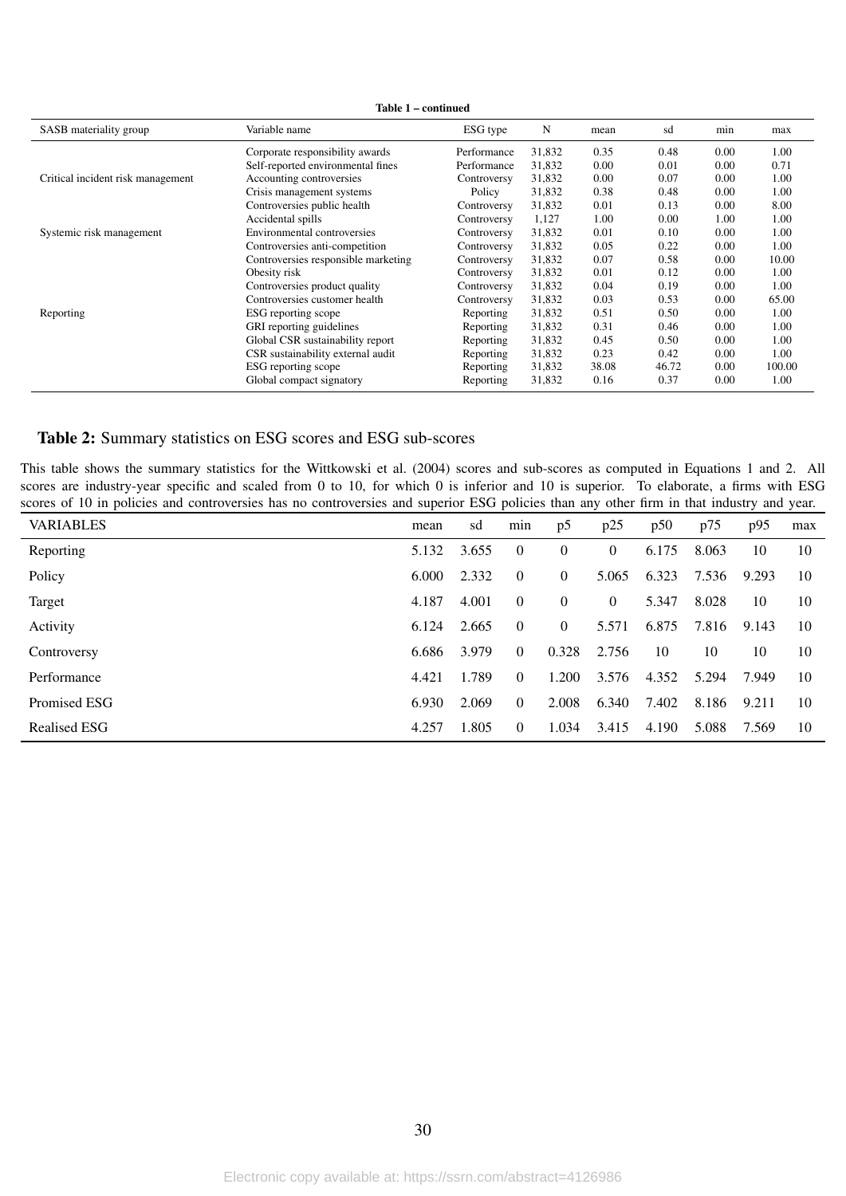**Table 1 – continued**

| SASB materiality group | Variable name | ESG type | N | mean | sd | min | max |
|---|---|---|---|---|---|---|---|
| | Corporate responsibility awards | Performance | 31,832 | 0.35 | 0.48 | 0.00 | 1.00 |
| | Self-reported environmental fines | Performance | 31,832 | 0.00 | 0.01 | 0.00 | 0.71 |
| Critical incident risk management | Accounting controversies | Controversy | 31,832 | 0.00 | 0.07 | 0.00 | 1.00 |
| | Crisis management systems | Policy | 31,832 | 0.38 | 0.48 | 0.00 | 1.00 |
| | Controversies public health | Controversy | 31,832 | 0.01 | 0.13 | 0.00 | 8.00 |
| | Accidental spills | Controversy | 1,127 | 1.00 | 0.00 | 1.00 | 1.00 |
| Systemic risk management | Environmental controversies | Controversy | 31,832 | 0.01 | 0.10 | 0.00 | 1.00 |
| | Controversies anti-competition | Controversy | 31,832 | 0.05 | 0.22 | 0.00 | 1.00 |
| | Controversies responsible marketing | Controversy | 31,832 | 0.07 | 0.58 | 0.00 | 10.00 |
| | Obesity risk | Controversy | 31,832 | 0.01 | 0.12 | 0.00 | 1.00 |
| | Controversies product quality | Controversy | 31,832 | 0.04 | 0.19 | 0.00 | 1.00 |
| | Controversies customer health | Controversy | 31,832 | 0.03 | 0.53 | 0.00 | 65.00 |
| Reporting | ESG reporting scope | Reporting | 31,832 | 0.51 | 0.50 | 0.00 | 1.00 |
| | GRI reporting guidelines | Reporting | 31,832 | 0.31 | 0.46 | 0.00 | 1.00 |
| | Global CSR sustainability report | Reporting | 31,832 | 0.45 | 0.50 | 0.00 | 1.00 |
| | CSR sustainability external audit | Reporting | 31,832 | 0.23 | 0.42 | 0.00 | 1.00 |
| | ESG reporting scope | Reporting | 31,832 | 38.08 | 46.72 | 0.00 | 100.00 |
| | Global compact signatory | Reporting | 31,832 | 0.16 | 0.37 | 0.00 | 1.00 |

**Table 2:** Summary statistics on ESG scores and ESG sub-scores

This table shows the summary statistics for the Wittkowski et al. (2004) scores and sub-scores as computed in Equations 1 and 2. All scores are industry-year specific and scaled from 0 to 10, for which 0 is inferior and 10 is superior. To elaborate, a firms with ESG scores of 10 in policies and controversies has no controversies and superior ESG policies than any other firm in that industry and year.

| VARIABLES | mean | sd | min | p5 | p25 | p50 | p75 | p95 | max |
|---|---|---|---|---|---|---|---|---|---|
| Reporting | 5.132 | 3.655 | 0 | 0 | 0 | 6.175 | 8.063 | 10 | 10 |
| Policy | 6.000 | 2.332 | 0 | 0 | 5.065 | 6.323 | 7.536 | 9.293 | 10 |
| Target | 4.187 | 4.001 | 0 | 0 | 0 | 5.347 | 8.028 | 10 | 10 |
| Activity | 6.124 | 2.665 | 0 | 0 | 5.571 | 6.875 | 7.816 | 9.143 | 10 |
| Controversy | 6.686 | 3.979 | 0 | 0.328 | 2.756 | 10 | 10 | 10 | 10 |
| Performance | 4.421 | 1.789 | 0 | 1.200 | 3.576 | 4.352 | 5.294 | 7.949 | 10 |
| Promised ESG | 6.930 | 2.069 | 0 | 2.008 | 6.340 | 7.402 | 8.186 | 9.211 | 10 |
| Realised ESG | 4.257 | 1.805 | 0 | 1.034 | 3.415 | 4.190 | 5.088 | 7.569 | 10 |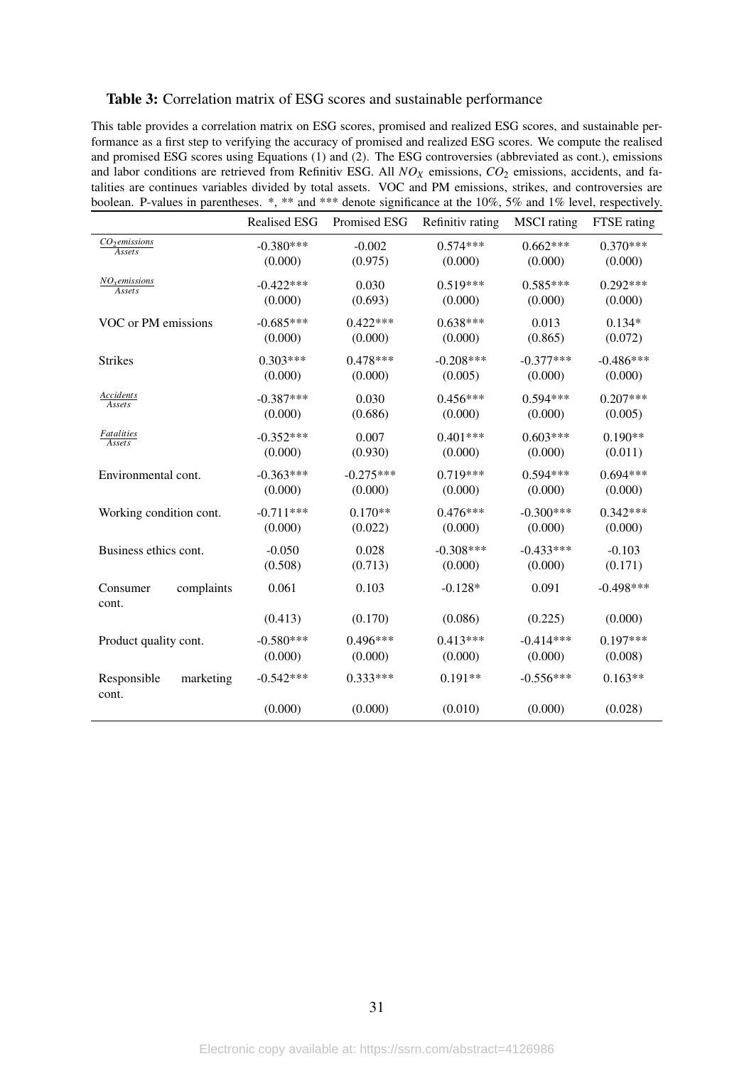**Table 3:** Correlation matrix of ESG scores and sustainable performance

This table provides a correlation matrix on ESG scores, promised and realized ESG scores, and sustainable performance as a first step to verifying the accuracy of promised and realized ESG scores. We compute the realised and promised ESG scores using Equations (1) and (2). The ESG controversies (abbreviated as cont.), emissions and labor conditions are retrieved from Refinitiv ESG. All $NO_X$ emissions, $CO_2$ emissions, accidents, and fatalities are continues variables divided by total assets. VOC and PM emissions, strikes, and controversies are boolean. P-values in parentheses. *, ** and *** denote significance at the 10%, 5% and 1% level, respectively.

| | Realised ESG | Promised ESG | Refinitiv rating | MSCI rating | FTSE rating |
|---|---|---|---|---|---|
| $\frac{CO_2 emissions}{Assets}$ | -0.380*** | -0.002 | 0.574*** | 0.662*** | 0.370*** |
| | (0.000) | (0.975) | (0.000) | (0.000) | (0.000) |
| $\frac{NO_x emissions}{Assets}$ | -0.422*** | 0.030 | 0.519*** | 0.585*** | 0.292*** |
| | (0.000) | (0.693) | (0.000) | (0.000) | (0.000) |
| VOC or PM emissions | -0.685*** | 0.422*** | 0.638*** | 0.013 | 0.134* |
| | (0.000) | (0.000) | (0.000) | (0.865) | (0.072) |
| Strikes | 0.303*** | 0.478*** | -0.208*** | -0.377*** | -0.486*** |
| | (0.000) | (0.000) | (0.005) | (0.000) | (0.000) |
| $\frac{Accidents}{Assets}$ | -0.387*** | 0.030 | 0.456*** | 0.594*** | 0.207*** |
| | (0.000) | (0.686) | (0.000) | (0.000) | (0.005) |
| $\frac{Fatalities}{Assets}$ | -0.352*** | 0.007 | 0.401*** | 0.603*** | 0.190** |
| | (0.000) | (0.930) | (0.000) | (0.000) | (0.011) |
| Environmental cont. | -0.363*** | -0.275*** | 0.719*** | 0.594*** | 0.694*** |
| | (0.000) | (0.000) | (0.000) | (0.000) | (0.000) |
| Working condition cont. | -0.711*** | 0.170** | 0.476*** | -0.300*** | 0.342*** |
| | (0.000) | (0.022) | (0.000) | (0.000) | (0.000) |
| Business ethics cont. | -0.050 | 0.028 | -0.308*** | -0.433*** | -0.103 |
| | (0.508) | (0.713) | (0.000) | (0.000) | (0.171) |
| Consumer complaints cont. | 0.061 | 0.103 | -0.128* | 0.091 | -0.498*** |
| | (0.413) | (0.170) | (0.086) | (0.225) | (0.000) |
| Product quality cont. | -0.580*** | 0.496*** | 0.413*** | -0.414*** | 0.197*** |
| | (0.000) | (0.000) | (0.000) | (0.000) | (0.008) |
| Responsible marketing cont. | -0.542*** | 0.333*** | 0.191** | -0.556*** | 0.163** |
| | (0.000) | (0.000) | (0.010) | (0.000) | (0.028) |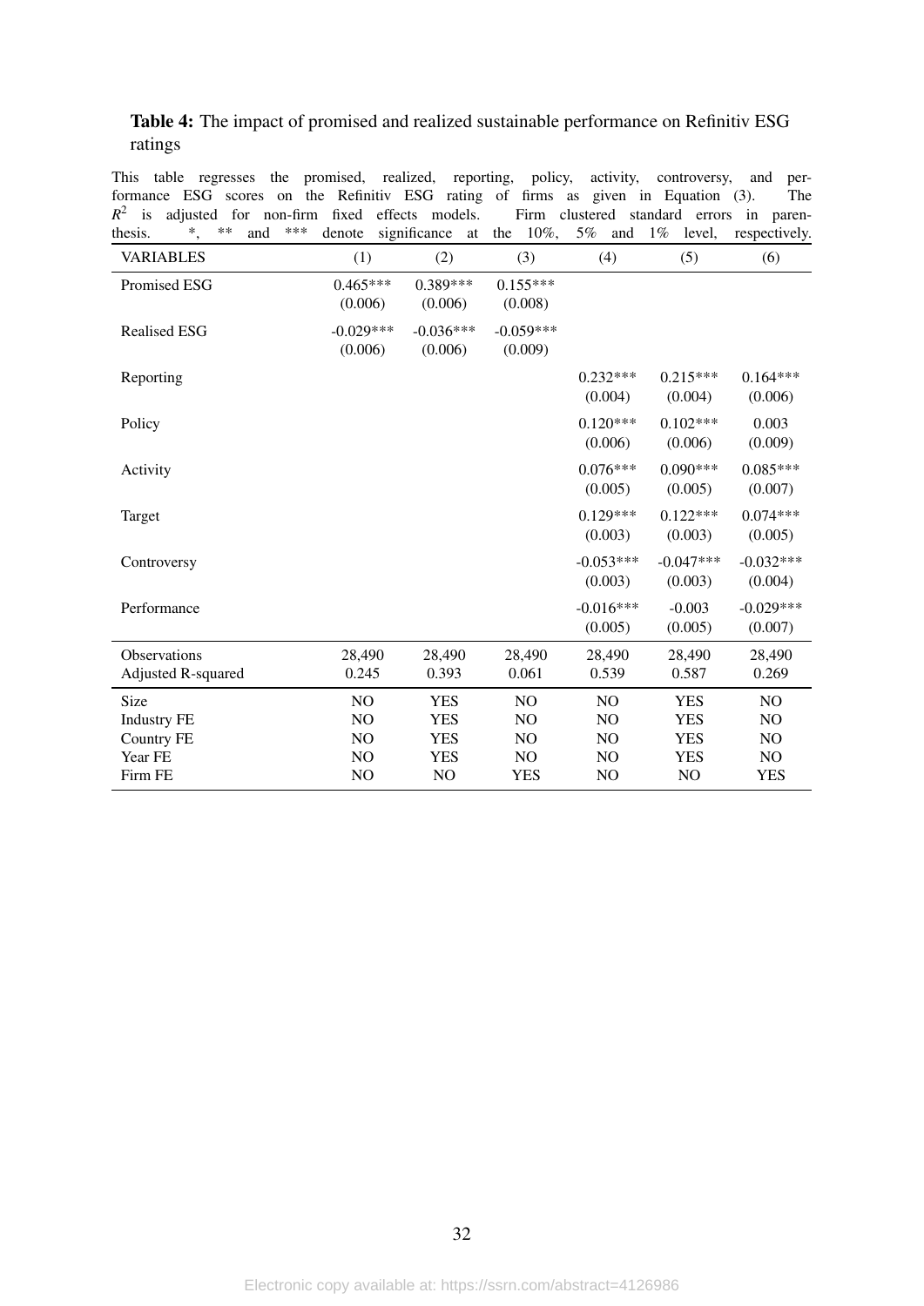**Table 4:** The impact of promised and realized sustainable performance on Refinitiv ESG ratings

This table regresses the promised, realized, reporting, policy, activity, controversy, and performance ESG scores on the Refinitiv ESG rating of firms as given in Equation (3). The $R^2$ is adjusted for non-firm fixed effects models. Firm clustered standard errors in parenthesis. *, ** and *** denote significance at the 10%, 5% and 1% level, respectively.

| VARIABLES | (1) | (2) | (3) | (4) | (5) | (6) |
|---|---|---|---|---|---|---|
| Promised ESG | 0.465*** | 0.389*** | 0.155*** | | | |
| | (0.006) | (0.006) | (0.008) | | | |
| Realised ESG | -0.029*** | -0.036*** | -0.059*** | | | |
| | (0.006) | (0.006) | (0.009) | | | |
| Reporting | | | | 0.232*** | 0.215*** | 0.164*** |
| | | | | (0.004) | (0.004) | (0.006) |
| Policy | | | | 0.120*** | 0.102*** | 0.003 |
| | | | | (0.006) | (0.006) | (0.009) |
| Activity | | | | 0.076*** | 0.090*** | 0.085*** |
| | | | | (0.005) | (0.005) | (0.007) |
| Target | | | | 0.129*** | 0.122*** | 0.074*** |
| | | | | (0.003) | (0.003) | (0.005) |
| Controversy | | | | -0.053*** | -0.047*** | -0.032*** |
| | | | | (0.003) | (0.003) | (0.004) |
| Performance | | | | -0.016*** | -0.003 | -0.029*** |
| | | | | (0.005) | (0.005) | (0.007) |
| Observations | 28,490 | 28,490 | 28,490 | 28,490 | 28,490 | 28,490 |
| Adjusted R-squared | 0.245 | 0.393 | 0.061 | 0.539 | 0.587 | 0.269 |
| Size | NO | YES | NO | NO | YES | NO |
| Industry FE | NO | YES | NO | NO | YES | NO |
| Country FE | NO | YES | NO | NO | YES | NO |
| Year FE | NO | YES | NO | NO | YES | NO |
| Firm FE | NO | NO | YES | NO | NO | YES |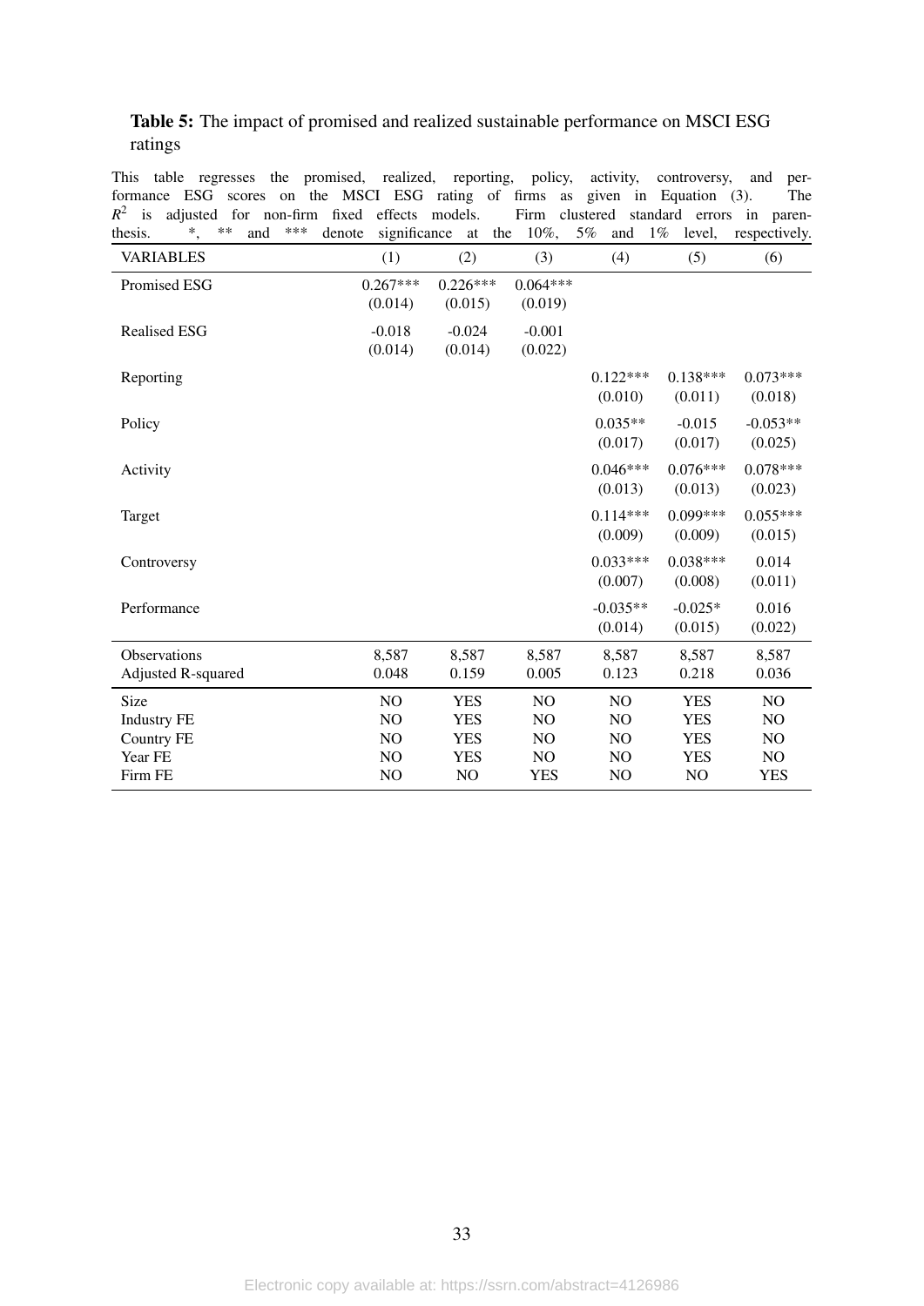**Table 5:** The impact of promised and realized sustainable performance on MSCI ESG ratings

This table regresses the promised, realized, reporting, policy, activity, controversy, and performance ESG scores on the MSCI ESG rating of firms as given in Equation (3). The $R^2$ is adjusted for non-firm fixed effects models. Firm clustered standard errors in parenthesis. *, ** and *** denote significance at the 10%, 5% and 1% level, respectively.

| VARIABLES | (1) | (2) | (3) | (4) | (5) | (6) |
|---|---|---|---|---|---|---|
| Promised ESG | 0.267*** | 0.226*** | 0.064*** | | | |
| | (0.014) | (0.015) | (0.019) | | | |
| Realised ESG | -0.018 | -0.024 | -0.001 | | | |
| | (0.014) | (0.014) | (0.022) | | | |
| Reporting | | | | 0.122*** | 0.138*** | 0.073*** |
| | | | | (0.010) | (0.011) | (0.018) |
| Policy | | | | 0.035** | -0.015 | -0.053** |
| | | | | (0.017) | (0.017) | (0.025) |
| Activity | | | | 0.046*** | 0.076*** | 0.078*** |
| | | | | (0.013) | (0.013) | (0.023) |
| Target | | | | 0.114*** | 0.099*** | 0.055*** |
| | | | | (0.009) | (0.009) | (0.015) |
| Controversy | | | | 0.033*** | 0.038*** | 0.014 |
| | | | | (0.007) | (0.008) | (0.011) |
| Performance | | | | -0.035** | -0.025* | 0.016 |
| | | | | (0.014) | (0.015) | (0.022) |
| Observations | 8,587 | 8,587 | 8,587 | 8,587 | 8,587 | 8,587 |
| Adjusted R-squared | 0.048 | 0.159 | 0.005 | 0.123 | 0.218 | 0.036 |
| Size | NO | YES | NO | NO | YES | NO |
| Industry FE | NO | YES | NO | NO | YES | NO |
| Country FE | NO | YES | NO | NO | YES | NO |
| Year FE | NO | YES | NO | NO | YES | NO |
| Firm FE | NO | NO | YES | NO | NO | YES |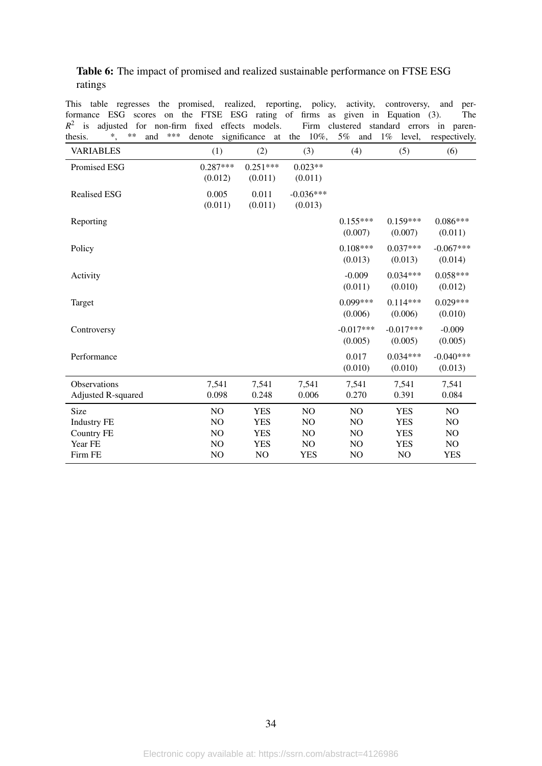**Table 6:** The impact of promised and realized sustainable performance on FTSE ESG ratings

This table regresses the promised, realized, reporting, policy, activity, controversy, and performance ESG scores on the FTSE ESG rating of firms as given in Equation (3). The $R^2$ is adjusted for non-firm fixed effects models. Firm clustered standard errors in parenthesis. *, ** and *** denote significance at the 10%, 5% and 1% level, respectively.

| VARIABLES | (1) | (2) | (3) | (4) | (5) | (6) |
|---|---|---|---|---|---|---|
| Promised ESG | 0.287*** | 0.251*** | 0.023** | | | |
| | (0.012) | (0.011) | (0.011) | | | |
| Realised ESG | 0.005 | 0.011 | -0.036*** | | | |
| | (0.011) | (0.011) | (0.013) | | | |
| Reporting | | | | 0.155*** | 0.159*** | 0.086*** |
| | | | | (0.007) | (0.007) | (0.011) |
| Policy | | | | 0.108*** | 0.037*** | -0.067*** |
| | | | | (0.013) | (0.013) | (0.014) |
| Activity | | | | -0.009 | 0.034*** | 0.058*** |
| | | | | (0.011) | (0.010) | (0.012) |
| Target | | | | 0.099*** | 0.114*** | 0.029*** |
| | | | | (0.006) | (0.006) | (0.010) |
| Controversy | | | | -0.017*** | -0.017*** | -0.009 |
| | | | | (0.005) | (0.005) | (0.005) |
| Performance | | | | 0.017 | 0.034*** | -0.040*** |
| | | | | (0.010) | (0.010) | (0.013) |
| Observations | 7,541 | 7,541 | 7,541 | 7,541 | 7,541 | 7,541 |
| Adjusted R-squared | 0.098 | 0.248 | 0.006 | 0.270 | 0.391 | 0.084 |
| Size | NO | YES | NO | NO | YES | NO |
| Industry FE | NO | YES | NO | NO | YES | NO |
| Country FE | NO | YES | NO | NO | YES | NO |
| Year FE | NO | YES | NO | NO | YES | NO |
| Firm FE | NO | NO | YES | NO | NO | YES |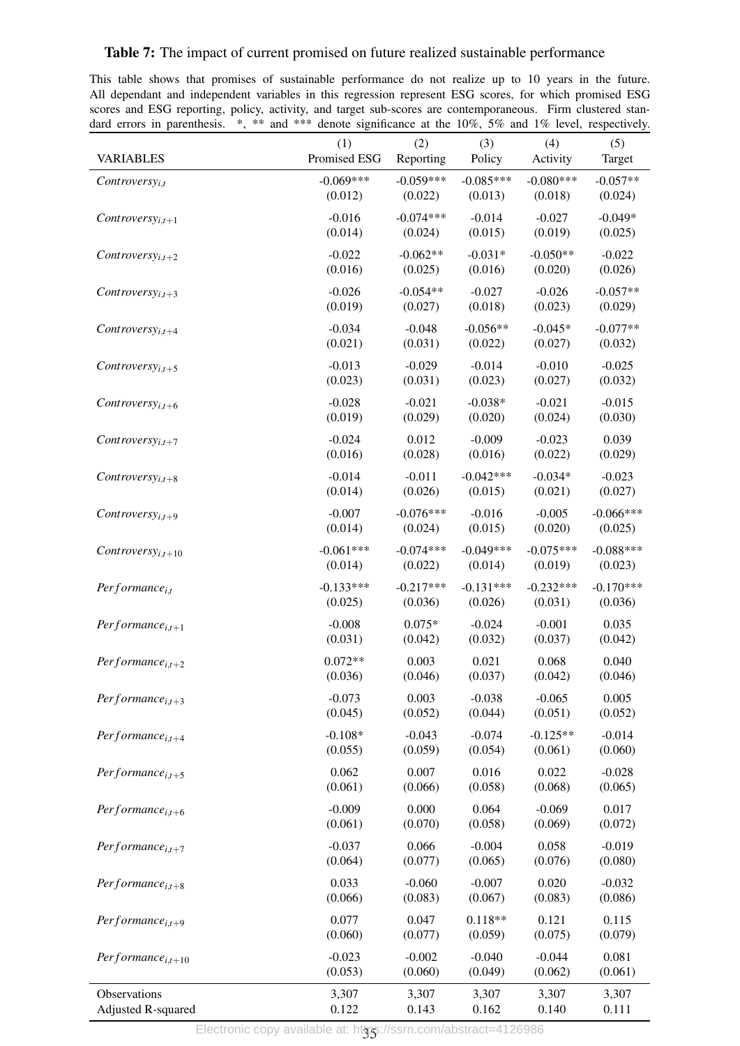**Table 7:** The impact of current promised on future realized sustainable performance

This table shows that promises of sustainable performance do not realize up to 10 years in the future. All dependant and independent variables in this regression represent ESG scores, for which promised ESG scores and ESG reporting, policy, activity, and target sub-scores are contemporaneous. Firm clustered standard errors in parenthesis. *, ** and *** denote significance at the 10%, 5% and 1% level, respectively.

| VARIABLES | (1) Promised ESG | (2) Reporting | (3) Policy | (4) Activity | (5) Target |
|---|---|---|---|---|---|
| $Controversy_{i,t}$ | -0.069*** | -0.059*** | -0.085*** | -0.080*** | -0.057** |
| | (0.012) | (0.022) | (0.013) | (0.018) | (0.024) |
| $Controversy_{i,t+1}$ | -0.016 | -0.074*** | -0.014 | -0.027 | -0.049* |
| | (0.014) | (0.024) | (0.015) | (0.019) | (0.025) |
| $Controversy_{i,t+2}$ | -0.022 | -0.062** | -0.031* | -0.050** | -0.022 |
| | (0.016) | (0.025) | (0.016) | (0.020) | (0.026) |
| $Controversy_{i,t+3}$ | -0.026 | -0.054** | -0.027 | -0.026 | -0.057** |
| | (0.019) | (0.027) | (0.018) | (0.023) | (0.029) |
| $Controversy_{i,t+4}$ | -0.034 | -0.048 | -0.056** | -0.045* | -0.077** |
| | (0.021) | (0.031) | (0.022) | (0.027) | (0.032) |
| $Controversy_{i,t+5}$ | -0.013 | -0.029 | -0.014 | -0.010 | -0.025 |
| | (0.023) | (0.031) | (0.023) | (0.027) | (0.032) |
| $Controversy_{i,t+6}$ | -0.028 | -0.021 | -0.038* | -0.021 | -0.015 |
| | (0.019) | (0.029) | (0.020) | (0.024) | (0.030) |
| $Controversy_{i,t+7}$ | -0.024 | 0.012 | -0.009 | -0.023 | 0.039 |
| | (0.016) | (0.028) | (0.016) | (0.022) | (0.029) |
| $Controversy_{i,t+8}$ | -0.014 | -0.011 | -0.042*** | -0.034* | -0.023 |
| | (0.014) | (0.026) | (0.015) | (0.021) | (0.027) |
| $Controversy_{i,t+9}$ | -0.007 | -0.076*** | -0.016 | -0.005 | -0.066*** |
| | (0.014) | (0.024) | (0.015) | (0.020) | (0.025) |
| $Controversy_{i,t+10}$ | -0.061*** | -0.074*** | -0.049*** | -0.075*** | -0.088*** |
| | (0.014) | (0.022) | (0.014) | (0.019) | (0.023) |
| $Performance_{i,t}$ | -0.133*** | -0.217*** | -0.131*** | -0.232*** | -0.170*** |
| | (0.025) | (0.036) | (0.026) | (0.031) | (0.036) |
| $Performance_{i,t+1}$ | -0.008 | 0.075* | -0.024 | -0.001 | 0.035 |
| | (0.031) | (0.042) | (0.032) | (0.037) | (0.042) |
| $Performance_{i,t+2}$ | 0.072** | 0.003 | 0.021 | 0.068 | 0.040 |
| | (0.036) | (0.046) | (0.037) | (0.042) | (0.046) |
| $Performance_{i,t+3}$ | -0.073 | 0.003 | -0.038 | -0.065 | 0.005 |
| | (0.045) | (0.052) | (0.044) | (0.051) | (0.052) |
| $Performance_{i,t+4}$ | -0.108* | -0.043 | -0.074 | -0.125** | -0.014 |
| | (0.055) | (0.059) | (0.054) | (0.061) | (0.060) |
| $Performance_{i,t+5}$ | 0.062 | 0.007 | 0.016 | 0.022 | -0.028 |
| | (0.061) | (0.066) | (0.058) | (0.068) | (0.065) |
| $Performance_{i,t+6}$ | -0.009 | 0.000 | 0.064 | -0.069 | 0.017 |
| | (0.061) | (0.070) | (0.058) | (0.069) | (0.072) |
| $Performance_{i,t+7}$ | -0.037 | 0.066 | -0.004 | 0.058 | -0.019 |
| | (0.064) | (0.077) | (0.065) | (0.076) | (0.080) |
| $Performance_{i,t+8}$ | 0.033 | -0.060 | -0.007 | 0.020 | -0.032 |
| | (0.066) | (0.083) | (0.067) | (0.083) | (0.086) |
| $Performance_{i,t+9}$ | 0.077 | 0.047 | 0.118** | 0.121 | 0.115 |
| | (0.060) | (0.077) | (0.059) | (0.075) | (0.079) |
| $Performance_{i,t+10}$ | -0.023 | -0.002 | -0.040 | -0.044 | 0.081 |
| | (0.053) | (0.060) | (0.049) | (0.062) | (0.061) |
| Observations | 3,307 | 3,307 | 3,307 | 3,307 | 3,307 |
| Adjusted R-squared | 0.122 | 0.143 | 0.162 | 0.140 | 0.111 |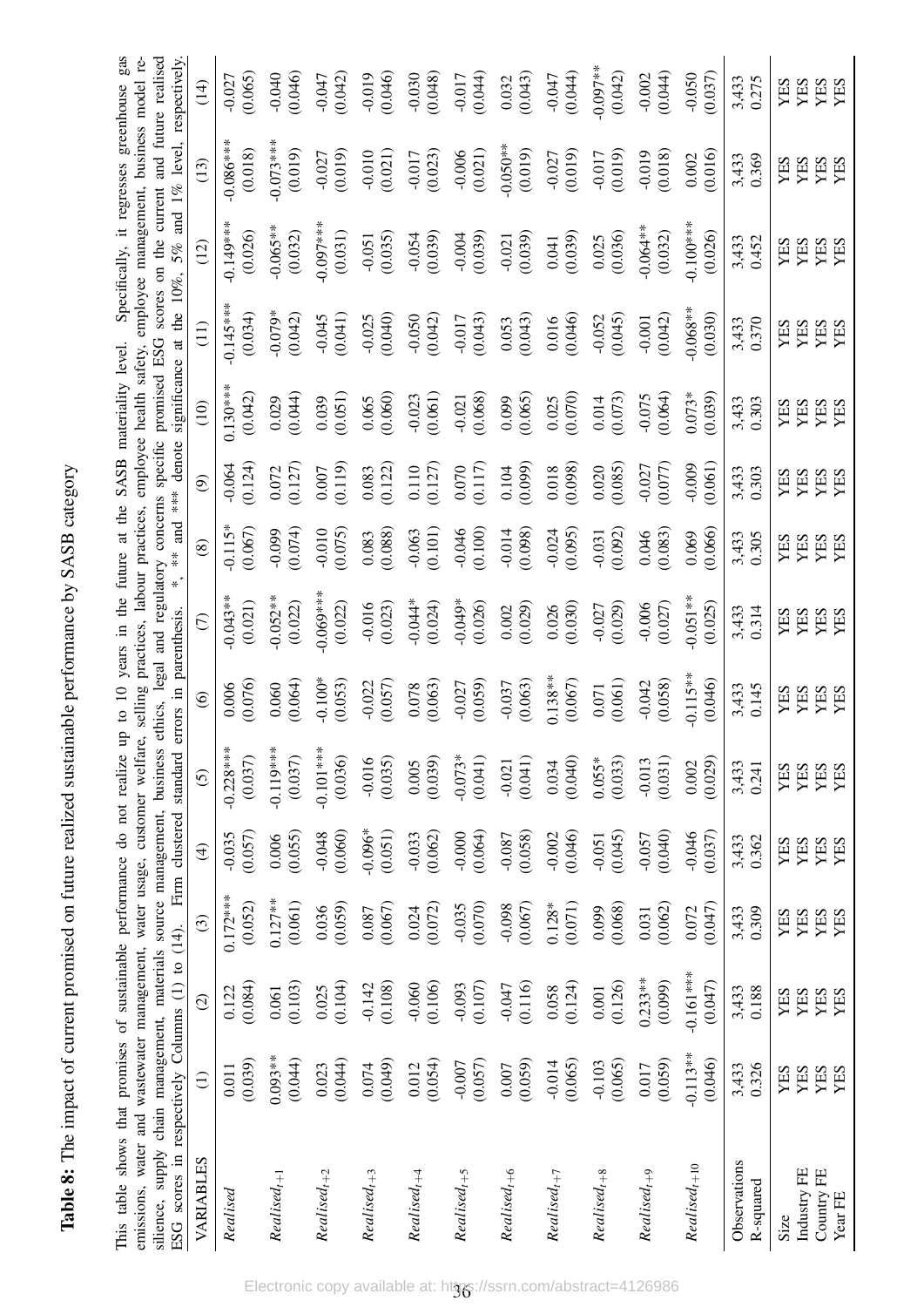**Table 8:** The impact of current promised on future realized sustainable performance by SASB category

This table shows that promises of sustainable performance do not realize up to 10 years in the future at the SASB materiality level. Specifically, it regresses greenhouse gas emissions, water and wastewater management, water usage, customer welfare, selling practices, labour practices, employee health safety, employee management, business model resilience, supply chain management, materials source management, business ethics, legal and regulatory concerns specific promised ESG scores on the current and future realised ESG scores in respectively Columns (1) to (14). Firm clustered standard errors in parenthesis. *, ** and *** denote significance at the 10%, 5% and 1% level, respectively.

| VARIABLES | (1) | (2) | (3) | (4) | (5) | (6) | (7) | (8) | (9) | (10) | (11) | (12) | (13) | (14) |
|---|---|---|---|---|---|---|---|---|---|---|---|---|---|---|
| *Realised* | 0.011 | 0.122 | 0.172*** | -0.035 | -0.228*** | 0.006 | -0.043** | -0.115* | -0.064 | 0.130*** | -0.145*** | -0.149*** | -0.086*** | -0.027 |
| | (0.039) | (0.084) | (0.052) | (0.057) | (0.037) | (0.076) | (0.021) | (0.067) | (0.124) | (0.042) | (0.034) | (0.026) | (0.018) | (0.065) |
| $Realised_{t+1}$ | 0.093** | 0.061 | 0.127** | 0.006 | -0.119*** | 0.060 | -0.052** | -0.099 | 0.072 | 0.029 | -0.079* | -0.065** | -0.073*** | -0.040 |
| | (0.044) | (0.103) | (0.061) | (0.055) | (0.037) | (0.064) | (0.022) | (0.074) | (0.127) | (0.044) | (0.042) | (0.032) | (0.019) | (0.046) |
| $Realised_{t+2}$ | 0.023 | 0.025 | 0.036 | -0.048 | -0.101*** | -0.100* | -0.069*** | -0.010 | 0.007 | 0.039 | -0.045 | -0.097*** | -0.027 | -0.047 |
| | (0.044) | (0.104) | (0.059) | (0.060) | (0.036) | (0.053) | (0.022) | (0.075) | (0.119) | (0.051) | (0.041) | (0.031) | (0.019) | (0.042) |
| $Realised_{t+3}$ | 0.074 | -0.142 | 0.087 | -0.096* | -0.016 | -0.022 | -0.016 | 0.083 | 0.083 | 0.065 | -0.025 | -0.051 | -0.010 | -0.019 |
| | (0.049) | (0.108) | (0.067) | (0.051) | (0.035) | (0.057) | (0.023) | (0.088) | (0.122) | (0.060) | (0.040) | (0.035) | (0.021) | (0.046) |
| $Realised_{t+4}$ | 0.012 | -0.060 | 0.024 | -0.033 | 0.005 | 0.078 | -0.044* | -0.063 | 0.110 | -0.023 | -0.050 | -0.054 | -0.017 | -0.030 |
| | (0.054) | (0.106) | (0.072) | (0.062) | (0.039) | (0.063) | (0.024) | (0.101) | (0.127) | (0.061) | (0.042) | (0.039) | (0.023) | (0.048) |
| $Realised_{t+5}$ | -0.007 | -0.093 | -0.035 | -0.000 | -0.073* | -0.027 | -0.049* | -0.046 | 0.070 | -0.021 | -0.017 | -0.004 | -0.006 | -0.017 |
| | (0.057) | (0.107) | (0.070) | (0.064) | (0.041) | (0.059) | (0.026) | (0.100) | (0.117) | (0.068) | (0.043) | (0.039) | (0.021) | (0.044) |
| $Realised_{t+6}$ | 0.007 | -0.047 | -0.098 | -0.087 | -0.021 | -0.037 | 0.002 | -0.014 | 0.104 | 0.099 | 0.053 | -0.021 | -0.050** | 0.032 |
| | (0.059) | (0.116) | (0.067) | (0.058) | (0.041) | (0.063) | (0.029) | (0.098) | (0.099) | (0.065) | (0.043) | (0.039) | (0.019) | (0.043) |
| $Realised_{t+7}$ | -0.014 | 0.058 | 0.128* | -0.002 | 0.034 | 0.138** | 0.026 | -0.024 | 0.018 | 0.025 | 0.016 | 0.041 | -0.027 | -0.047 |
| | (0.065) | (0.124) | (0.071) | (0.046) | (0.040) | (0.067) | (0.030) | (0.095) | (0.098) | (0.070) | (0.046) | (0.039) | (0.019) | (0.044) |
| $Realised_{t+8}$ | -0.103 | 0.001 | 0.099 | -0.051 | 0.055* | 0.071 | -0.027 | -0.031 | 0.020 | 0.014 | -0.052 | 0.025 | -0.017 | -0.097** |
| | (0.065) | (0.126) | (0.068) | (0.045) | (0.033) | (0.061) | (0.029) | (0.092) | (0.085) | (0.073) | (0.045) | (0.036) | (0.019) | (0.042) |
| $Realised_{t+9}$ | 0.017 | 0.233** | 0.031 | -0.057 | -0.013 | -0.042 | -0.006 | 0.046 | -0.027 | -0.075 | -0.001 | -0.064** | -0.019 | -0.002 |
| | (0.059) | (0.099) | (0.062) | (0.040) | (0.031) | (0.058) | (0.027) | (0.083) | (0.077) | (0.064) | (0.042) | (0.032) | (0.018) | (0.044) |
| $Realised_{t+10}$ | -0.113** | -0.161*** | 0.072 | -0.046 | 0.002 | -0.115** | -0.051** | 0.069 | -0.009 | 0.073* | -0.068** | -0.100*** | 0.002 | -0.050 |
| | (0.046) | (0.047) | (0.047) | (0.037) | (0.029) | (0.046) | (0.025) | (0.066) | (0.061) | (0.039) | (0.030) | (0.026) | (0.016) | (0.037) |
| Observations | 3,433 | 3,433 | 3,433 | 3,433 | 3,433 | 3,433 | 3,433 | 3,433 | 3,433 | 3,433 | 3,433 | 3,433 | 3,433 | 3,433 |
| R-squared | 0.326 | 0.188 | 0.309 | 0.362 | 0.241 | 0.145 | 0.314 | 0.305 | 0.303 | 0.303 | 0.370 | 0.452 | 0.369 | 0.275 |
| Size | YES | YES | YES | YES | YES | YES | YES | YES | YES | YES | YES | YES | YES | YES |
| Industry FE | YES | YES | YES | YES | YES | YES | YES | YES | YES | YES | YES | YES | YES | YES |
| Country FE | YES | YES | YES | YES | YES | YES | YES | YES | YES | YES | YES | YES | YES | YES |
| Year FE | YES | YES | YES | YES | YES | YES | YES | YES | YES | YES | YES | YES | YES | YES |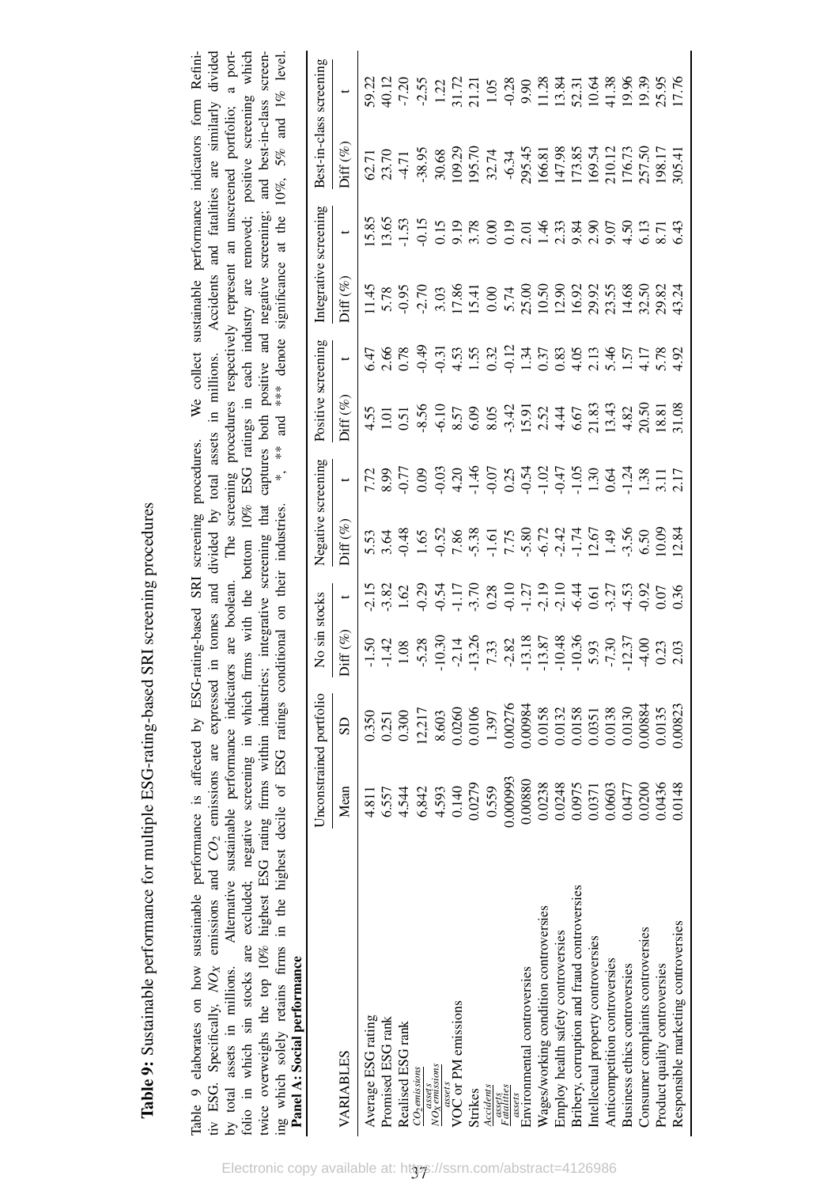**Table 9:** Sustainable performance for multiple ESG-rating-based SRI screening procedures

Table 9 elaborates on how sustainable performance is affected by ESG-rating-based SRI screening procedures. We collect sustainable performance indicators form Refinitiv ESG. Specifically, $NO_X$ emissions and $CO_2$ emissions are expressed in tonnes and divided by total assets in millions. Accidents and fatalities are similarly divided by total assets in millions. Alternative sustainable performance indicators are boolean. The screening procedures respectively represent an unscreened portfolio; a portfolio in which sin stocks are excluded; negative screening in which firms with the bottom 10% ESG ratings in each industry are removed; positive screening which twice overweighs the top 10% highest ESG rating firms within industries; integrative screening that captures both positive and negative screening; and best-in-class screening which solely retains firms in the highest decile of ESG ratings conditional on their industries. *, ** and *** denote significance at the 10%, 5% and 1% level.

**Panel A: Social performance**

| VARIABLES | Unconstrained portfolio | | No sin stocks | | Negative screening | | Positive screening | | Integrative screening | | Best-in-class screening | |
|---|---|---|---|---|---|---|---|---|---|---|---|---|
| | Mean | SD | Diff (%) | t | Diff (%) | t | Diff (%) | t | Diff (%) | t | Diff (%) | t |
| Average ESG rating | 4.811 | 0.350 | -1.50 | -2.15 | 5.53 | 7.72 | 4.55 | 6.47 | 11.45 | 15.85 | 62.71 | 59.22 |
| Promised ESG rank | 6.557 | 0.251 | -1.42 | -3.82 | 3.64 | 8.99 | 1.01 | 2.66 | 5.78 | 13.65 | 23.70 | 40.12 |
| Realised ESG rank | 4.544 | 0.300 | 1.08 | 1.62 | -0.48 | -0.77 | 0.51 | 0.78 | -0.95 | -1.53 | -4.71 | -7.20 |
| $\frac{CO_2 emissions}{assets}$ | 6,842 | 12,217 | -5.28 | -0.29 | 1.65 | 0.09 | -8.56 | -0.49 | -2.70 | -0.15 | -38.95 | -2.55 |
| $\frac{NO_X emissions}{assets}$ | 4.593 | 8.603 | -10.30 | -0.54 | -0.52 | -0.03 | -6.10 | -0.31 | 3.03 | 0.15 | 30.68 | 1.22 |
| VOC or PM emissions | 0.140 | 0.0260 | -2.14 | -1.17 | 7.86 | 4.20 | 8.57 | 4.53 | 17.86 | 9.19 | 109.29 | 31.72 |
| Strikes | 0.0279 | 0.0106 | -13.26 | -3.70 | -5.38 | -1.46 | 6.09 | 1.55 | 15.41 | 3.78 | 195.70 | 21.21 |
| $\frac{Accidents}{assets}$ | 0.559 | 1.397 | 7.33 | 0.28 | -1.61 | -0.07 | 8.05 | 0.32 | 0.00 | 0.00 | 32.74 | 1.05 |
| $\frac{Fatalities}{assets}$ | 0.000993 | 0.00276 | -2.82 | -0.10 | 7.75 | 0.25 | -3.42 | -0.12 | 5.74 | 0.19 | -6.34 | -0.28 |
| Environmental controversies | 0.00880 | 0.00984 | -13.18 | -1.27 | -5.80 | -0.54 | 15.91 | 1.34 | 25.00 | 2.01 | 295.45 | 9.90 |
| Wages/working condition controversies | 0.0238 | 0.0158 | -13.87 | -2.19 | -6.72 | -1.02 | 2.52 | 0.37 | 10.50 | 1.46 | 166.81 | 11.28 |
| Employ health safety controversies | 0.0248 | 0.0132 | -10.48 | -2.10 | -2.42 | -0.47 | 4.44 | 0.83 | 12.90 | 2.33 | 147.98 | 13.84 |
| Bribery, corruption and fraud controversies | 0.0975 | 0.0158 | -10.36 | -6.44 | -1.74 | -1.05 | 6.67 | 4.05 | 16.92 | 9.84 | 173.85 | 52.31 |
| Intellectual property controversies | 0.0371 | 0.0351 | 5.93 | 0.61 | 12.67 | 1.30 | 21.83 | 2.13 | 29.92 | 2.90 | 169.54 | 10.64 |
| Anticompetition controversies | 0.0603 | 0.0138 | -7.30 | -3.27 | 1.49 | 0.64 | 13.43 | 5.46 | 23.55 | 9.07 | 210.12 | 41.38 |
| Business ethics controversies | 0.0477 | 0.0130 | -12.37 | -4.53 | -3.56 | -1.24 | 4.82 | 1.57 | 14.68 | 4.50 | 176.73 | 19.96 |
| Consumer complaints controversies | 0.0200 | 0.00884 | -4.00 | -0.92 | 6.50 | 1.38 | 20.50 | 4.17 | 32.50 | 6.13 | 257.50 | 19.39 |
| Product quality controversies | 0.0436 | 0.0135 | 0.23 | 0.07 | 10.09 | 3.11 | 18.81 | 5.78 | 29.82 | 8.71 | 198.17 | 25.95 |
| Responsible marketing controversies | 0.0148 | 0.00823 | 2.03 | 0.36 | 12.84 | 2.17 | 31.08 | 4.92 | 43.24 | 6.43 | 305.41 | 17.76 |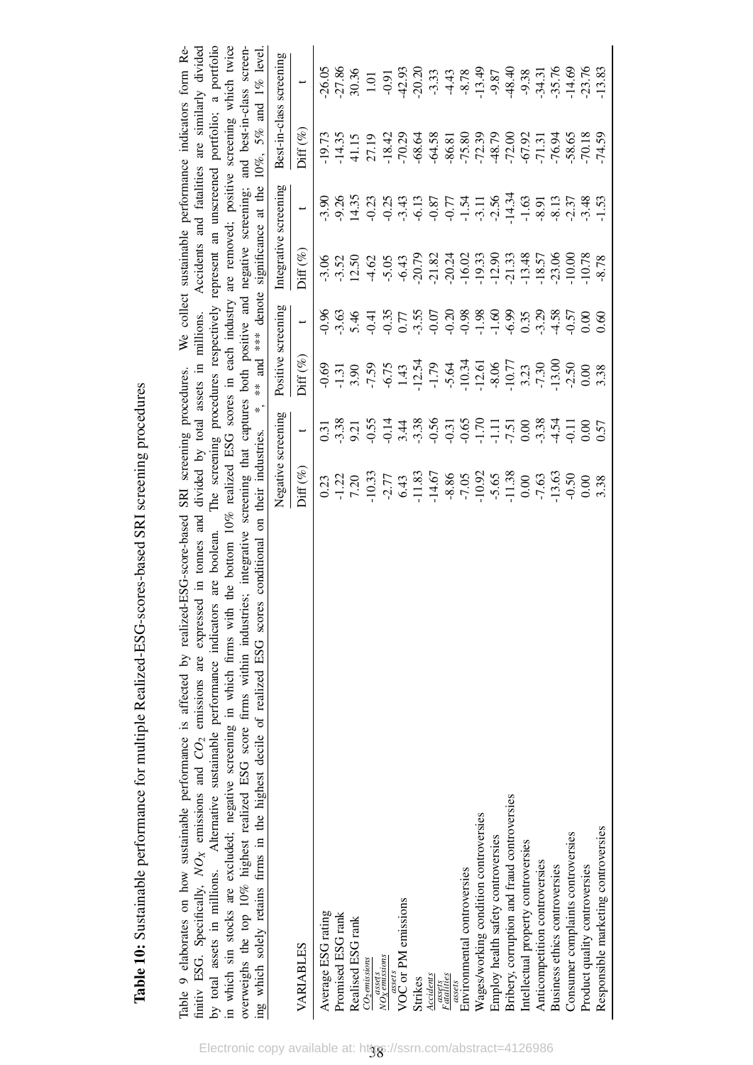**Table 10:** Sustainable performance for multiple Realized-ESG-scores-based SRI screening procedures

Table 9 elaborates on how sustainable performance is affected by realized-ESG-score-based SRI screening procedures. We collect sustainable performance indicators form Refinitiv ESG. Specifically, $NO_X$ emissions and $CO_2$ emissions are expressed in tonnes and divided by total assets in millions. Accidents and fatalities are similarly divided by total assets in millions. Alternative sustainable performance indicators are boolean. The screening procedures respectively represent an unscreened portfolio; a portfolio in which sin stocks are excluded; negative screening in which firms with the bottom 10% realized ESG scores in each industry are removed; positive screening which twice overweighs the top 10% highest realized ESG score firms within industries; integrative screening that captures both positive and negative screening; and best-in-class screening which solely retains firms in the highest decile of realized ESG scores conditional on their industries. *, ** and *** denote significance at the 10%, 5% and 1% level.

| | Negative screening | | Positive screening | | Integrative screening | | Best-in-class screening | |
|---|---|---|---|---|---|---|---|---|
| VARIABLES | Diff (%) | t | Diff (%) | t | Diff (%) | t | Diff (%) | t |
| Average ESG rating | 0.23 | 0.31 | -0.69 | -0.96 | -3.06 | -3.90 | -19.73 | -26.05 |
| Promised ESG rank | -1.22 | -3.38 | -1.31 | -3.63 | -3.52 | -9.26 | -14.35 | -27.86 |
| Realised ESG rank | 7.20 | 9.21 | 3.90 | 5.46 | 12.50 | 14.35 | 41.15 | 30.36 |
| $\frac{CO_2 emissions}{assets}$ | -10.33 | -0.55 | -7.59 | -0.41 | -4.62 | -0.23 | 27.19 | 1.01 |
| $\frac{NO_X emissions}{assets}$ | -2.77 | -0.14 | -6.75 | -0.35 | -5.05 | -0.25 | -18.42 | -0.91 |
| VOC or PM emissions | 6.43 | 3.44 | 1.43 | 0.77 | -6.43 | -3.43 | -70.29 | -42.93 |
| Strikes | -11.83 | -3.38 | -12.54 | -3.55 | -20.79 | -6.13 | -68.64 | -20.20 |
| $\frac{Accidents}{assets}$ | -14.67 | -0.56 | -1.79 | -0.07 | -21.82 | -0.87 | -64.58 | -3.33 |
| $\frac{Fatalities}{assets}$ | -8.86 | -0.31 | -5.64 | -0.20 | -20.24 | -0.77 | -86.81 | -4.43 |
| Environmental controversies | -7.05 | -0.65 | -10.34 | -0.98 | -16.02 | -1.54 | -75.80 | -8.78 |
| Wages/working condition controversies | -10.92 | -1.70 | -12.61 | -1.98 | -19.33 | -3.11 | -72.39 | -13.49 |
| Employ health safety controversies | -5.65 | -1.11 | -8.06 | -1.60 | -12.90 | -2.56 | -48.79 | -9.87 |
| Bribery, corruption and fraud controversies | -11.38 | -7.51 | -10.77 | -6.99 | -21.33 | -14.34 | -72.00 | -48.40 |
| Intellectual property controversies | 0.00 | 0.00 | 3.23 | 0.35 | -13.48 | -1.63 | -67.92 | -9.38 |
| Anticompetition controversies | -7.63 | -3.38 | -7.30 | -3.29 | -18.57 | -8.91 | -71.31 | -34.31 |
| Business ethics controversies | -13.63 | -4.54 | -13.00 | -4.58 | -23.06 | -8.13 | -76.94 | -35.76 |
| Consumer complaints controversies | -0.50 | -0.11 | -2.50 | -0.57 | -10.00 | -2.37 | -58.65 | -14.69 |
| Product quality controversies | 0.00 | 0.00 | 0.00 | 0.00 | -10.78 | -3.48 | -70.18 | -23.76 |
| Responsible marketing controversies | 3.38 | 0.57 | 3.38 | 0.60 | -8.78 | -1.53 | -74.59 | -13.83 |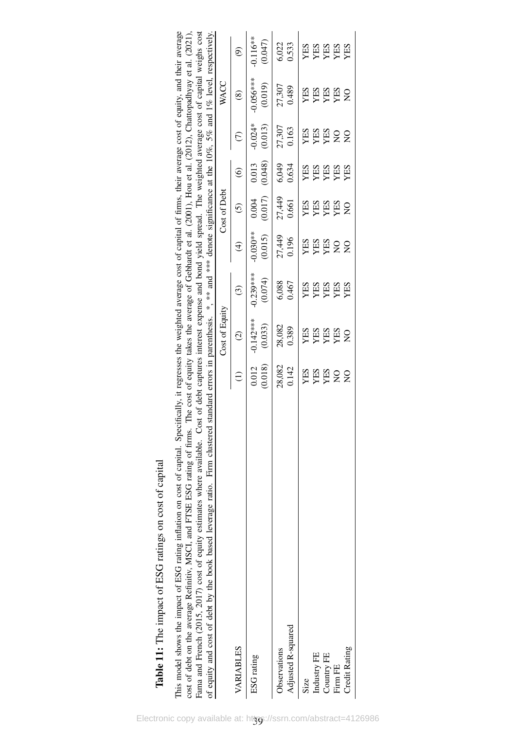**Table 11:** The impact of ESG ratings on cost of capital

This model shows the impact of ESG rating inflation on cost of capital. Specifically, it regresses the weighted average cost of capital of firms, their average cost of equity, and their average cost of debt on the average Refinitiv, MSCI, and FTSE ESG rating of firms. The cost of equity takes the average of Gebhardt et al. (2001), Hou et al. (2012), Chattopadhyay et al. (2021), Fama and French (2015, 2017) cost of equity estimates where available. Cost of debt captures interest expense and bond yield spread. The weighted average cost of capital weighs cost of equity and cost of debt by the book based leverage ratio. Firm clustered standard errors in parenthesis. *, ** and *** denote significance at the 10%, 5% and 1% level, respectively.

| | Cost of Equity | | | Cost of Debt | | | WACC | | |
|---|---|---|---|---|---|---|---|---|---|
| VARIABLES | (1) | (2) | (3) | (4) | (5) | (6) | (7) | (8) | (9) |
| ESG rating | 0.012 | -0.142*** | -0.239*** | -0.030** | 0.004 | 0.013 | -0.024* | -0.056*** | -0.116** |
| | (0.018) | (0.033) | (0.074) | (0.015) | (0.017) | (0.048) | (0.013) | (0.019) | (0.047) |
| Observations | 28,082 | 28,082 | 6,088 | 27,449 | 27,449 | 6,049 | 27,307 | 27,307 | 6,022 |
| Adjusted R-squared | 0.142 | 0.389 | 0.467 | 0.196 | 0.661 | 0.634 | 0.163 | 0.489 | 0.533 |
| Size | YES | YES | YES | YES | YES | YES | YES | YES | YES |
| Industry FE | YES | YES | YES | YES | YES | YES | YES | YES | YES |
| Country FE | YES | YES | YES | YES | YES | YES | YES | YES | YES |
| Firm FE | NO | YES | YES | NO | YES | YES | NO | YES | YES |
| Credit Rating | NO | NO | YES | NO | NO | YES | NO | NO | YES |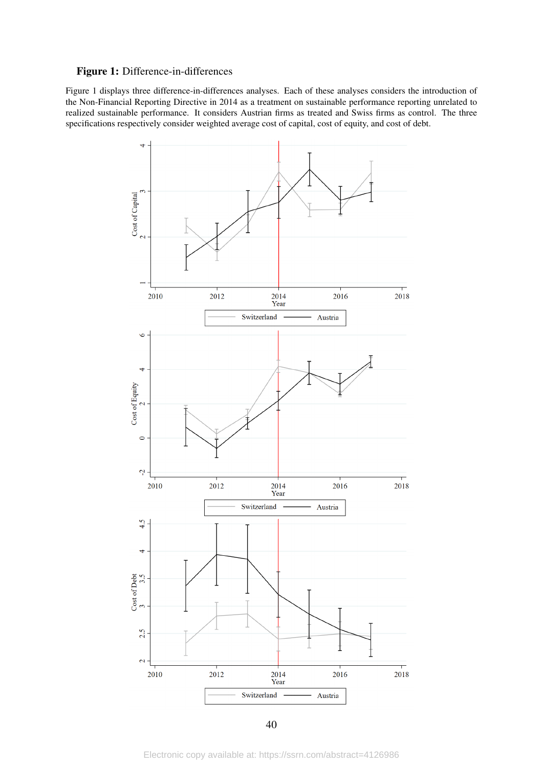**Figure 1:** Difference-in-differences

Figure 1 displays three difference-in-differences analyses. Each of these analyses considers the introduction of the Non-Financial Reporting Directive in 2014 as a treatment on sustainable performance reporting unrelated to realized sustainable performance. It considers Austrian firms as treated and Swiss firms as control. The three specifications respectively consider weighted average cost of capital, cost of equity, and cost of debt.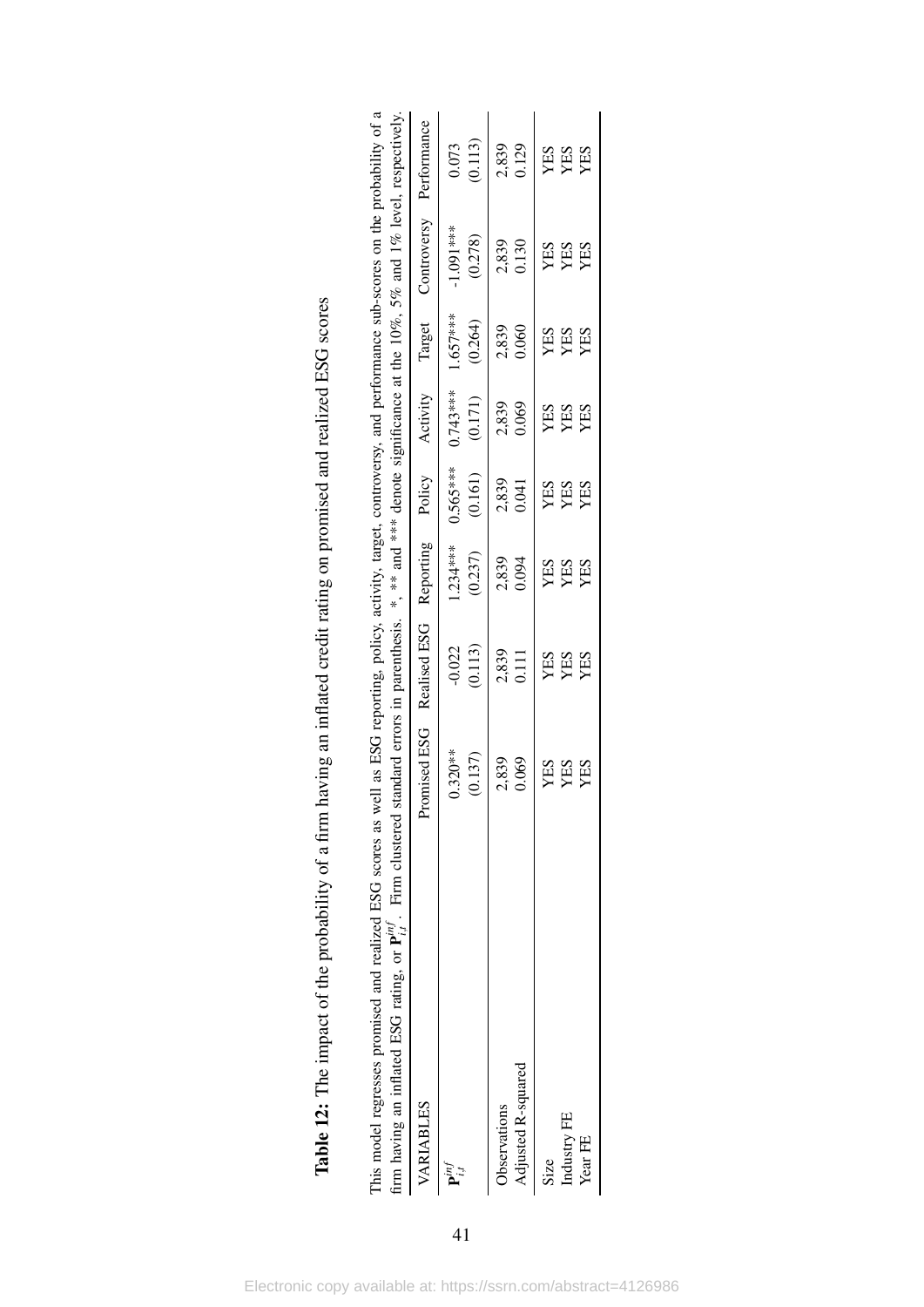**Table 12:** The impact of the probability of a firm having an inflated credit rating on promised and realized ESG scores

This model regresses promised and realized ESG scores as well as ESG reporting, policy, activity, target, controversy, and performance sub-scores on the probability of a firm having an inflated ESG rating, or $\mathbf{P}_{i,t}^{inf}$. Firm clustered standard errors in parenthesis. *, ** and *** denote significance at the 10%, 5% and 1% level, respectively.

| VARIABLES | Promised ESG | Realised ESG | Reporting | Policy | Activity | Target | Controversy | Performance |
|---|---|---|---|---|---|---|---|---|
| $\mathbf{P}_{i,t}^{inf}$ | 0.320** | -0.022 | 1.234*** | 0.565*** | 0.743*** | 1.657*** | -1.091*** | 0.073 |
| | (0.137) | (0.113) | (0.237) | (0.161) | (0.171) | (0.264) | (0.278) | (0.113) |
| Observations | 2,839 | 2,839 | 2,839 | 2,839 | 2,839 | 2,839 | 2,839 | 2,839 |
| Adjusted R-squared | 0.069 | 0.111 | 0.094 | 0.041 | 0.069 | 0.060 | 0.130 | 0.129 |
| Size | YES | YES | YES | YES | YES | YES | YES | YES |
| Industry FE | YES | YES | YES | YES | YES | YES | YES | YES |
| Year FE | YES | YES | YES | YES | YES | YES | YES | YES |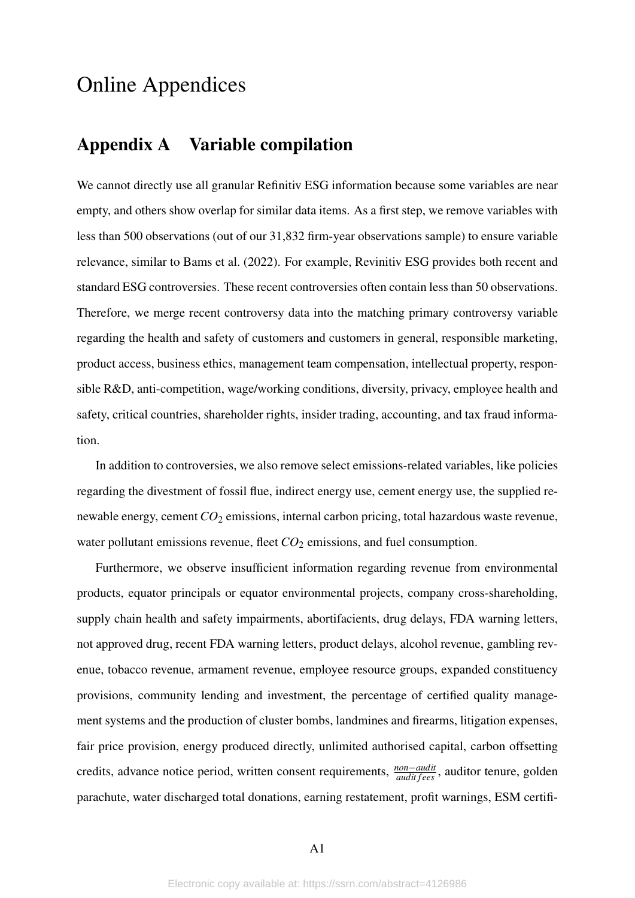# Online Appendices

## Appendix A Variable compilation

We cannot directly use all granular Refinitiv ESG information because some variables are near empty, and others show overlap for similar data items. As a first step, we remove variables with less than 500 observations (out of our 31,832 firm-year observations sample) to ensure variable relevance, similar to Bams et al. (2022). For example, Revinitiv ESG provides both recent and standard ESG controversies. These recent controversies often contain less than 50 observations. Therefore, we merge recent controversy data into the matching primary controversy variable regarding the health and safety of customers and customers in general, responsible marketing, product access, business ethics, management team compensation, intellectual property, responsible R&D, anti-competition, wage/working conditions, diversity, privacy, employee health and safety, critical countries, shareholder rights, insider trading, accounting, and tax fraud information.

In addition to controversies, we also remove select emissions-related variables, like policies regarding the divestment of fossil flue, indirect energy use, cement energy use, the supplied renewable energy, cement $CO_2$ emissions, internal carbon pricing, total hazardous waste revenue, water pollutant emissions revenue, fleet $CO_2$ emissions, and fuel consumption.

Furthermore, we observe insufficient information regarding revenue from environmental products, equator principals or equator environmental projects, company cross-shareholding, supply chain health and safety impairments, abortifacients, drug delays, FDA warning letters, not approved drug, recent FDA warning letters, product delays, alcohol revenue, gambling revenue, tobacco revenue, armament revenue, employee resource groups, expanded constituency provisions, community lending and investment, the percentage of certified quality management systems and the production of cluster bombs, landmines and firearms, litigation expenses, fair price provision, energy produced directly, unlimited authorised capital, carbon offsetting credits, advance notice period, written consent requirements, $\frac{non-audit}{audit\,fees}$, auditor tenure, golden parachute, water discharged total donations, earning restatement, profit warnings, ESM certifi-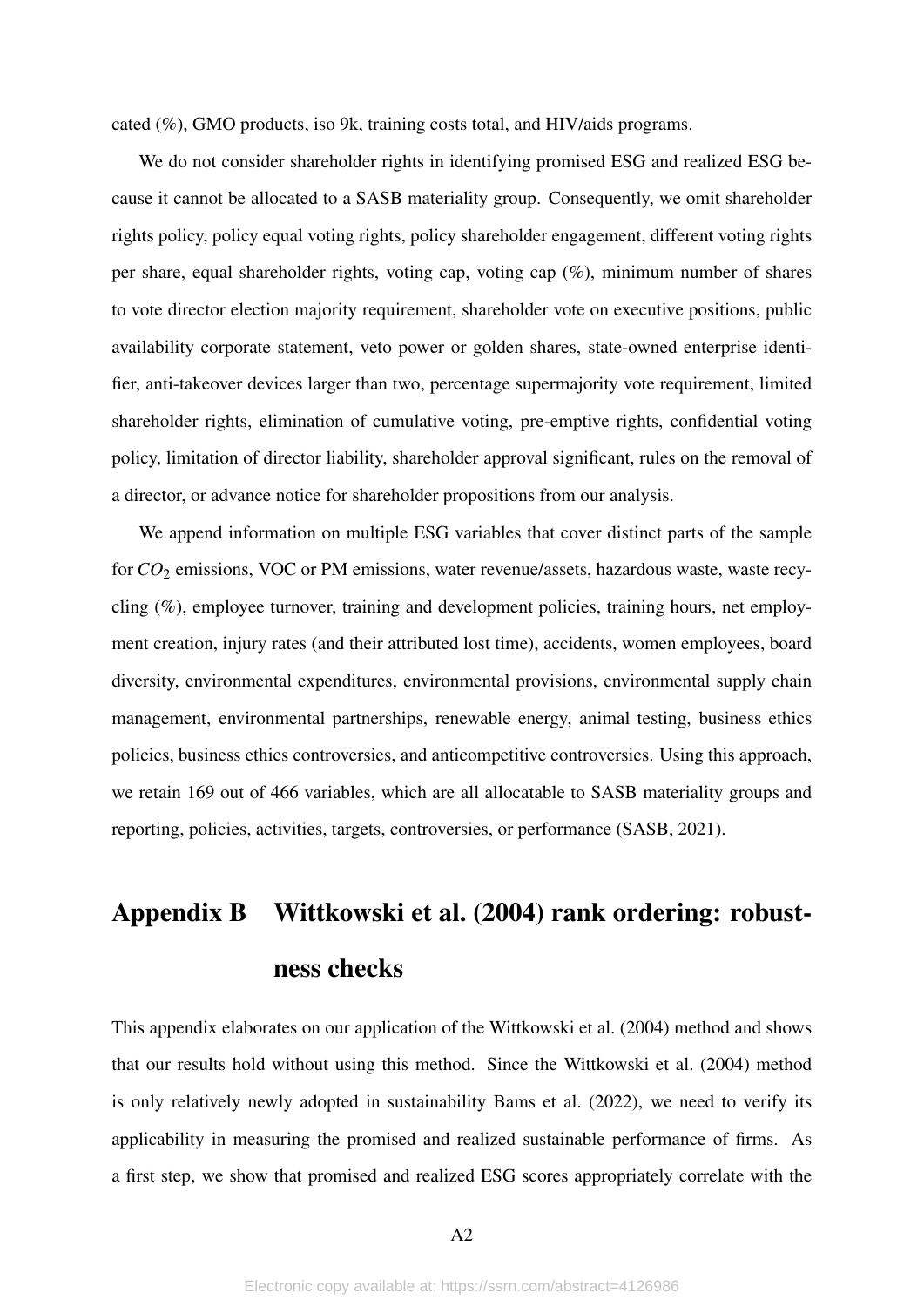cated (%), GMO products, iso 9k, training costs total, and HIV/aids programs.

We do not consider shareholder rights in identifying promised ESG and realized ESG because it cannot be allocated to a SASB materiality group. Consequently, we omit shareholder rights policy, policy equal voting rights, policy shareholder engagement, different voting rights per share, equal shareholder rights, voting cap, voting cap (%), minimum number of shares to vote director election majority requirement, shareholder vote on executive positions, public availability corporate statement, veto power or golden shares, state-owned enterprise identifier, anti-takeover devices larger than two, percentage supermajority vote requirement, limited shareholder rights, elimination of cumulative voting, pre-emptive rights, confidential voting policy, limitation of director liability, shareholder approval significant, rules on the removal of a director, or advance notice for shareholder propositions from our analysis.

We append information on multiple ESG variables that cover distinct parts of the sample for $CO_2$ emissions, VOC or PM emissions, water revenue/assets, hazardous waste, waste recycling (%), employee turnover, training and development policies, training hours, net employment creation, injury rates (and their attributed lost time), accidents, women employees, board diversity, environmental expenditures, environmental provisions, environmental supply chain management, environmental partnerships, renewable energy, animal testing, business ethics policies, business ethics controversies, and anticompetitive controversies. Using this approach, we retain 169 out of 466 variables, which are all allocatable to SASB materiality groups and reporting, policies, activities, targets, controversies, or performance (SASB, 2021).

# Appendix B Wittkowski et al. (2004) rank ordering: robustness checks

This appendix elaborates on our application of the Wittkowski et al. (2004) method and shows that our results hold without using this method. Since the Wittkowski et al. (2004) method is only relatively newly adopted in sustainability Bams et al. (2022), we need to verify its applicability in measuring the promised and realized sustainable performance of firms. As a first step, we show that promised and realized ESG scores appropriately correlate with the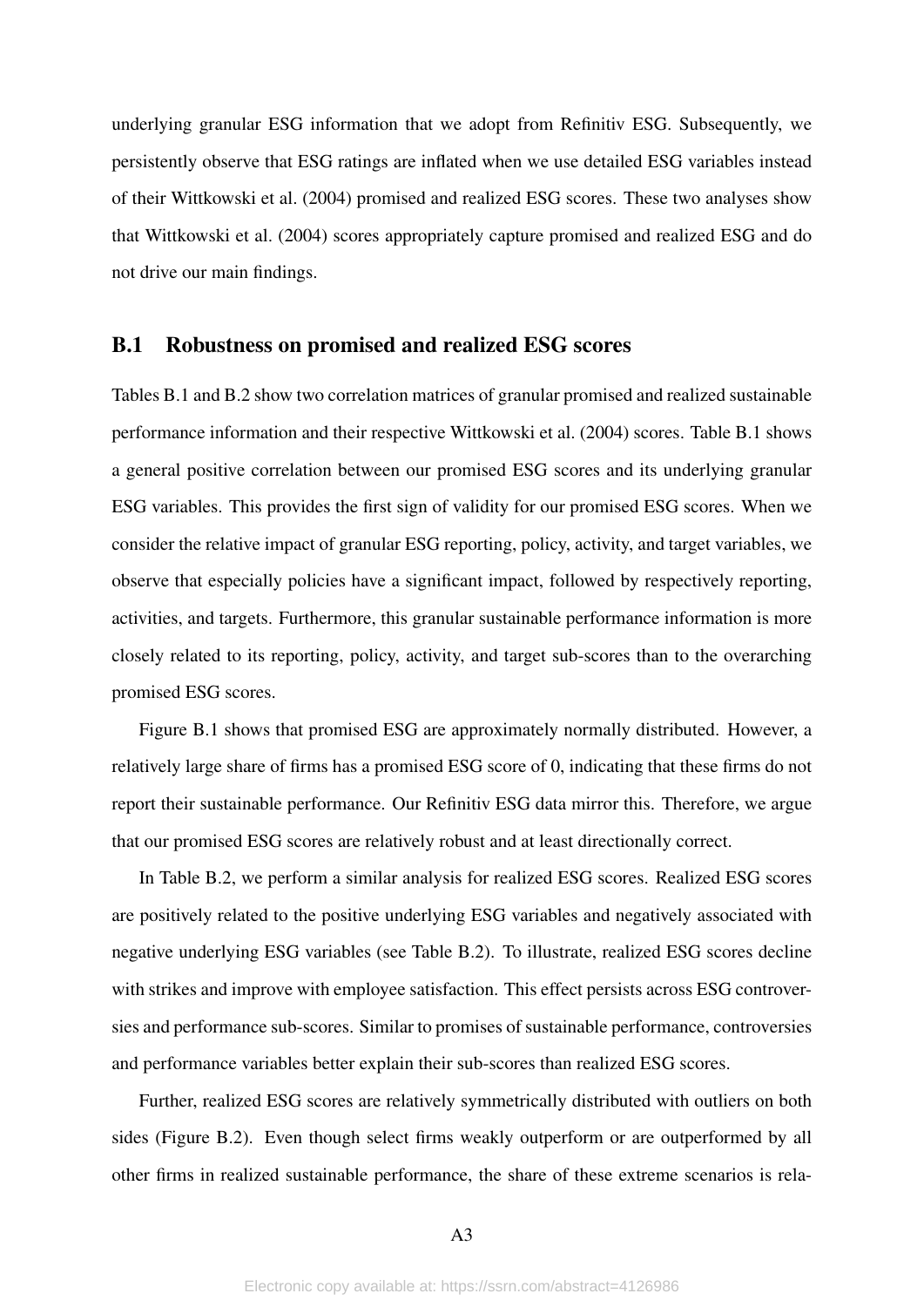underlying granular ESG information that we adopt from Refinitiv ESG. Subsequently, we persistently observe that ESG ratings are inflated when we use detailed ESG variables instead of their Wittkowski et al. (2004) promised and realized ESG scores. These two analyses show that Wittkowski et al. (2004) scores appropriately capture promised and realized ESG and do not drive our main findings.

## B.1 Robustness on promised and realized ESG scores

Tables B.1 and B.2 show two correlation matrices of granular promised and realized sustainable performance information and their respective Wittkowski et al. (2004) scores. Table B.1 shows a general positive correlation between our promised ESG scores and its underlying granular ESG variables. This provides the first sign of validity for our promised ESG scores. When we consider the relative impact of granular ESG reporting, policy, activity, and target variables, we observe that especially policies have a significant impact, followed by respectively reporting, activities, and targets. Furthermore, this granular sustainable performance information is more closely related to its reporting, policy, activity, and target sub-scores than to the overarching promised ESG scores.

Figure B.1 shows that promised ESG are approximately normally distributed. However, a relatively large share of firms has a promised ESG score of 0, indicating that these firms do not report their sustainable performance. Our Refinitiv ESG data mirror this. Therefore, we argue that our promised ESG scores are relatively robust and at least directionally correct.

In Table B.2, we perform a similar analysis for realized ESG scores. Realized ESG scores are positively related to the positive underlying ESG variables and negatively associated with negative underlying ESG variables (see Table B.2). To illustrate, realized ESG scores decline with strikes and improve with employee satisfaction. This effect persists across ESG controversies and performance sub-scores. Similar to promises of sustainable performance, controversies and performance variables better explain their sub-scores than realized ESG scores.

Further, realized ESG scores are relatively symmetrically distributed with outliers on both sides (Figure B.2). Even though select firms weakly outperform or are outperformed by all other firms in realized sustainable performance, the share of these extreme scenarios is rela-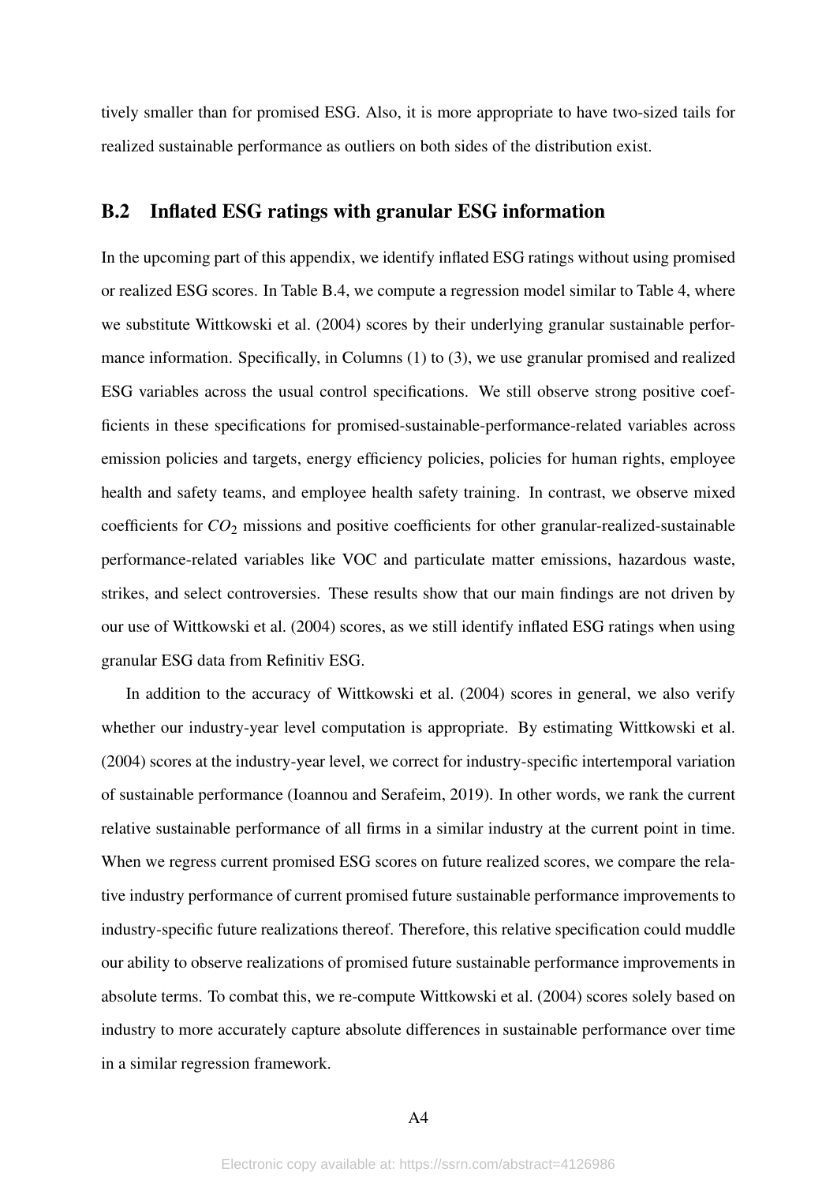tively smaller than for promised ESG. Also, it is more appropriate to have two-sized tails for realized sustainable performance as outliers on both sides of the distribution exist.

## B.2 Inflated ESG ratings with granular ESG information

In the upcoming part of this appendix, we identify inflated ESG ratings without using promised or realized ESG scores. In Table B.4, we compute a regression model similar to Table 4, where we substitute Wittkowski et al. (2004) scores by their underlying granular sustainable performance information. Specifically, in Columns (1) to (3), we use granular promised and realized ESG variables across the usual control specifications. We still observe strong positive coefficients in these specifications for promised-sustainable-performance-related variables across emission policies and targets, energy efficiency policies, policies for human rights, employee health and safety teams, and employee health safety training. In contrast, we observe mixed coefficients for $CO_2$ missions and positive coefficients for other granular-realized-sustainable performance-related variables like VOC and particulate matter emissions, hazardous waste, strikes, and select controversies. These results show that our main findings are not driven by our use of Wittkowski et al. (2004) scores, as we still identify inflated ESG ratings when using granular ESG data from Refinitiv ESG.

In addition to the accuracy of Wittkowski et al. (2004) scores in general, we also verify whether our industry-year level computation is appropriate. By estimating Wittkowski et al. (2004) scores at the industry-year level, we correct for industry-specific intertemporal variation of sustainable performance (Ioannou and Serafeim, 2019). In other words, we rank the current relative sustainable performance of all firms in a similar industry at the current point in time. When we regress current promised ESG scores on future realized scores, we compare the relative industry performance of current promised future sustainable performance improvements to industry-specific future realizations thereof. Therefore, this relative specification could muddle our ability to observe realizations of promised future sustainable performance improvements in absolute terms. To combat this, we re-compute Wittkowski et al. (2004) scores solely based on industry to more accurately capture absolute differences in sustainable performance over time in a similar regression framework.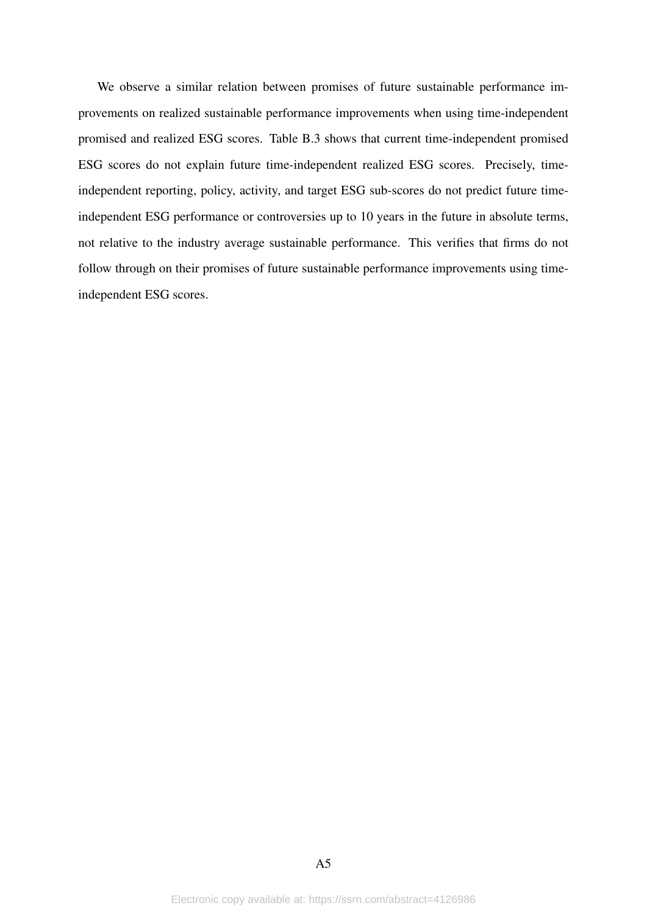We observe a similar relation between promises of future sustainable performance improvements on realized sustainable performance improvements when using time-independent promised and realized ESG scores. Table B.3 shows that current time-independent promised ESG scores do not explain future time-independent realized ESG scores. Precisely, time-independent reporting, policy, activity, and target ESG sub-scores do not predict future time-independent ESG performance or controversies up to 10 years in the future in absolute terms, not relative to the industry average sustainable performance. This verifies that firms do not follow through on their promises of future sustainable performance improvements using time-independent ESG scores.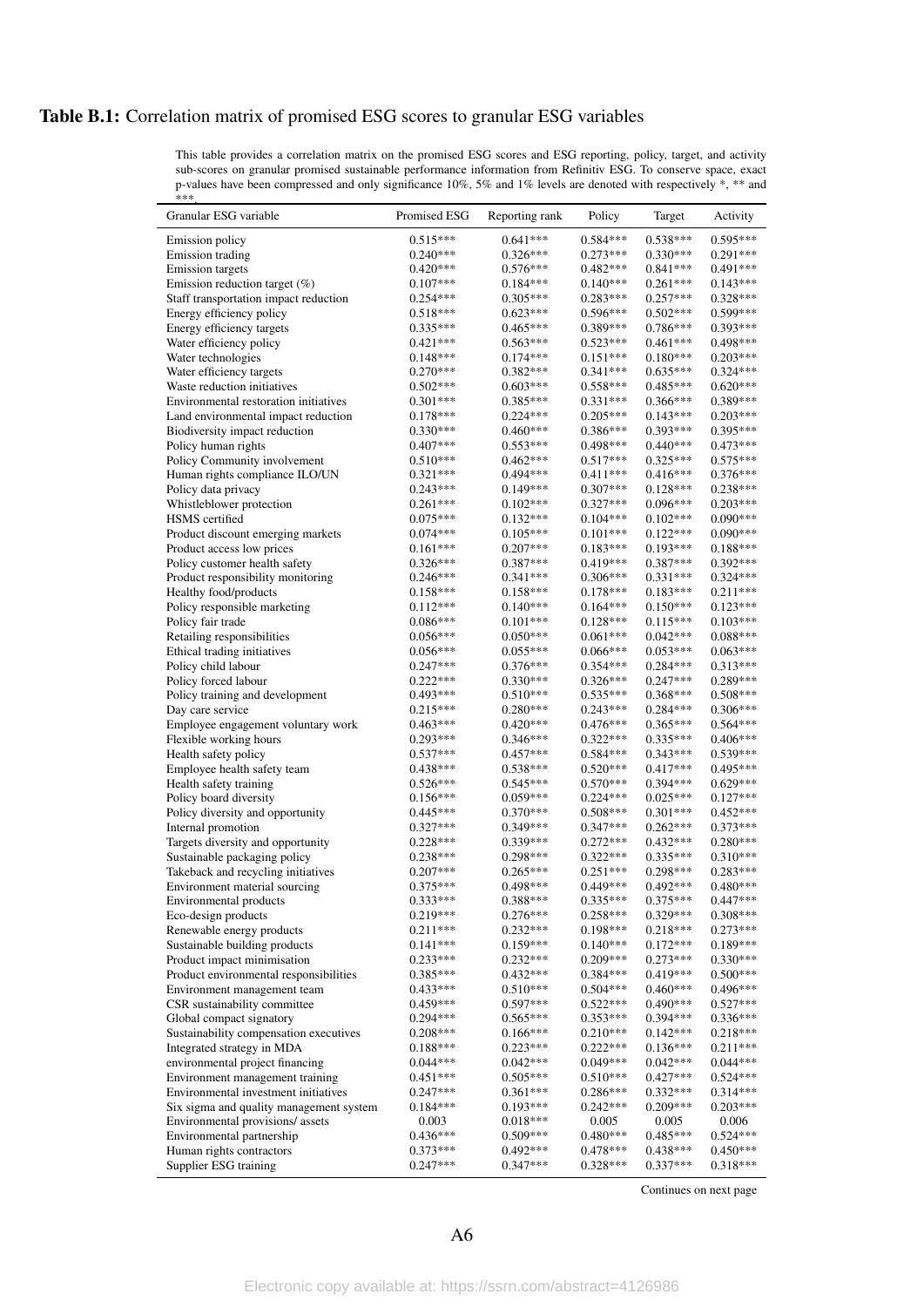**Table B.1:** Correlation matrix of promised ESG scores to granular ESG variables

This table provides a correlation matrix on the promised ESG scores and ESG reporting, policy, target, and activity sub-scores on granular promised sustainable performance information from Refinitiv ESG. To conserve space, exact p-values have been compressed and only significance 10%, 5% and 1% levels are denoted with respectively *, ** and ***.

| Granular ESG variable | Promised ESG | Reporting rank | Policy | Target | Activity |
|---|---|---|---|---|---|
| Emission policy | 0.515*** | 0.641*** | 0.584*** | 0.538*** | 0.595*** |
| Emission trading | 0.240*** | 0.326*** | 0.273*** | 0.330*** | 0.291*** |
| Emission targets | 0.420*** | 0.576*** | 0.482*** | 0.841*** | 0.491*** |
| Emission reduction target (%) | 0.107*** | 0.184*** | 0.140*** | 0.261*** | 0.143*** |
| Staff transportation impact reduction | 0.254*** | 0.305*** | 0.283*** | 0.257*** | 0.328*** |
| Energy efficiency policy | 0.518*** | 0.623*** | 0.596*** | 0.502*** | 0.599*** |
| Energy efficiency targets | 0.335*** | 0.465*** | 0.389*** | 0.786*** | 0.393*** |
| Water efficiency policy | 0.421*** | 0.563*** | 0.523*** | 0.461*** | 0.498*** |
| Water technologies | 0.148*** | 0.174*** | 0.151*** | 0.180*** | 0.203*** |
| Water efficiency targets | 0.270*** | 0.382*** | 0.341*** | 0.635*** | 0.324*** |
| Waste reduction initiatives | 0.502*** | 0.603*** | 0.558*** | 0.485*** | 0.620*** |
| Environmental restoration initiatives | 0.301*** | 0.385*** | 0.331*** | 0.366*** | 0.389*** |
| Land environmental impact reduction | 0.178*** | 0.224*** | 0.205*** | 0.143*** | 0.203*** |
| Biodiversity impact reduction | 0.330*** | 0.460*** | 0.386*** | 0.393*** | 0.395*** |
| Policy human rights | 0.407*** | 0.553*** | 0.498*** | 0.440*** | 0.473*** |
| Policy Community involvement | 0.510*** | 0.462*** | 0.517*** | 0.325*** | 0.575*** |
| Human rights compliance ILO/UN | 0.321*** | 0.494*** | 0.411*** | 0.416*** | 0.376*** |
| Policy data privacy | 0.243*** | 0.149*** | 0.307*** | 0.128*** | 0.238*** |
| Whistleblower protection | 0.261*** | 0.102*** | 0.327*** | 0.096*** | 0.203*** |
| HSMS certified | 0.075*** | 0.132*** | 0.104*** | 0.102*** | 0.090*** |
| Product discount emerging markets | 0.074*** | 0.105*** | 0.101*** | 0.122*** | 0.090*** |
| Product access low prices | 0.161*** | 0.207*** | 0.183*** | 0.193*** | 0.188*** |
| Policy customer health safety | 0.326*** | 0.387*** | 0.419*** | 0.387*** | 0.392*** |
| Product responsibility monitoring | 0.246*** | 0.341*** | 0.306*** | 0.331*** | 0.324*** |
| Healthy food/products | 0.158*** | 0.158*** | 0.178*** | 0.183*** | 0.211*** |
| Policy responsible marketing | 0.112*** | 0.140*** | 0.164*** | 0.150*** | 0.123*** |
| Policy fair trade | 0.086*** | 0.101*** | 0.128*** | 0.115*** | 0.103*** |
| Retailing responsibilities | 0.056*** | 0.050*** | 0.061*** | 0.042*** | 0.088*** |
| Ethical trading initiatives | 0.056*** | 0.055*** | 0.066*** | 0.053*** | 0.063*** |
| Policy child labour | 0.247*** | 0.376*** | 0.354*** | 0.284*** | 0.313*** |
| Policy forced labour | 0.222*** | 0.330*** | 0.326*** | 0.247*** | 0.289*** |
| Policy training and development | 0.493*** | 0.510*** | 0.535*** | 0.368*** | 0.508*** |
| Day care service | 0.215*** | 0.280*** | 0.243*** | 0.284*** | 0.306*** |
| Employee engagement voluntary work | 0.463*** | 0.420*** | 0.476*** | 0.365*** | 0.564*** |
| Flexible working hours | 0.293*** | 0.346*** | 0.322*** | 0.335*** | 0.406*** |
| Health safety policy | 0.537*** | 0.457*** | 0.584*** | 0.343*** | 0.539*** |
| Employee health safety team | 0.438*** | 0.538*** | 0.520*** | 0.417*** | 0.495*** |
| Health safety training | 0.526*** | 0.545*** | 0.570*** | 0.394*** | 0.629*** |
| Policy board diversity | 0.156*** | 0.059*** | 0.224*** | 0.025*** | 0.127*** |
| Policy diversity and opportunity | 0.445*** | 0.370*** | 0.508*** | 0.301*** | 0.452*** |
| Internal promotion | 0.327*** | 0.349*** | 0.347*** | 0.262*** | 0.373*** |
| Targets diversity and opportunity | 0.228*** | 0.339*** | 0.272*** | 0.432*** | 0.280*** |
| Sustainable packaging policy | 0.238*** | 0.298*** | 0.322*** | 0.335*** | 0.310*** |
| Takeback and recycling initiatives | 0.207*** | 0.265*** | 0.251*** | 0.298*** | 0.283*** |
| Environment material sourcing | 0.375*** | 0.498*** | 0.449*** | 0.492*** | 0.480*** |
| Environmental products | 0.333*** | 0.388*** | 0.335*** | 0.375*** | 0.447*** |
| Eco-design products | 0.219*** | 0.276*** | 0.258*** | 0.329*** | 0.308*** |
| Renewable energy products | 0.211*** | 0.232*** | 0.198*** | 0.218*** | 0.273*** |
| Sustainable building products | 0.141*** | 0.159*** | 0.140*** | 0.172*** | 0.189*** |
| Product impact minimisation | 0.233*** | 0.232*** | 0.209*** | 0.273*** | 0.330*** |
| Product environmental responsibilities | 0.385*** | 0.432*** | 0.384*** | 0.419*** | 0.500*** |
| Environment management team | 0.433*** | 0.510*** | 0.504*** | 0.460*** | 0.496*** |
| CSR sustainability committee | 0.459*** | 0.597*** | 0.522*** | 0.490*** | 0.527*** |
| Global compact signatory | 0.294*** | 0.565*** | 0.353*** | 0.394*** | 0.336*** |
| Sustainability compensation executives | 0.208*** | 0.166*** | 0.210*** | 0.142*** | 0.218*** |
| Integrated strategy in MDA | 0.188*** | 0.223*** | 0.222*** | 0.136*** | 0.211*** |
| environmental project financing | 0.044*** | 0.042*** | 0.049*** | 0.042*** | 0.044*** |
| Environment management training | 0.451*** | 0.505*** | 0.510*** | 0.427*** | 0.524*** |
| Environmental investment initiatives | 0.247*** | 0.361*** | 0.286*** | 0.332*** | 0.314*** |
| Six sigma and quality management system | 0.184*** | 0.193*** | 0.242*** | 0.209*** | 0.203*** |
| Environmental provisions/ assets | 0.003 | 0.018*** | 0.005 | 0.005 | 0.006 |
| Environmental partnership | 0.436*** | 0.509*** | 0.480*** | 0.485*** | 0.524*** |
| Human rights contractors | 0.373*** | 0.492*** | 0.478*** | 0.438*** | 0.450*** |
| Supplier ESG training | 0.247*** | 0.347*** | 0.328*** | 0.337*** | 0.318*** |

Continues on next page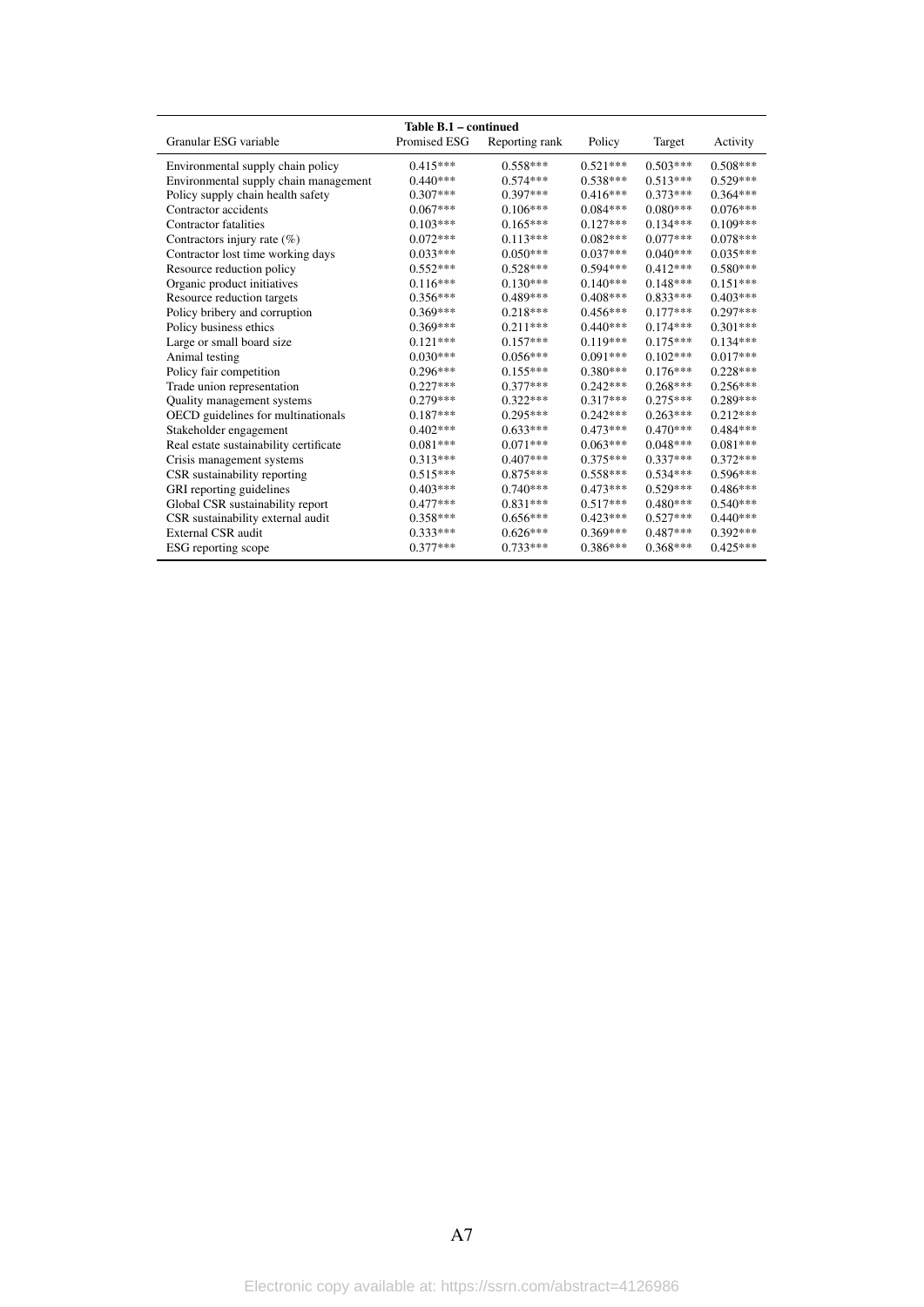**Table B.1 – continued**

| Granular ESG variable | Promised ESG | Reporting rank | Policy | Target | Activity |
|---|---|---|---|---|---|
| Environmental supply chain policy | 0.415*** | 0.558*** | 0.521*** | 0.503*** | 0.508*** |
| Environmental supply chain management | 0.440*** | 0.574*** | 0.538*** | 0.513*** | 0.529*** |
| Policy supply chain health safety | 0.307*** | 0.397*** | 0.416*** | 0.373*** | 0.364*** |
| Contractor accidents | 0.067*** | 0.106*** | 0.084*** | 0.080*** | 0.076*** |
| Contractor fatalities | 0.103*** | 0.165*** | 0.127*** | 0.134*** | 0.109*** |
| Contractors injury rate (%) | 0.072*** | 0.113*** | 0.082*** | 0.077*** | 0.078*** |
| Contractor lost time working days | 0.033*** | 0.050*** | 0.037*** | 0.040*** | 0.035*** |
| Resource reduction policy | 0.552*** | 0.528*** | 0.594*** | 0.412*** | 0.580*** |
| Organic product initiatives | 0.116*** | 0.130*** | 0.140*** | 0.148*** | 0.151*** |
| Resource reduction targets | 0.356*** | 0.489*** | 0.408*** | 0.833*** | 0.403*** |
| Policy bribery and corruption | 0.369*** | 0.218*** | 0.456*** | 0.177*** | 0.297*** |
| Policy business ethics | 0.369*** | 0.211*** | 0.440*** | 0.174*** | 0.301*** |
| Large or small board size | 0.121*** | 0.157*** | 0.119*** | 0.175*** | 0.134*** |
| Animal testing | 0.030*** | 0.056*** | 0.091*** | 0.102*** | 0.017*** |
| Policy fair competition | 0.296*** | 0.155*** | 0.380*** | 0.176*** | 0.228*** |
| Trade union representation | 0.227*** | 0.377*** | 0.242*** | 0.268*** | 0.256*** |
| Quality management systems | 0.279*** | 0.322*** | 0.317*** | 0.275*** | 0.289*** |
| OECD guidelines for multinationals | 0.187*** | 0.295*** | 0.242*** | 0.263*** | 0.212*** |
| Stakeholder engagement | 0.402*** | 0.633*** | 0.473*** | 0.470*** | 0.484*** |
| Real estate sustainability certificate | 0.081*** | 0.071*** | 0.063*** | 0.048*** | 0.081*** |
| Crisis management systems | 0.313*** | 0.407*** | 0.375*** | 0.337*** | 0.372*** |
| CSR sustainability reporting | 0.515*** | 0.875*** | 0.558*** | 0.534*** | 0.596*** |
| GRI reporting guidelines | 0.403*** | 0.740*** | 0.473*** | 0.529*** | 0.486*** |
| Global CSR sustainability report | 0.477*** | 0.831*** | 0.517*** | 0.480*** | 0.540*** |
| CSR sustainability external audit | 0.358*** | 0.656*** | 0.423*** | 0.527*** | 0.440*** |
| External CSR audit | 0.333*** | 0.626*** | 0.369*** | 0.487*** | 0.392*** |
| ESG reporting scope | 0.377*** | 0.733*** | 0.386*** | 0.368*** | 0.425*** |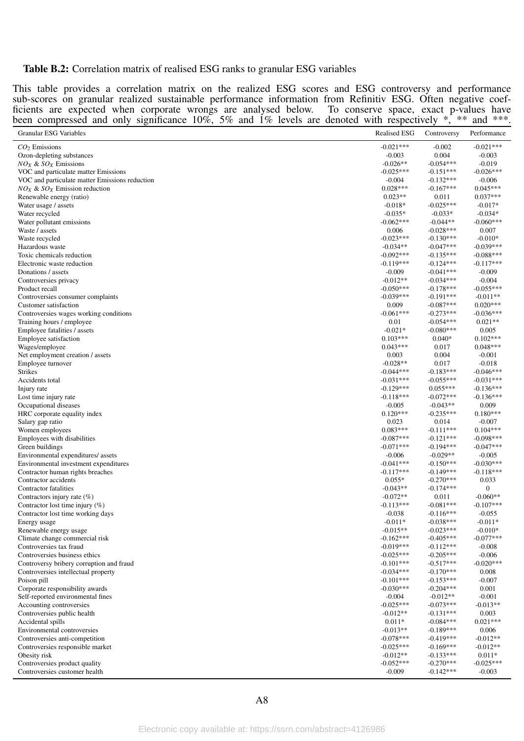**Table B.2:** Correlation matrix of realised ESG ranks to granular ESG variables

This table provides a correlation matrix on the realized ESG scores and ESG controversy and performance sub-scores on granular realized sustainable performance information from Refinitiv ESG. Often negative coefficients are expected when corporate wrongs are analysed below. To conserve space, exact p-values have been compressed and only significance 10%, 5% and 1% levels are denoted with respectively *, ** and ***.

| Granular ESG Variables | Realised ESG | Controversy | Performance |
|---|---|---|---|
| $CO_2$ Emissions | -0.021*** | -0.002 | -0.021*** |
| Ozon-depleting substances | -0.003 | 0.004 | -0.003 |
| $NO_X$ & $SO_X$ Emissions | -0.026** | -0.054*** | -0.019 |
| VOC and particulate matter Emissions | -0.025*** | -0.151*** | -0.026*** |
| VOC and particulate matter Emissions reduction | -0.004 | -0.132*** | -0.006 |
| $NO_X$ & $SO_X$ Emission reduction | 0.028*** | -0.167*** | 0.045*** |
| Renewable energy (ratio) | 0.023** | 0.011 | 0.037*** |
| Water usage / assets | -0.018* | -0.025*** | -0.017* |
| Water recycled | -0.035* | -0.033* | -0.034* |
| Water pollutant emissions | -0.062*** | -0.044** | -0.060*** |
| Waste / assets | 0.006 | -0.028*** | 0.007 |
| Waste recycled | -0.023*** | -0.130*** | -0.010* |
| Hazardous waste | -0.034** | -0.047*** | -0.039*** |
| Toxic chemicals reduction | -0.092*** | -0.135*** | -0.088*** |
| Electronic waste reduction | -0.119*** | -0.124*** | -0.117*** |
| Donations / assets | -0.009 | -0.041*** | -0.009 |
| Controversies privacy | -0.012** | -0.034*** | -0.004 |
| Product recall | -0.050*** | -0.178*** | -0.055*** |
| Controversies consumer complaints | -0.039*** | -0.191*** | -0.011** |
| Customer satisfaction | 0.009 | -0.087*** | 0.020*** |
| Controversies wages working conditions | -0.061*** | -0.273*** | -0.036*** |
| Training hours / employee | 0.01 | -0.054*** | 0.021** |
| Employee fatalities / assets | -0.021* | -0.080*** | 0.005 |
| Employee satisfaction | 0.103*** | 0.040* | 0.102*** |
| Wages/employee | 0.043*** | 0.017 | 0.048*** |
| Net employment creation / assets | 0.003 | 0.004 | -0.001 |
| Employee turnover | -0.028** | 0.017 | -0.018 |
| Strikes | -0.044*** | -0.183*** | -0.046*** |
| Accidents total | -0.031*** | -0.055*** | -0.031*** |
| Injury rate | -0.129*** | 0.055*** | -0.136*** |
| Lost time injury rate | -0.118*** | -0.072*** | -0.136*** |
| Occupational diseases | -0.005 | -0.043** | 0.009 |
| HRC corporate equality index | 0.120*** | -0.235*** | 0.180*** |
| Salary gap ratio | 0.023 | 0.014 | -0.007 |
| Women employees | 0.083*** | -0.111*** | 0.104*** |
| Employees with disabilities | -0.087*** | -0.121*** | -0.098*** |
| Green buildings | -0.071*** | -0.194*** | -0.047*** |
| Environmental expenditures/ assets | -0.006 | -0.029** | -0.005 |
| Environmental investment expenditures | -0.041*** | -0.150*** | -0.030*** |
| Contractor human rights breaches | -0.117*** | -0.149*** | -0.118*** |
| Contractor accidents | 0.055* | -0.270*** | 0.033 |
| Contractor fatalities | -0.043** | -0.174*** | 0 |
| Contractors injury rate (%) | -0.072** | 0.011 | -0.060** |
| Contractor lost time injury (%) | -0.113*** | -0.081*** | -0.107*** |
| Contractor lost time working days | -0.038 | -0.116*** | -0.055 |
| Energy usage | -0.011* | -0.038*** | -0.011* |
| Renewable energy usage | -0.015** | -0.023*** | -0.010* |
| Climate change commercial risk | -0.162*** | -0.405*** | -0.077*** |
| Controversies tax fraud | -0.019*** | -0.112*** | -0.008 |
| Controversies business ethics | -0.025*** | -0.205*** | -0.006 |
| Controversy bribery corruption and fraud | -0.101*** | -0.517*** | -0.020*** |
| Controversies intellectual property | -0.034*** | -0.170*** | 0.008 |
| Poison pill | -0.101*** | -0.153*** | -0.007 |
| Corporate responsibility awards | -0.030*** | -0.204*** | 0.001 |
| Self-reported environmental fines | -0.004 | -0.012** | -0.001 |
| Accounting controversies | -0.025*** | -0.073*** | -0.013** |
| Controversies public health | -0.012** | -0.131*** | 0.003 |
| Accidental spills | 0.011* | -0.084*** | 0.021*** |
| Environmental controversies | -0.013** | -0.189*** | 0.006 |
| Controversies anti-competition | -0.078*** | -0.419*** | -0.012** |
| Controversies responsible market | -0.025*** | -0.169*** | -0.012** |
| Obesity risk | -0.012** | -0.133*** | 0.011* |
| Controversies product quality | -0.052*** | -0.270*** | -0.025*** |
| Controversies customer health | -0.009 | -0.142*** | -0.003 |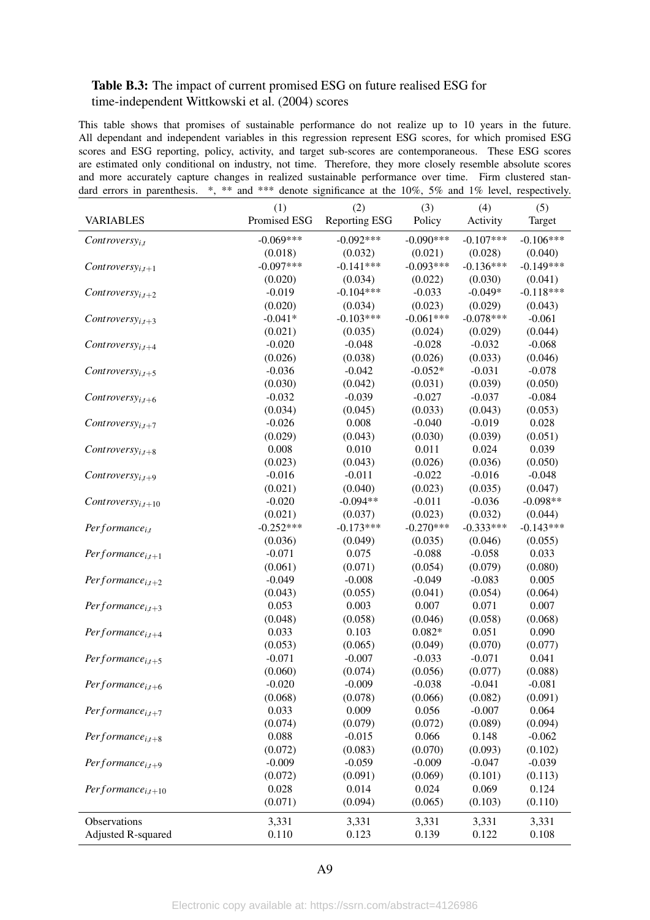**Table B.3:** The impact of current promised ESG on future realised ESG for time-independent Wittkowski et al. (2004) scores

This table shows that promises of sustainable performance do not realize up to 10 years in the future. All dependant and independent variables in this regression represent ESG scores, for which promised ESG scores and ESG reporting, policy, activity, and target sub-scores are contemporaneous. These ESG scores are estimated only conditional on industry, not time. Therefore, they more closely resemble absolute scores and more accurately capture changes in realized sustainable performance over time. Firm clustered standard errors in parenthesis. *, ** and *** denote significance at the 10%, 5% and 1% level, respectively.

| VARIABLES | (1) Promised ESG | (2) Reporting ESG | (3) Policy | (4) Activity | (5) Target |
|---|---|---|---|---|---|
| $Controversy_{i,t}$ | -0.069*** | -0.092*** | -0.090*** | -0.107*** | -0.106*** |
| | (0.018) | (0.032) | (0.021) | (0.028) | (0.040) |
| $Controversy_{i,t+1}$ | -0.097*** | -0.141*** | -0.093*** | -0.136*** | -0.149*** |
| | (0.020) | (0.034) | (0.022) | (0.030) | (0.041) |
| $Controversy_{i,t+2}$ | -0.019 | -0.104*** | -0.033 | -0.049* | -0.118*** |
| | (0.020) | (0.034) | (0.023) | (0.029) | (0.043) |
| $Controversy_{i,t+3}$ | -0.041* | -0.103*** | -0.061*** | -0.078*** | -0.061 |
| | (0.021) | (0.035) | (0.024) | (0.029) | (0.044) |
| $Controversy_{i,t+4}$ | -0.020 | -0.048 | -0.028 | -0.032 | -0.068 |
| | (0.026) | (0.038) | (0.026) | (0.033) | (0.046) |
| $Controversy_{i,t+5}$ | -0.036 | -0.042 | -0.052* | -0.031 | -0.078 |
| | (0.030) | (0.042) | (0.031) | (0.039) | (0.050) |
| $Controversy_{i,t+6}$ | -0.032 | -0.039 | -0.027 | -0.037 | -0.084 |
| | (0.034) | (0.045) | (0.033) | (0.043) | (0.053) |
| $Controversy_{i,t+7}$ | -0.026 | 0.008 | -0.040 | -0.019 | 0.028 |
| | (0.029) | (0.043) | (0.030) | (0.039) | (0.051) |
| $Controversy_{i,t+8}$ | 0.008 | 0.010 | 0.011 | 0.024 | 0.039 |
| | (0.023) | (0.043) | (0.026) | (0.036) | (0.050) |
| $Controversy_{i,t+9}$ | -0.016 | -0.011 | -0.022 | -0.016 | -0.048 |
| | (0.021) | (0.040) | (0.023) | (0.035) | (0.047) |
| $Controversy_{i,t+10}$ | -0.020 | -0.094** | -0.011 | -0.036 | -0.098** |
| | (0.021) | (0.037) | (0.023) | (0.032) | (0.044) |
| $Performance_{i,t}$ | -0.252*** | -0.173*** | -0.270*** | -0.333*** | -0.143*** |
| | (0.036) | (0.049) | (0.035) | (0.046) | (0.055) |
| $Performance_{i,t+1}$ | -0.071 | 0.075 | -0.088 | -0.058 | 0.033 |
| | (0.061) | (0.071) | (0.054) | (0.079) | (0.080) |
| $Performance_{i,t+2}$ | -0.049 | -0.008 | -0.049 | -0.083 | 0.005 |
| | (0.043) | (0.055) | (0.041) | (0.054) | (0.064) |
| $Performance_{i,t+3}$ | 0.053 | 0.003 | 0.007 | 0.071 | 0.007 |
| | (0.048) | (0.058) | (0.046) | (0.058) | (0.068) |
| $Performance_{i,t+4}$ | 0.033 | 0.103 | 0.082* | 0.051 | 0.090 |
| | (0.053) | (0.065) | (0.049) | (0.070) | (0.077) |
| $Performance_{i,t+5}$ | -0.071 | -0.007 | -0.033 | -0.071 | 0.041 |
| | (0.060) | (0.074) | (0.056) | (0.077) | (0.088) |
| $Performance_{i,t+6}$ | -0.020 | -0.009 | -0.038 | -0.041 | -0.081 |
| | (0.068) | (0.078) | (0.066) | (0.082) | (0.091) |
| $Performance_{i,t+7}$ | 0.033 | 0.009 | 0.056 | -0.007 | 0.064 |
| | (0.074) | (0.079) | (0.072) | (0.089) | (0.094) |
| $Performance_{i,t+8}$ | 0.088 | -0.015 | 0.066 | 0.148 | -0.062 |
| | (0.072) | (0.083) | (0.070) | (0.093) | (0.102) |
| $Performance_{i,t+9}$ | -0.009 | -0.059 | -0.009 | -0.047 | -0.039 |
| | (0.072) | (0.091) | (0.069) | (0.101) | (0.113) |
| $Performance_{i,t+10}$ | 0.028 | 0.014 | 0.024 | 0.069 | 0.124 |
| | (0.071) | (0.094) | (0.065) | (0.103) | (0.110) |
| Observations | 3,331 | 3,331 | 3,331 | 3,331 | 3,331 |
| Adjusted R-squared | 0.110 | 0.123 | 0.139 | 0.122 | 0.108 |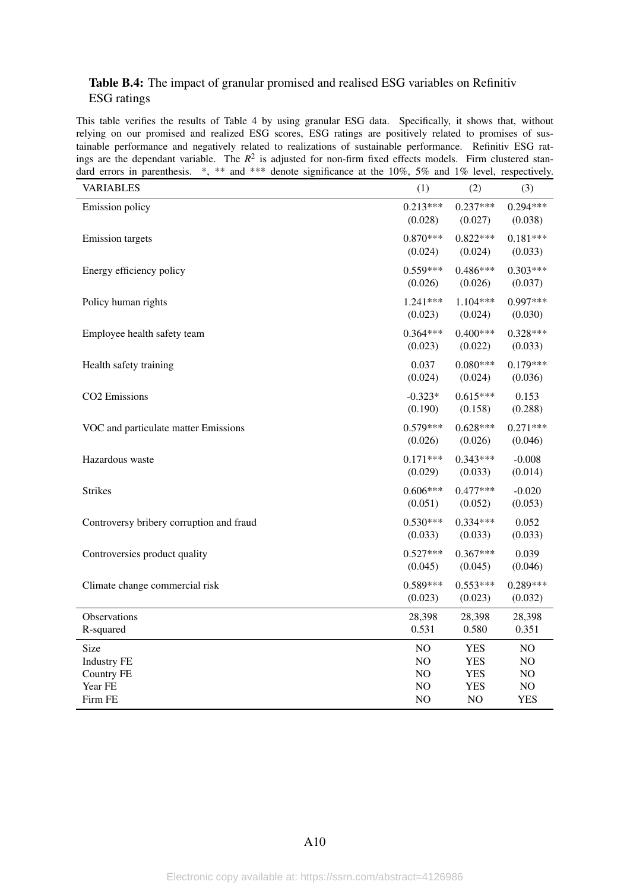**Table B.4:** The impact of granular promised and realised ESG variables on Refinitiv ESG ratings

This table verifies the results of Table 4 by using granular ESG data. Specifically, it shows that, without relying on our promised and realized ESG scores, ESG ratings are positively related to promises of sustainable performance and negatively related to realizations of sustainable performance. Refinitiv ESG ratings are the dependant variable. The $R^2$ is adjusted for non-firm fixed effects models. Firm clustered standard errors in parenthesis. *, ** and *** denote significance at the 10%, 5% and 1% level, respectively.

| VARIABLES | (1) | (2) | (3) |
|---|---|---|---|
| Emission policy | 0.213*** | 0.237*** | 0.294*** |
| | (0.028) | (0.027) | (0.038) |
| Emission targets | 0.870*** | 0.822*** | 0.181*** |
| | (0.024) | (0.024) | (0.033) |
| Energy efficiency policy | 0.559*** | 0.486*** | 0.303*** |
| | (0.026) | (0.026) | (0.037) |
| Policy human rights | 1.241*** | 1.104*** | 0.997*** |
| | (0.023) | (0.024) | (0.030) |
| Employee health safety team | 0.364*** | 0.400*** | 0.328*** |
| | (0.023) | (0.022) | (0.033) |
| Health safety training | 0.037 | 0.080*** | 0.179*** |
| | (0.024) | (0.024) | (0.036) |
| CO2 Emissions | -0.323* | 0.615*** | 0.153 |
| | (0.190) | (0.158) | (0.288) |
| VOC and particulate matter Emissions | 0.579*** | 0.628*** | 0.271*** |
| | (0.026) | (0.026) | (0.046) |
| Hazardous waste | 0.171*** | 0.343*** | -0.008 |
| | (0.029) | (0.033) | (0.014) |
| Strikes | 0.606*** | 0.477*** | -0.020 |
| | (0.051) | (0.052) | (0.053) |
| Controversy bribery corruption and fraud | 0.530*** | 0.334*** | 0.052 |
| | (0.033) | (0.033) | (0.033) |
| Controversies product quality | 0.527*** | 0.367*** | 0.039 |
| | (0.045) | (0.045) | (0.046) |
| Climate change commercial risk | 0.589*** | 0.553*** | 0.289*** |
| | (0.023) | (0.023) | (0.032) |
| Observations | 28,398 | 28,398 | 28,398 |
| R-squared | 0.531 | 0.580 | 0.351 |
| Size | NO | YES | NO |
| Industry FE | NO | YES | NO |
| Country FE | NO | YES | NO |
| Year FE | NO | YES | NO |
| Firm FE | NO | NO | YES |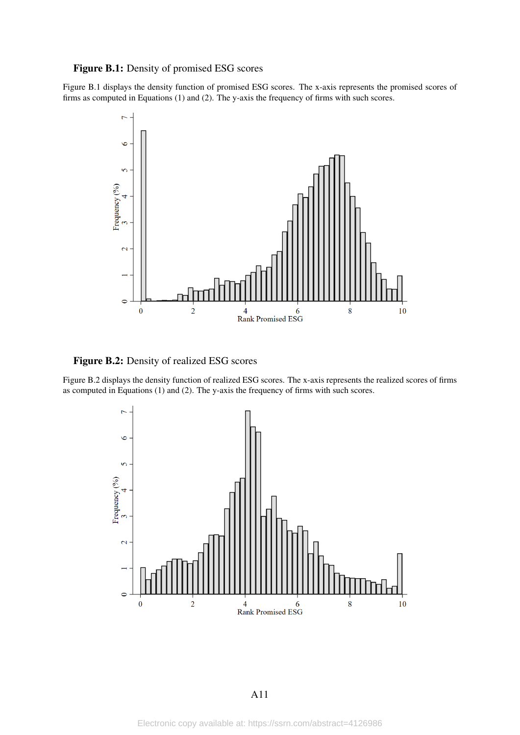**Figure B.1:** Density of promised ESG scores

Figure B.1 displays the density function of promised ESG scores. The x-axis represents the promised scores of firms as computed in Equations (1) and (2). The y-axis the frequency of firms with such scores.

**Figure B.2:** Density of realized ESG scores

Figure B.2 displays the density function of realized ESG scores. The x-axis represents the realized scores of firms as computed in Equations (1) and (2). The y-axis the frequency of firms with such scores.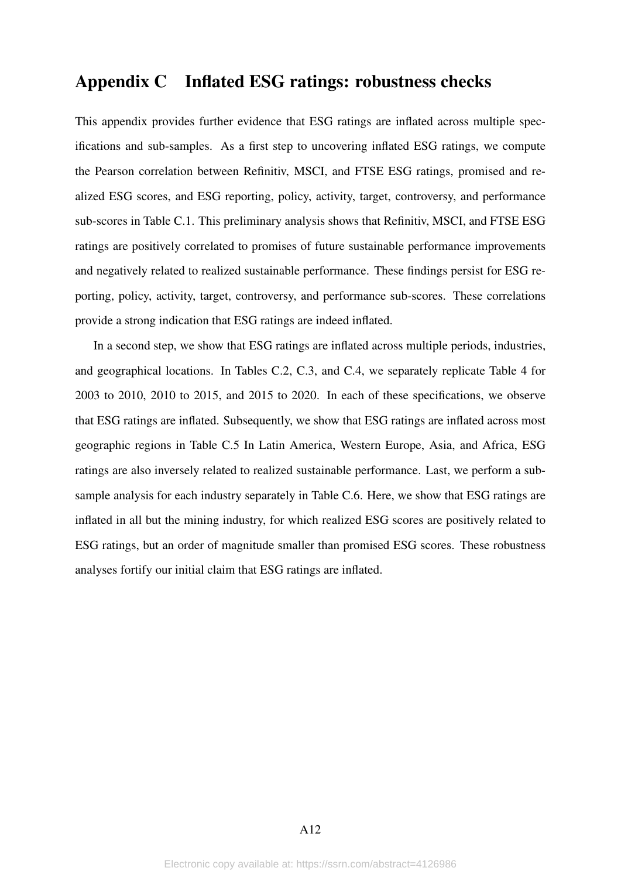# Appendix C Inflated ESG ratings: robustness checks

This appendix provides further evidence that ESG ratings are inflated across multiple specifications and sub-samples. As a first step to uncovering inflated ESG ratings, we compute the Pearson correlation between Refinitiv, MSCI, and FTSE ESG ratings, promised and realized ESG scores, and ESG reporting, policy, activity, target, controversy, and performance sub-scores in Table C.1. This preliminary analysis shows that Refinitiv, MSCI, and FTSE ESG ratings are positively correlated to promises of future sustainable performance improvements and negatively related to realized sustainable performance. These findings persist for ESG reporting, policy, activity, target, controversy, and performance sub-scores. These correlations provide a strong indication that ESG ratings are indeed inflated.

In a second step, we show that ESG ratings are inflated across multiple periods, industries, and geographical locations. In Tables C.2, C.3, and C.4, we separately replicate Table 4 for 2003 to 2010, 2010 to 2015, and 2015 to 2020. In each of these specifications, we observe that ESG ratings are inflated. Subsequently, we show that ESG ratings are inflated across most geographic regions in Table C.5 In Latin America, Western Europe, Asia, and Africa, ESG ratings are also inversely related to realized sustainable performance. Last, we perform a sub-sample analysis for each industry separately in Table C.6. Here, we show that ESG ratings are inflated in all but the mining industry, for which realized ESG scores are positively related to ESG ratings, but an order of magnitude smaller than promised ESG scores. These robustness analyses fortify our initial claim that ESG ratings are inflated.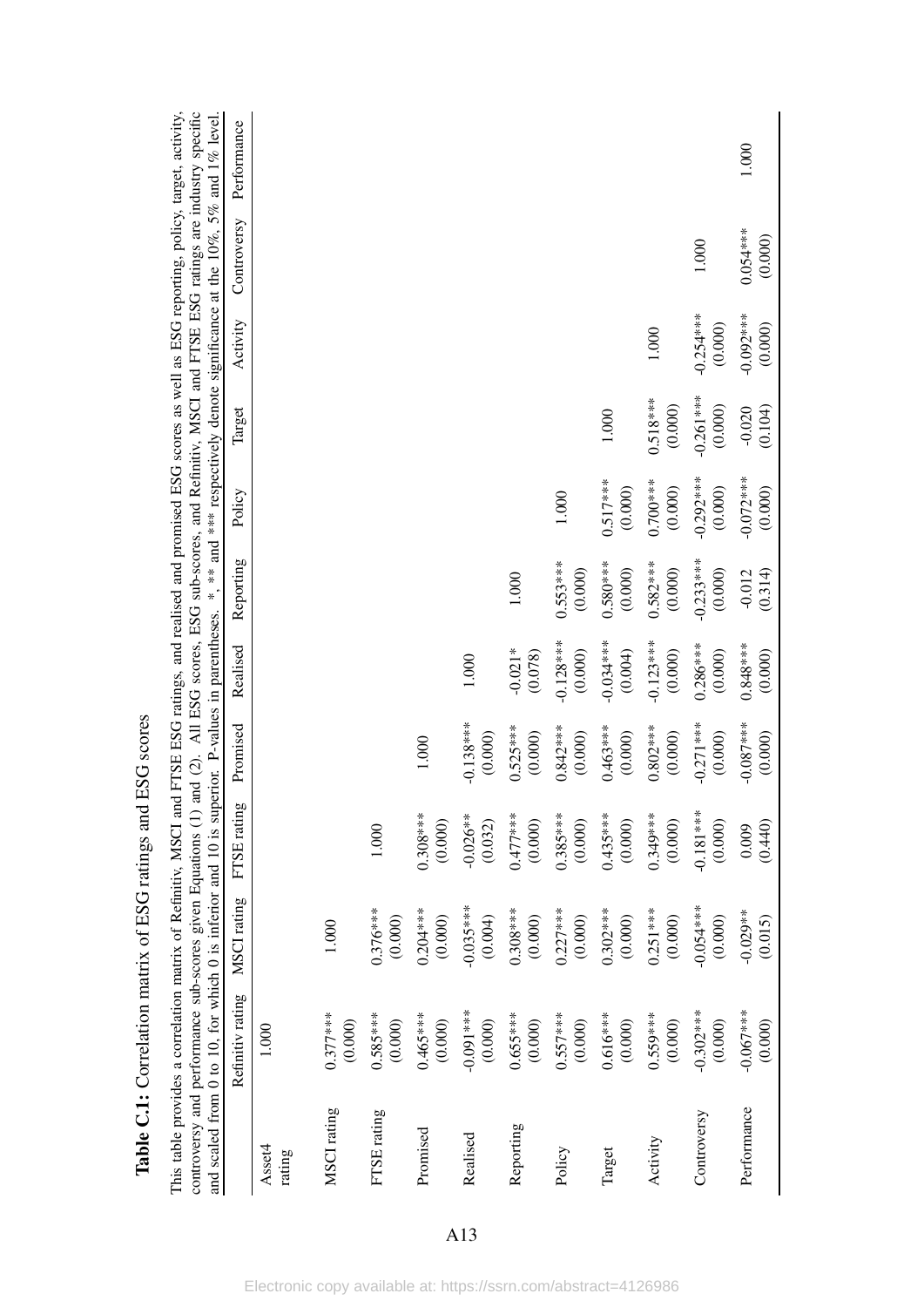**Table C.1:** Correlation matrix of ESG ratings and ESG scores

This table provides a correlation matrix of Refinitiv, MSCI and FTSE ESG ratings, and realised and promised ESG scores as well as ESG reporting, policy, target, activity, controversy and performance sub-scores given Equations (1) and (2). All ESG scores, ESG sub-scores, and Refinitiv, MSCI and FTSE ESG ratings are industry specific and scaled from 0 to 10, for which 0 is inferior and 10 is superior. P-values in parentheses. *, ** and *** respectively denote significance at the 10%, 5% and 1% level.

| | Refinitiv rating | MSCI rating | FTSE rating | Promised | Realised | Reporting | Policy | Target | Activity | Controversy | Performance |
|---|---|---|---|---|---|---|---|---|---|---|---|
| Asset4 rating | 1.000 | | | | | | | | | | |
| MSCI rating | 0.377*** | 1.000 | | | | | | | | | |
| | (0.000) | | | | | | | | | | |
| FTSE rating | 0.585*** | 0.376*** | 1.000 | | | | | | | | |
| | (0.000) | (0.000) | | | | | | | | | |
| Promised | 0.465*** | 0.204*** | 0.308*** | 1.000 | | | | | | | |
| | (0.000) | (0.000) | (0.000) | | | | | | | | |
| Realised | -0.091*** | -0.035*** | -0.026** | -0.138*** | 1.000 | | | | | | |
| | (0.000) | (0.004) | (0.032) | (0.000) | | | | | | | |
| Reporting | 0.655*** | 0.308*** | 0.477*** | 0.525*** | -0.021* | 1.000 | | | | | |
| | (0.000) | (0.000) | (0.000) | (0.000) | (0.078) | | | | | | |
| Policy | 0.557*** | 0.227*** | 0.385*** | 0.842*** | -0.128*** | 0.553*** | 1.000 | | | | |
| | (0.000) | (0.000) | (0.000) | (0.000) | (0.000) | (0.000) | | | | | |
| Target | 0.616*** | 0.302*** | 0.435*** | 0.463*** | -0.034*** | 0.580*** | 0.517*** | 1.000 | | | |
| | (0.000) | (0.000) | (0.000) | (0.000) | (0.004) | (0.000) | (0.000) | | | | |
| Activity | 0.559*** | 0.251*** | 0.349*** | 0.802*** | -0.123*** | 0.582*** | 0.700*** | 0.518*** | 1.000 | | |
| | (0.000) | (0.000) | (0.000) | (0.000) | (0.000) | (0.000) | (0.000) | (0.000) | | | |
| Controversy | -0.302*** | -0.054*** | -0.181*** | -0.271*** | 0.286*** | -0.233*** | -0.292*** | -0.261*** | -0.254*** | 1.000 | |
| | (0.000) | (0.000) | (0.000) | (0.000) | (0.000) | (0.000) | (0.000) | (0.000) | (0.000) | | |
| Performance | -0.067*** | -0.029** | 0.009 | -0.087*** | 0.848*** | -0.012 | -0.072*** | -0.020 | -0.092*** | 0.054*** | 1.000 |
| | (0.000) | (0.015) | (0.440) | (0.000) | (0.000) | (0.314) | (0.000) | (0.104) | (0.000) | (0.000) | |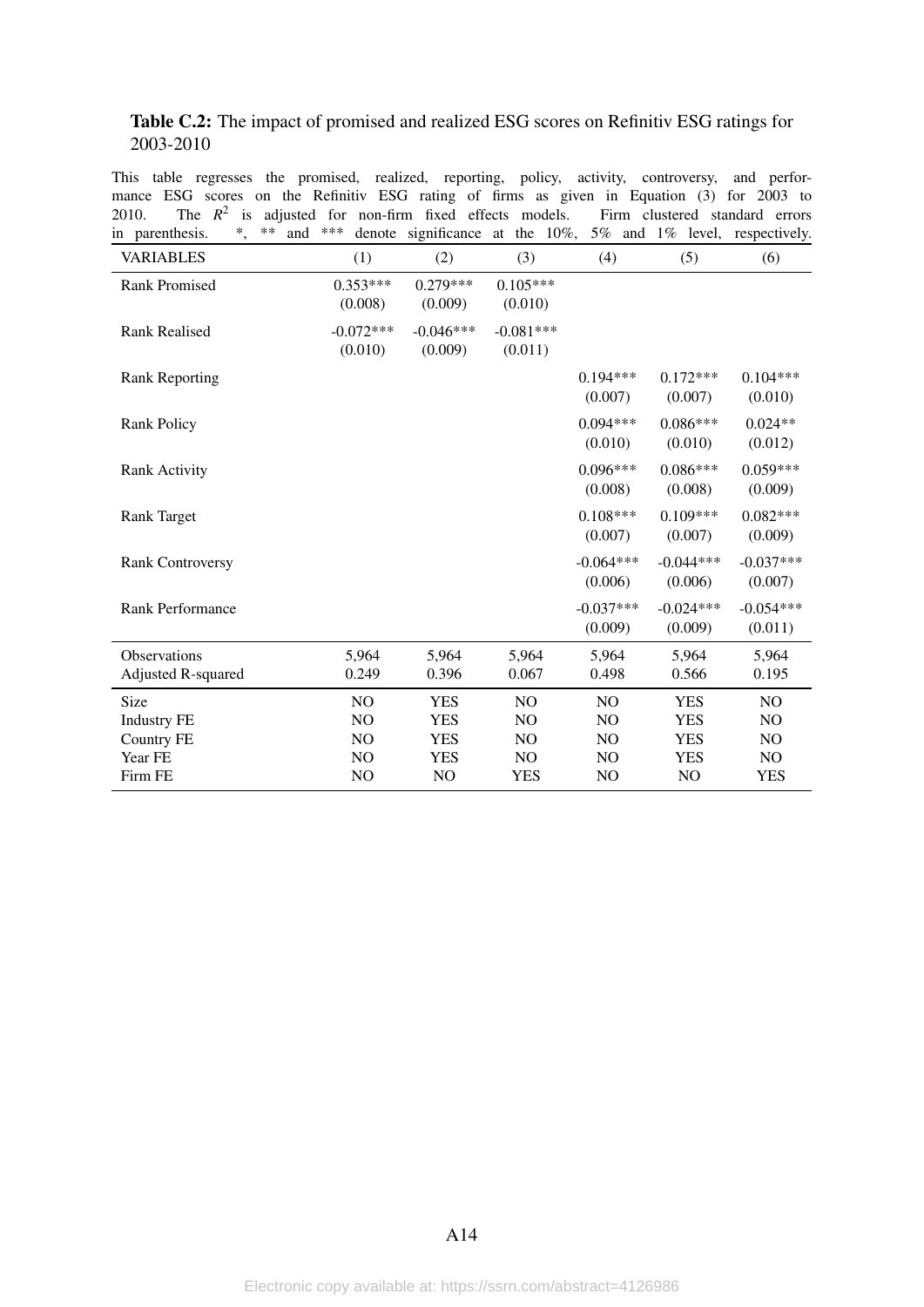**Table C.2:** The impact of promised and realized ESG scores on Refinitiv ESG ratings for 2003-2010

This table regresses the promised, realized, reporting, policy, activity, controversy, and performance ESG scores on the Refinitiv ESG rating of firms as given in Equation (3) for 2003 to 2010. The $R^2$ is adjusted for non-firm fixed effects models. Firm clustered standard errors in parenthesis. *, ** and *** denote significance at the 10%, 5% and 1% level, respectively.

| VARIABLES | (1) | (2) | (3) | (4) | (5) | (6) |
|---|---|---|---|---|---|---|
| Rank Promised | 0.353*** | 0.279*** | 0.105*** | | | |
| | (0.008) | (0.009) | (0.010) | | | |
| Rank Realised | -0.072*** | -0.046*** | -0.081*** | | | |
| | (0.010) | (0.009) | (0.011) | | | |
| Rank Reporting | | | | 0.194*** | 0.172*** | 0.104*** |
| | | | | (0.007) | (0.007) | (0.010) |
| Rank Policy | | | | 0.094*** | 0.086*** | 0.024** |
| | | | | (0.010) | (0.010) | (0.012) |
| Rank Activity | | | | 0.096*** | 0.086*** | 0.059*** |
| | | | | (0.008) | (0.008) | (0.009) |
| Rank Target | | | | 0.108*** | 0.109*** | 0.082*** |
| | | | | (0.007) | (0.007) | (0.009) |
| Rank Controversy | | | | -0.064*** | -0.044*** | -0.037*** |
| | | | | (0.006) | (0.006) | (0.007) |
| Rank Performance | | | | -0.037*** | -0.024*** | -0.054*** |
| | | | | (0.009) | (0.009) | (0.011) |
| Observations | 5,964 | 5,964 | 5,964 | 5,964 | 5,964 | 5,964 |
| Adjusted R-squared | 0.249 | 0.396 | 0.067 | 0.498 | 0.566 | 0.195 |
| Size | NO | YES | NO | NO | YES | NO |
| Industry FE | NO | YES | NO | NO | YES | NO |
| Country FE | NO | YES | NO | NO | YES | NO |
| Year FE | NO | YES | NO | NO | YES | NO |
| Firm FE | NO | NO | YES | NO | NO | YES |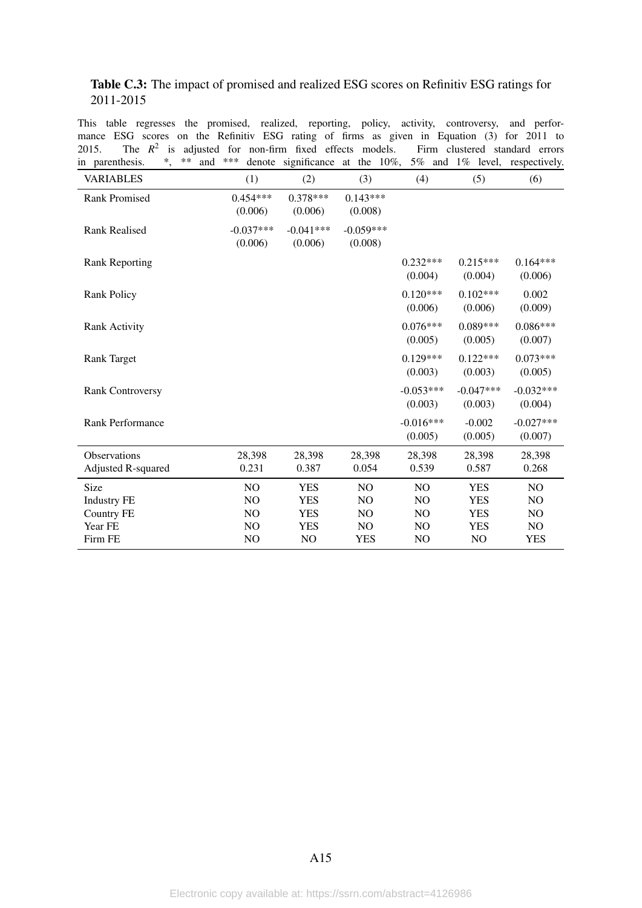**Table C.3:** The impact of promised and realized ESG scores on Refinitiv ESG ratings for 2011-2015

This table regresses the promised, realized, reporting, policy, activity, controversy, and performance ESG scores on the Refinitiv ESG rating of firms as given in Equation (3) for 2011 to 2015. The $R^2$ is adjusted for non-firm fixed effects models. Firm clustered standard errors in parenthesis. *, ** and *** denote significance at the 10%, 5% and 1% level, respectively.

| VARIABLES | (1) | (2) | (3) | (4) | (5) | (6) |
|---|---|---|---|---|---|---|
| Rank Promised | 0.454*** | 0.378*** | 0.143*** | | | |
| | (0.006) | (0.006) | (0.008) | | | |
| Rank Realised | -0.037*** | -0.041*** | -0.059*** | | | |
| | (0.006) | (0.006) | (0.008) | | | |
| Rank Reporting | | | | 0.232*** | 0.215*** | 0.164*** |
| | | | | (0.004) | (0.004) | (0.006) |
| Rank Policy | | | | 0.120*** | 0.102*** | 0.002 |
| | | | | (0.006) | (0.006) | (0.009) |
| Rank Activity | | | | 0.076*** | 0.089*** | 0.086*** |
| | | | | (0.005) | (0.005) | (0.007) |
| Rank Target | | | | 0.129*** | 0.122*** | 0.073*** |
| | | | | (0.003) | (0.003) | (0.005) |
| Rank Controversy | | | | -0.053*** | -0.047*** | -0.032*** |
| | | | | (0.003) | (0.003) | (0.004) |
| Rank Performance | | | | -0.016*** | -0.002 | -0.027*** |
| | | | | (0.005) | (0.005) | (0.007) |
| Observations | 28,398 | 28,398 | 28,398 | 28,398 | 28,398 | 28,398 |
| Adjusted R-squared | 0.231 | 0.387 | 0.054 | 0.539 | 0.587 | 0.268 |
| Size | NO | YES | NO | NO | YES | NO |
| Industry FE | NO | YES | NO | NO | YES | NO |
| Country FE | NO | YES | NO | NO | YES | NO |
| Year FE | NO | YES | NO | NO | YES | NO |
| Firm FE | NO | NO | YES | NO | NO | YES |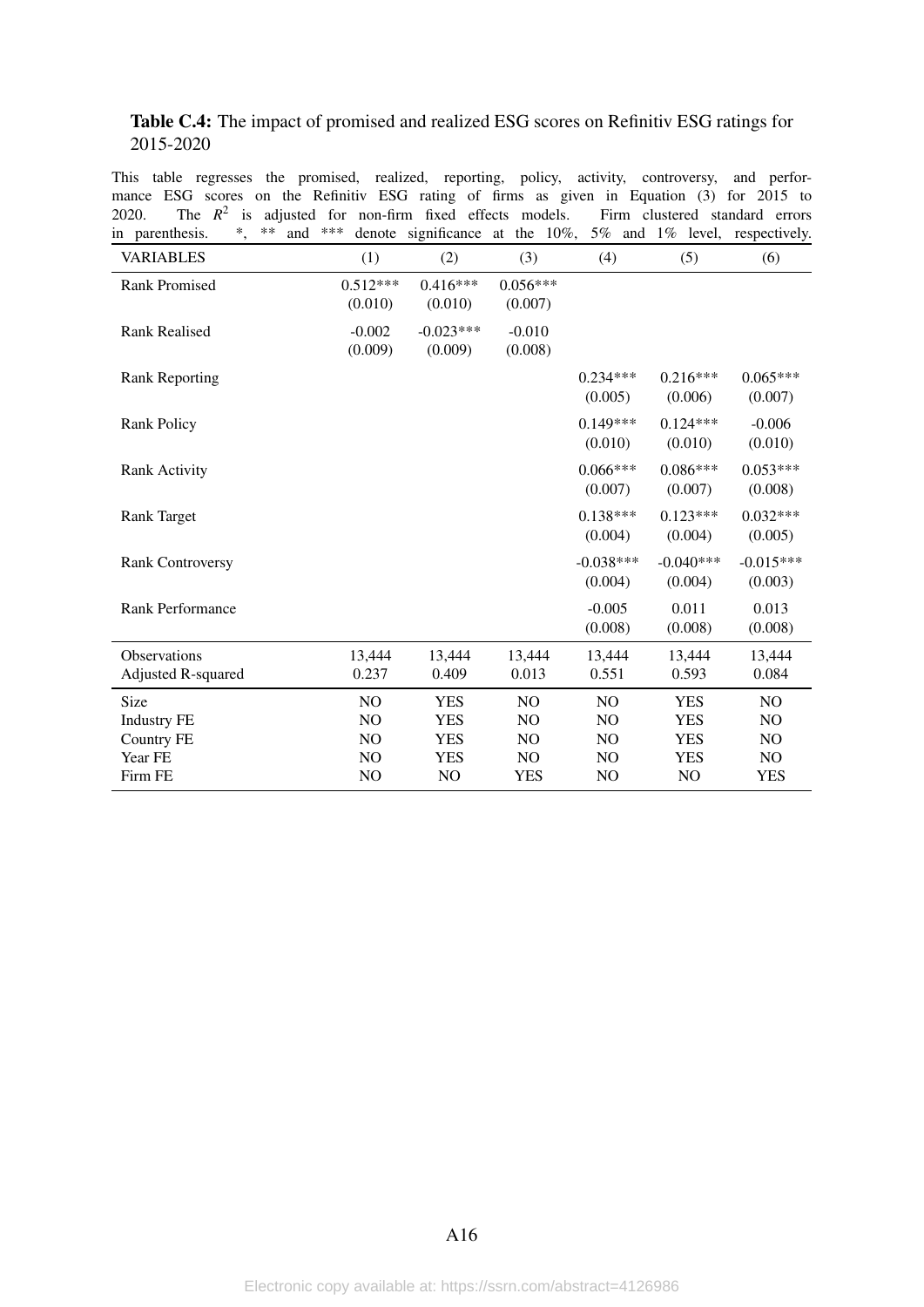**Table C.4:** The impact of promised and realized ESG scores on Refinitiv ESG ratings for 2015-2020

This table regresses the promised, realized, reporting, policy, activity, controversy, and performance ESG scores on the Refinitiv ESG rating of firms as given in Equation (3) for 2015 to 2020. The $R^2$ is adjusted for non-firm fixed effects models. Firm clustered standard errors in parenthesis. *, ** and *** denote significance at the 10%, 5% and 1% level, respectively.

| VARIABLES | (1) | (2) | (3) | (4) | (5) | (6) |
|---|---|---|---|---|---|---|
| Rank Promised | 0.512*** | 0.416*** | 0.056*** | | | |
| | (0.010) | (0.010) | (0.007) | | | |
| Rank Realised | -0.002 | -0.023*** | -0.010 | | | |
| | (0.009) | (0.009) | (0.008) | | | |
| Rank Reporting | | | | 0.234*** | 0.216*** | 0.065*** |
| | | | | (0.005) | (0.006) | (0.007) |
| Rank Policy | | | | 0.149*** | 0.124*** | -0.006 |
| | | | | (0.010) | (0.010) | (0.010) |
| Rank Activity | | | | 0.066*** | 0.086*** | 0.053*** |
| | | | | (0.007) | (0.007) | (0.008) |
| Rank Target | | | | 0.138*** | 0.123*** | 0.032*** |
| | | | | (0.004) | (0.004) | (0.005) |
| Rank Controversy | | | | -0.038*** | -0.040*** | -0.015*** |
| | | | | (0.004) | (0.004) | (0.003) |
| Rank Performance | | | | -0.005 | 0.011 | 0.013 |
| | | | | (0.008) | (0.008) | (0.008) |
| Observations | 13,444 | 13,444 | 13,444 | 13,444 | 13,444 | 13,444 |
| Adjusted R-squared | 0.237 | 0.409 | 0.013 | 0.551 | 0.593 | 0.084 |
| Size | NO | YES | NO | NO | YES | NO |
| Industry FE | NO | YES | NO | NO | YES | NO |
| Country FE | NO | YES | NO | NO | YES | NO |
| Year FE | NO | YES | NO | NO | YES | NO |
| Firm FE | NO | NO | YES | NO | NO | YES |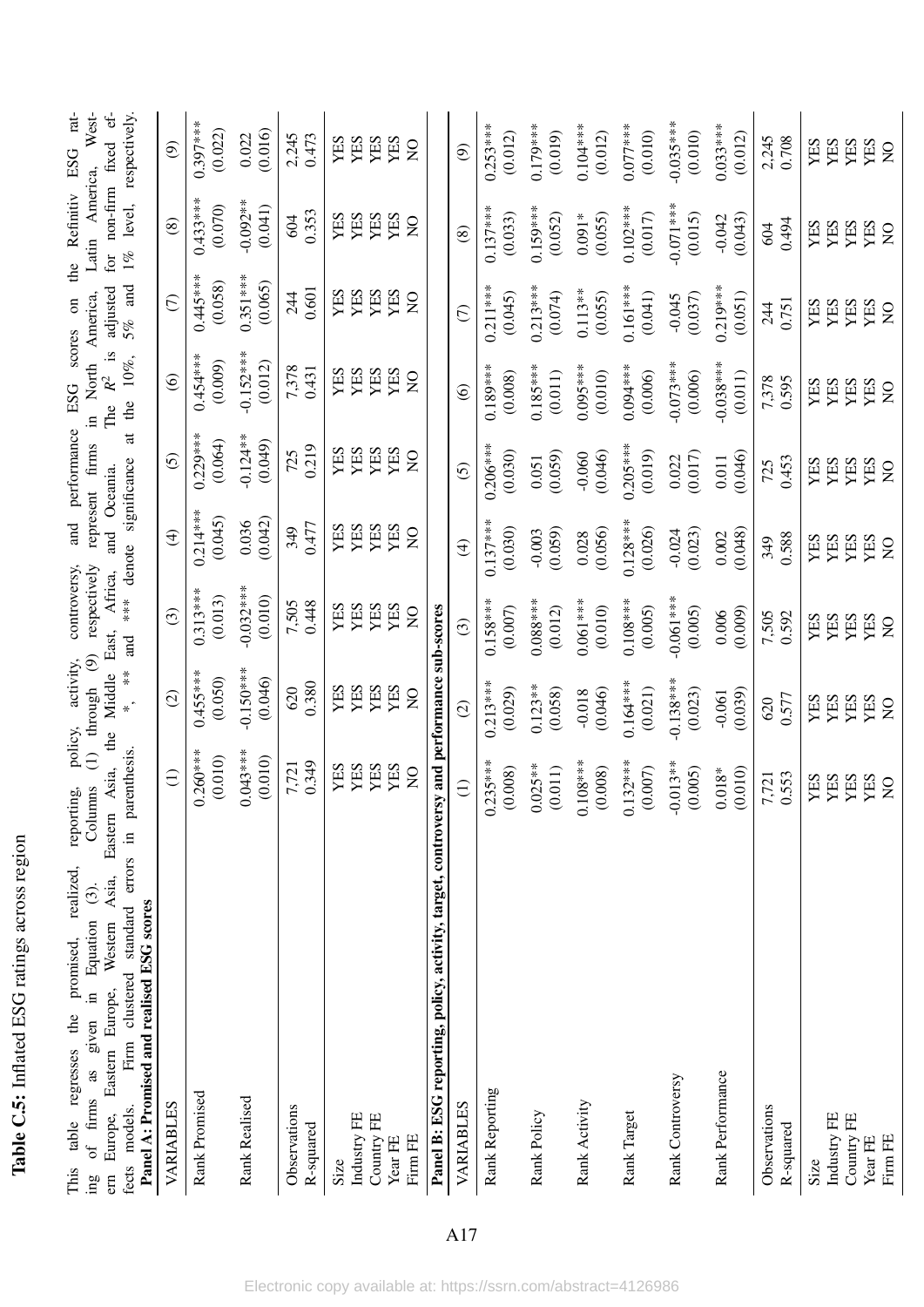**Table C.5:** Inflated ESG ratings across region

This table regresses the promised, realized, reporting, policy, activity, controversy, and performance ESG scores on the Refinitiv ESG rating of firms as given in Equation (3). Columns (1) through (9) respectively represent firms in North America, Latin America, Western Europe, Eastern Europe, Western Asia, Eastern Asia, the Middle East, Africa, and Oceania. The $R^2$ is adjusted for non-firm fixed effects models. Firm clustered standard errors in parenthesis. *, ** and *** denote significance at the 10%, 5% and 1% level, respectively.

**Panel A: Promised and realised ESG scores**

| VARIABLES | (1) | (2) | (3) | (4) | (5) | (6) | (7) | (8) | (9) |
|---|---|---|---|---|---|---|---|---|---|
| Rank Promised | 0.260*** | 0.455*** | 0.313*** | 0.214*** | 0.229*** | 0.454*** | 0.445*** | 0.433*** | 0.397*** |
| | (0.010) | (0.050) | (0.013) | (0.045) | (0.064) | (0.009) | (0.058) | (0.070) | (0.022) |
| Rank Realised | 0.043*** | -0.150*** | -0.032*** | 0.036 | -0.124** | -0.152*** | 0.351*** | -0.092** | 0.022 |
| | (0.010) | (0.046) | (0.010) | (0.042) | (0.049) | (0.012) | (0.065) | (0.041) | (0.016) |
| Observations | 7,721 | 620 | 7,505 | 349 | 725 | 7,378 | 244 | 604 | 2,245 |
| R-squared | 0.349 | 0.380 | 0.448 | 0.477 | 0.219 | 0.431 | 0.601 | 0.353 | 0.473 |
| Size | YES | YES | YES | YES | YES | YES | YES | YES | YES |
| Industry FE | YES | YES | YES | YES | YES | YES | YES | YES | YES |
| Country FE | YES | YES | YES | YES | YES | YES | YES | YES | YES |
| Year FE | YES | YES | YES | YES | YES | YES | YES | YES | YES |
| Firm FE | NO | NO | NO | NO | NO | NO | NO | NO | NO |

**Panel B: ESG reporting, policy, activity, target, controversy and performance sub-scores**

| VARIABLES | (1) | (2) | (3) | (4) | (5) | (6) | (7) | (8) | (9) |
|---|---|---|---|---|---|---|---|---|---|
| Rank Reporting | 0.235*** | 0.213*** | 0.158*** | 0.137*** | 0.206*** | 0.189*** | 0.211*** | 0.137*** | 0.253*** |
| | (0.008) | (0.029) | (0.007) | (0.030) | (0.030) | (0.008) | (0.045) | (0.033) | (0.012) |
| Rank Policy | 0.025** | 0.123** | 0.088*** | -0.003 | 0.051 | 0.185*** | 0.213*** | 0.159*** | 0.179*** |
| | (0.011) | (0.058) | (0.012) | (0.059) | (0.059) | (0.011) | (0.074) | (0.052) | (0.019) |
| Rank Activity | 0.108*** | -0.018 | 0.061*** | 0.028 | -0.060 | 0.095*** | 0.113** | 0.091* | 0.104*** |
| | (0.008) | (0.046) | (0.010) | (0.056) | (0.046) | (0.010) | (0.055) | (0.055) | (0.012) |
| Rank Target | 0.132*** | 0.164*** | 0.108*** | 0.128*** | 0.205*** | 0.094*** | 0.161*** | 0.102*** | 0.077*** |
| | (0.007) | (0.021) | (0.005) | (0.026) | (0.019) | (0.006) | (0.041) | (0.017) | (0.010) |
| Rank Controversy | -0.013** | -0.138*** | -0.061*** | -0.024 | 0.022 | -0.073*** | -0.045 | -0.071*** | -0.035*** |
| | (0.005) | (0.023) | (0.005) | (0.023) | (0.017) | (0.006) | (0.037) | (0.015) | (0.010) |
| Rank Performance | 0.018* | -0.061 | 0.006 | 0.002 | 0.011 | -0.038*** | 0.219*** | -0.042 | 0.033*** |
| | (0.010) | (0.039) | (0.009) | (0.048) | (0.046) | (0.011) | (0.051) | (0.043) | (0.012) |
| Observations | 7,721 | 620 | 7,505 | 349 | 725 | 7,378 | 244 | 604 | 2,245 |
| R-squared | 0.553 | 0.577 | 0.592 | 0.588 | 0.453 | 0.595 | 0.751 | 0.494 | 0.708 |
| Size | YES | YES | YES | YES | YES | YES | YES | YES | YES |
| Industry FE | YES | YES | YES | YES | YES | YES | YES | YES | YES |
| Country FE | YES | YES | YES | YES | YES | YES | YES | YES | YES |
| Year FE | YES | YES | YES | YES | YES | YES | YES | YES | YES |
| Firm FE | NO | NO | NO | NO | NO | NO | NO | NO | NO |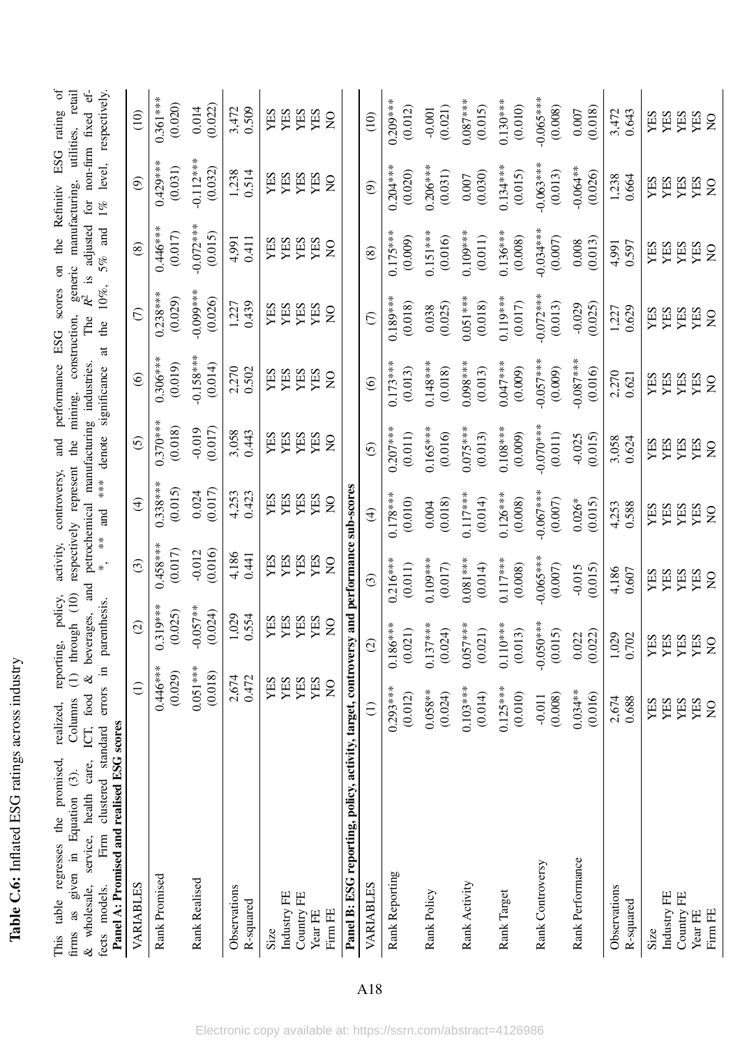**Table C.6:** Inflated ESG ratings across industry

This table regresses the promised, realized, reporting, policy, activity, controversy, and performance ESG scores on the Refinitiv ESG rating of firms as given in Equation (3). Columns (1) through (10) respectively represent the mining, construction, generic manufacturing, utilities, retail & wholesale, service, health care, ICT, food & beverages, and petrochemical manufacturing industries. The $R^2$ is adjusted for non-firm fixed effects models. Firm clustered standard errors in parenthesis. *, ** and *** denote significance at the 10%, 5% and 1% level, respectively.

**Panel A: Promised and realised ESG scores**

| VARIABLES | (1) | (2) | (3) | (4) | (5) | (6) | (7) | (8) | (9) | (10) |
|---|---|---|---|---|---|---|---|---|---|---|
| Rank Promised | 0.446*** | 0.319*** | 0.458*** | 0.338*** | 0.370*** | 0.306*** | 0.238*** | 0.446*** | 0.429*** | 0.361*** |
| | (0.029) | (0.025) | (0.017) | (0.015) | (0.018) | (0.019) | (0.029) | (0.017) | (0.031) | (0.020) |
| Rank Realised | 0.051*** | -0.057** | -0.012 | 0.024 | -0.019 | -0.158*** | -0.099*** | -0.072*** | -0.112*** | 0.014 |
| | (0.018) | (0.024) | (0.016) | (0.017) | (0.017) | (0.014) | (0.026) | (0.015) | (0.032) | (0.022) |
| Observations | 2,674 | 1,029 | 4,186 | 4,253 | 3,058 | 2,270 | 1,227 | 4,991 | 1,238 | 3,472 |
| R-squared | 0.472 | 0.554 | 0.441 | 0.423 | 0.443 | 0.502 | 0.439 | 0.411 | 0.514 | 0.509 |
| Size | YES | YES | YES | YES | YES | YES | YES | YES | YES | YES |
| Industry FE | YES | YES | YES | YES | YES | YES | YES | YES | YES | YES |
| Country FE | YES | YES | YES | YES | YES | YES | YES | YES | YES | YES |
| Year FE | YES | YES | YES | YES | YES | YES | YES | YES | YES | YES |
| Firm FE | NO | NO | NO | NO | NO | NO | NO | NO | NO | NO |

**Panel B: ESG reporting, policy, activity, target, controversy and performance sub-scores**

| VARIABLES | (1) | (2) | (3) | (4) | (5) | (6) | (7) | (8) | (9) | (10) |
|---|---|---|---|---|---|---|---|---|---|---|
| Rank Reporting | 0.293*** | 0.186*** | 0.216*** | 0.178*** | 0.207*** | 0.173*** | 0.189*** | 0.175*** | 0.204*** | 0.209*** |
| | (0.012) | (0.021) | (0.011) | (0.010) | (0.011) | (0.013) | (0.018) | (0.009) | (0.020) | (0.012) |
| Rank Policy | 0.058** | 0.137*** | 0.109*** | 0.004 | 0.165*** | 0.148*** | 0.038 | 0.151*** | 0.206*** | -0.001 |
| | (0.024) | (0.024) | (0.017) | (0.018) | (0.016) | (0.018) | (0.025) | (0.016) | (0.031) | (0.021) |
| Rank Activity | 0.103*** | 0.057*** | 0.081*** | 0.117*** | 0.075*** | 0.098*** | 0.051*** | 0.109*** | 0.007 | 0.087*** |
| | (0.014) | (0.021) | (0.014) | (0.014) | (0.013) | (0.013) | (0.018) | (0.011) | (0.030) | (0.015) |
| Rank Target | 0.125*** | 0.110*** | 0.117*** | 0.126*** | 0.108*** | 0.047*** | 0.119*** | 0.136*** | 0.134*** | 0.130*** |
| | (0.010) | (0.013) | (0.008) | (0.008) | (0.009) | (0.009) | (0.017) | (0.008) | (0.015) | (0.010) |
| Rank Controversy | -0.011 | -0.050*** | -0.065*** | -0.067*** | -0.070*** | -0.057*** | -0.072*** | -0.034*** | -0.063*** | -0.065*** |
| | (0.008) | (0.015) | (0.007) | (0.007) | (0.011) | (0.009) | (0.013) | (0.007) | (0.013) | (0.008) |
| Rank Performance | 0.034** | 0.022 | -0.015 | 0.026* | -0.025 | -0.087*** | -0.029 | 0.008 | -0.064** | 0.007 |
| | (0.016) | (0.022) | (0.015) | (0.015) | (0.015) | (0.016) | (0.025) | (0.013) | (0.026) | (0.018) |
| Observations | 2,674 | 1,029 | 4,186 | 4,253 | 3,058 | 2,270 | 1,227 | 4,991 | 1,238 | 3,472 |
| R-squared | 0.688 | 0.702 | 0.607 | 0.588 | 0.624 | 0.621 | 0.629 | 0.597 | 0.664 | 0.643 |
| Size | YES | YES | YES | YES | YES | YES | YES | YES | YES | YES |
| Industry FE | YES | YES | YES | YES | YES | YES | YES | YES | YES | YES |
| Country FE | YES | YES | YES | YES | YES | YES | YES | YES | YES | YES |
| Year FE | YES | YES | YES | YES | YES | YES | YES | YES | YES | YES |
| Firm FE | NO | NO | NO | NO | NO | NO | NO | NO | NO | NO |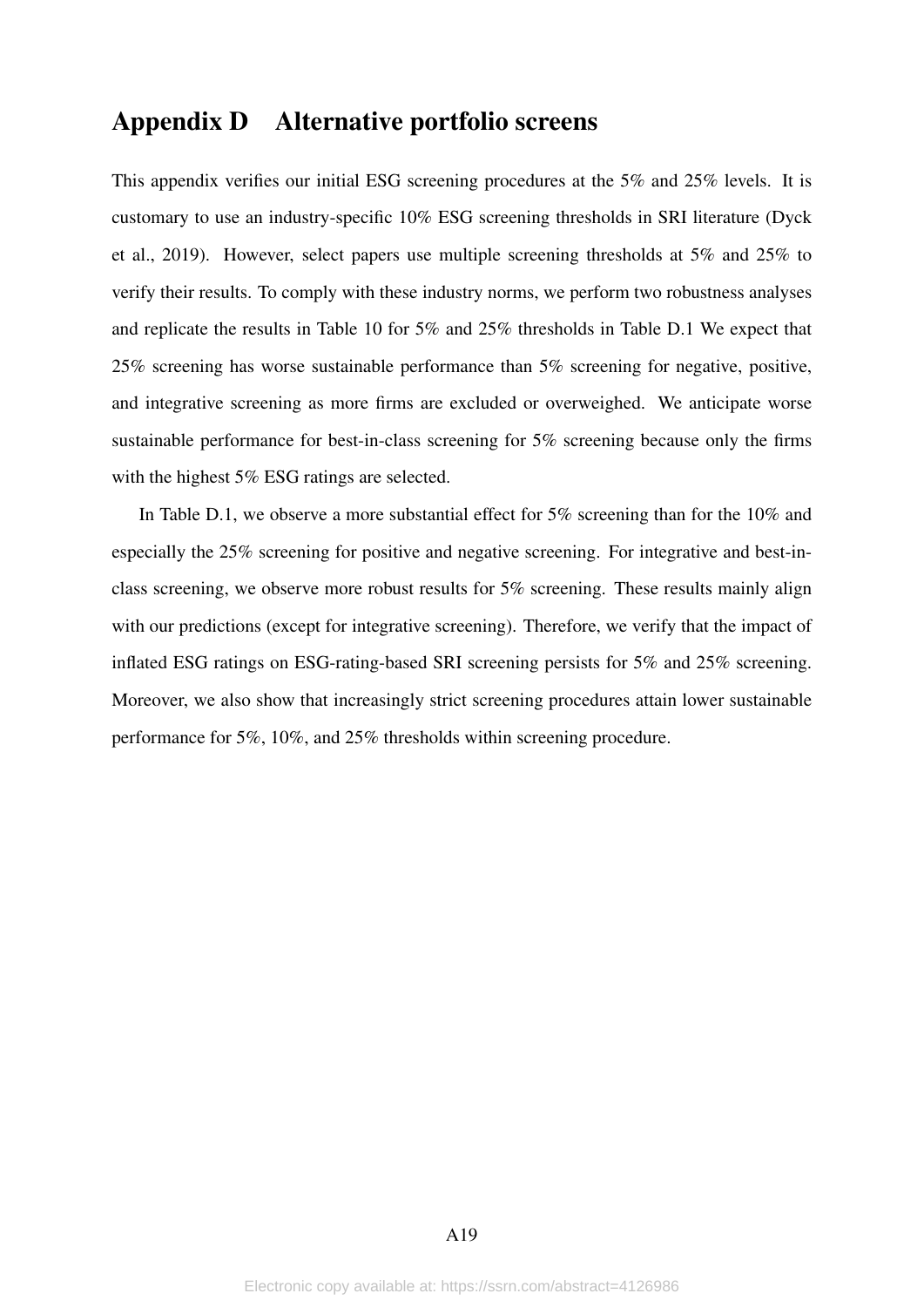# Appendix D Alternative portfolio screens

This appendix verifies our initial ESG screening procedures at the 5% and 25% levels. It is customary to use an industry-specific 10% ESG screening thresholds in SRI literature (Dyck et al., 2019). However, select papers use multiple screening thresholds at 5% and 25% to verify their results. To comply with these industry norms, we perform two robustness analyses and replicate the results in Table 10 for 5% and 25% thresholds in Table D.1 We expect that 25% screening has worse sustainable performance than 5% screening for negative, positive, and integrative screening as more firms are excluded or overweighed. We anticipate worse sustainable performance for best-in-class screening for 5% screening because only the firms with the highest 5% ESG ratings are selected.

In Table D.1, we observe a more substantial effect for 5% screening than for the 10% and especially the 25% screening for positive and negative screening. For integrative and best-in-class screening, we observe more robust results for 5% screening. These results mainly align with our predictions (except for integrative screening). Therefore, we verify that the impact of inflated ESG ratings on ESG-rating-based SRI screening persists for 5% and 25% screening. Moreover, we also show that increasingly strict screening procedures attain lower sustainable performance for 5%, 10%, and 25% thresholds within screening procedure.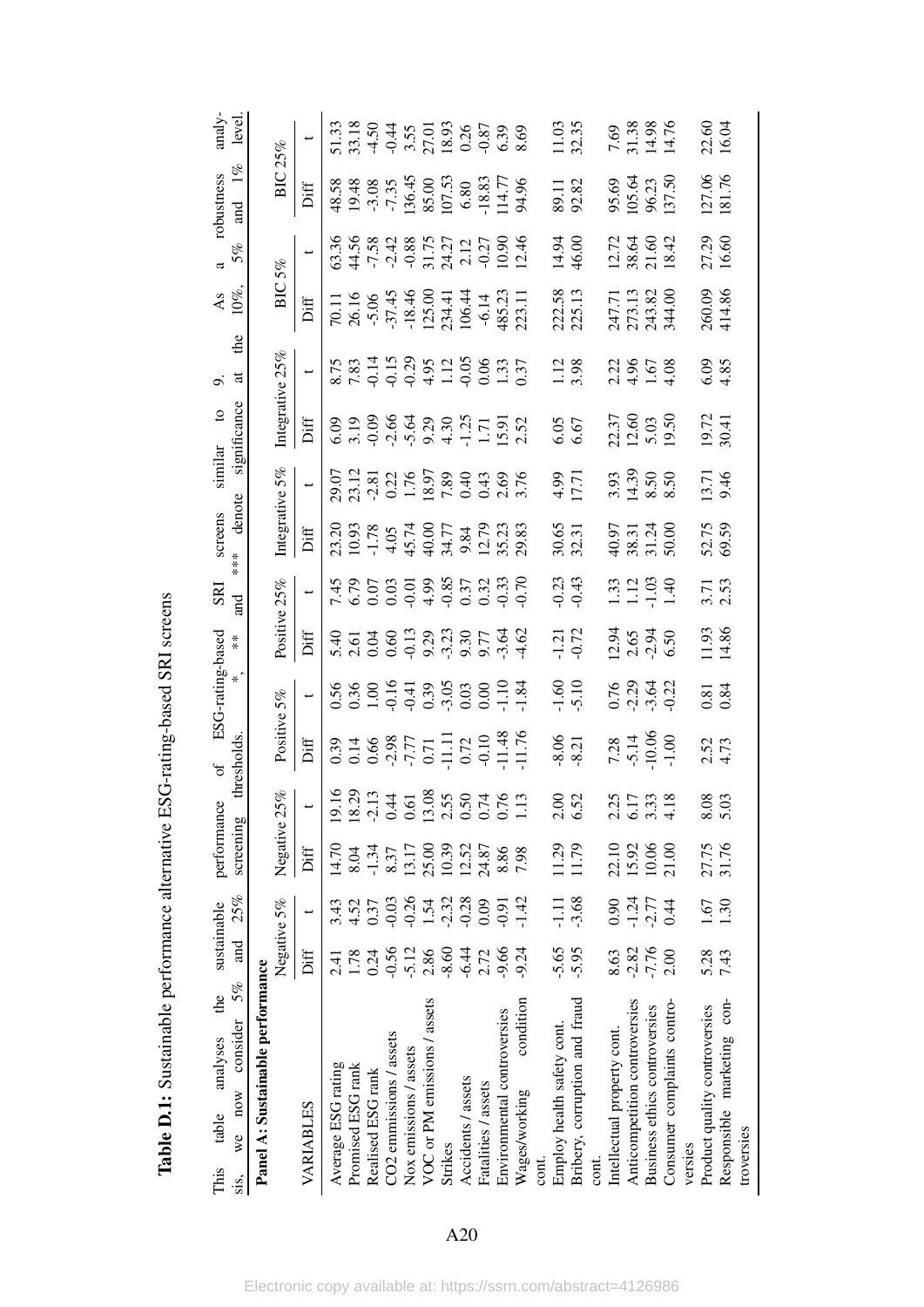**Table D.1:** Sustainable performance alternative ESG-rating-based SRI screens

This table analyses the sustainable performance of ESG-rating-based SRI screens similar to 9. As a robustness analysis, we now consider 5% and 25% screening thresholds. *, ** and *** denote significance at the 10%, 5% and 1% level.

**Panel A: Sustainable performance**

| VARIABLES | Negative 5% | | Negative 25% | | Positive 5% | | Positive 25% | | Integrative 5% | | Integrative 25% | | BIC 5% | | BIC 25% | |
|---|---|---|---|---|---|---|---|---|---|---|---|---|---|---|---|---|
| | Diff | t | Diff | t | Diff | t | Diff | t | Diff | t | Diff | t | Diff | t | Diff | t |
| Average ESG rating | 2.41 | 3.43 | 14.70 | 19.16 | 0.39 | 0.56 | 5.40 | 7.45 | 23.20 | 29.07 | 6.09 | 8.75 | 70.11 | 63.36 | 48.58 | 51.33 |
| Promised ESG rank | 1.78 | 4.52 | 8.04 | 18.29 | 0.14 | 0.36 | 2.61 | 6.79 | 10.93 | 23.12 | 3.19 | 7.83 | 26.16 | 44.56 | 19.48 | 33.18 |
| Realised ESG rank | 0.24 | 0.37 | -1.34 | -2.13 | 0.66 | 1.00 | 0.04 | 0.07 | -1.78 | -2.81 | -0.09 | -0.14 | -5.06 | -7.58 | -3.08 | -4.50 |
| CO2 emmissions / assets | -0.56 | -0.03 | 8.37 | 0.44 | -2.98 | -0.16 | 0.60 | 0.03 | 4.05 | 0.22 | -2.66 | -0.15 | -37.45 | -2.42 | -7.35 | -0.44 |
| Nox emissions / assets | -5.12 | -0.26 | 13.17 | 0.61 | -7.77 | -0.41 | -0.13 | -0.01 | 45.74 | 1.76 | -5.64 | -0.29 | -18.46 | -0.88 | 136.45 | 3.55 |
| VOC or PM emissions / assets | 2.86 | 1.54 | 25.00 | 13.08 | 0.71 | 0.39 | 9.29 | 4.99 | 40.00 | 18.97 | 9.29 | 4.95 | 125.00 | 31.75 | 85.00 | 27.01 |
| Strikes | -8.60 | -2.32 | 10.39 | 2.55 | -11.11 | -3.05 | -3.23 | -0.85 | 34.77 | 7.89 | 4.30 | 1.12 | 234.41 | 24.27 | 107.53 | 18.93 |
| Accidents / assets | -6.44 | -0.28 | 12.52 | 0.50 | 0.72 | 0.03 | 9.30 | 0.37 | 9.84 | 0.40 | -1.25 | -0.05 | 106.44 | 2.12 | 6.80 | 0.26 |
| Fatalities / assets | 2.72 | 0.09 | 24.87 | 0.74 | -0.10 | 0.00 | 9.77 | 0.32 | 12.79 | 0.43 | 1.71 | 0.06 | -6.14 | -0.27 | -18.83 | -0.87 |
| Environmental controversies | -9.66 | -0.91 | 8.86 | 0.76 | -11.48 | -1.10 | -3.64 | -0.33 | 35.23 | 2.69 | 15.91 | 1.33 | 485.23 | 10.90 | 114.77 | 6.39 |
| Wages/working condition cont. | -9.24 | -1.42 | 7.98 | 1.13 | -11.76 | -1.84 | -4.62 | -0.70 | 29.83 | 3.76 | 2.52 | 0.37 | 223.11 | 12.46 | 94.96 | 8.69 |
| Employ health safety cont. | -5.65 | -1.11 | 11.29 | 2.00 | -8.06 | -1.60 | -1.21 | -0.23 | 30.65 | 4.99 | 6.05 | 1.12 | 222.58 | 14.94 | 89.11 | 11.03 |
| Bribery, corruption and fraud cont. | -5.95 | -3.68 | 11.79 | 6.52 | -8.21 | -5.10 | -0.72 | -0.43 | 32.31 | 17.71 | 6.67 | 3.98 | 225.13 | 46.00 | 92.82 | 32.35 |
| Intellectual property cont. | 8.63 | 0.90 | 22.10 | 2.25 | 7.28 | 0.76 | 12.94 | 1.33 | 40.97 | 3.93 | 22.37 | 2.22 | 247.71 | 12.72 | 95.69 | 7.69 |
| Anticompetition controversies | -2.82 | -1.24 | 15.92 | 6.17 | -5.14 | -2.29 | 2.65 | 1.12 | 38.31 | 14.39 | 12.60 | 4.96 | 273.13 | 38.64 | 105.64 | 31.38 |
| Business ethics controversies | -7.76 | -2.77 | 10.06 | 3.33 | -10.06 | -3.64 | -2.94 | -1.03 | 31.24 | 8.50 | 5.03 | 1.67 | 243.82 | 21.60 | 96.23 | 14.98 |
| Consumer complaints controversies | 2.00 | 0.44 | 21.00 | 4.18 | -1.00 | -0.22 | 6.50 | 1.40 | 50.00 | 8.50 | 19.50 | 4.08 | 344.00 | 18.42 | 137.50 | 14.76 |
| Product quality controversies | 5.28 | 1.67 | 27.75 | 8.08 | 2.52 | 0.81 | 11.93 | 3.71 | 52.75 | 13.71 | 19.72 | 6.09 | 260.09 | 27.29 | 127.06 | 22.60 |
| Responsible marketing controversies | 7.43 | 1.30 | 31.76 | 5.03 | 4.73 | 0.84 | 14.86 | 2.53 | 69.59 | 9.46 | 30.41 | 4.85 | 414.86 | 16.60 | 181.76 | 16.04 |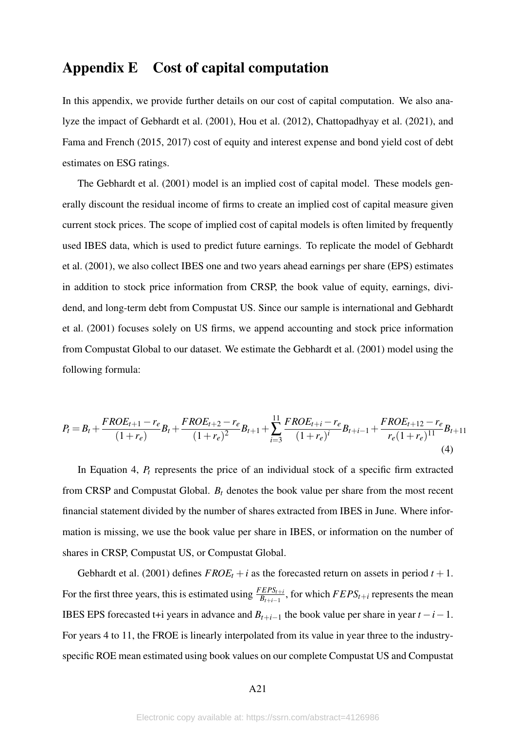# Appendix E Cost of capital computation

In this appendix, we provide further details on our cost of capital computation. We also analyze the impact of Gebhardt et al. (2001), Hou et al. (2012), Chattopadhyay et al. (2021), and Fama and French (2015, 2017) cost of equity and interest expense and bond yield cost of debt estimates on ESG ratings.

The Gebhardt et al. (2001) model is an implied cost of capital model. These models generally discount the residual income of firms to create an implied cost of capital measure given current stock prices. The scope of implied cost of capital models is often limited by frequently used IBES data, which is used to predict future earnings. To replicate the model of Gebhardt et al. (2001), we also collect IBES one and two years ahead earnings per share (EPS) estimates in addition to stock price information from CRSP, the book value of equity, earnings, dividend, and long-term debt from Compustat US. Since our sample is international and Gebhardt et al. (2001) focuses solely on US firms, we append accounting and stock price information from Compustat Global to our dataset. We estimate the Gebhardt et al. (2001) model using the following formula:

$$P_t = B_t + \frac{FROE_{t+1} - r_e}{(1+r_e)} B_t + \frac{FROE_{t+2} - r_e}{(1+r_e)^2} B_{t+1} + \sum_{i=3}^{11} \frac{FROE_{t+i} - r_e}{(1+r_e)^i} B_{t+i-1} + \frac{FROE_{t+12} - r_e}{r_e(1+r_e)^{11}} B_{t+11} \tag{4}$$

In Equation 4, $P_t$ represents the price of an individual stock of a specific firm extracted from CRSP and Compustat Global. $B_t$ denotes the book value per share from the most recent financial statement divided by the number of shares extracted from IBES in June. Where information is missing, we use the book value per share in IBES, or information on the number of shares in CRSP, Compustat US, or Compustat Global.

Gebhardt et al. (2001) defines $FROE_t + i$ as the forecasted return on assets in period $t+1$. For the first three years, this is estimated using $\frac{FEPS_{t+i}}{B_{t+i-1}}$, for which $FEPS_{t+i}$ represents the mean IBES EPS forecasted t+i years in advance and $B_{t+i-1}$ the book value per share in year $t-i-1$. For years 4 to 11, the FROE is linearly interpolated from its value in year three to the industry-specific ROE mean estimated using book values on our complete Compustat US and Compustat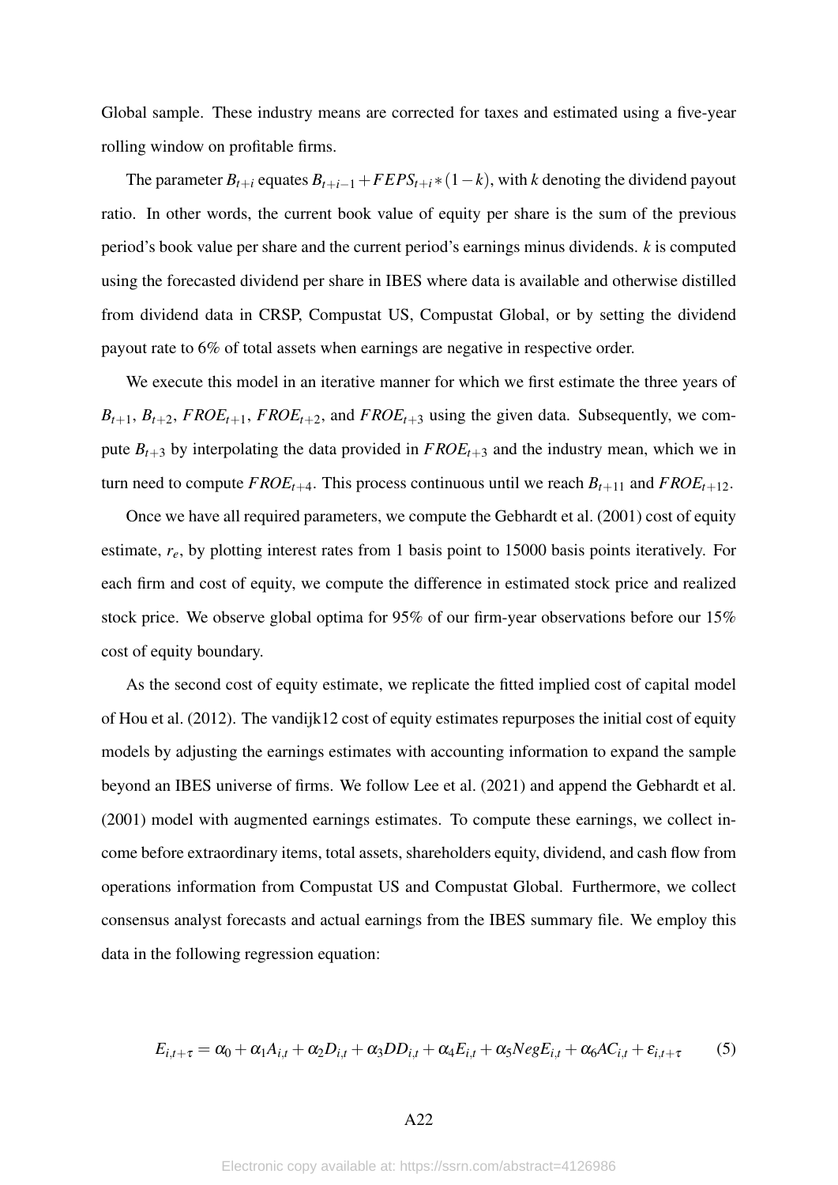Global sample. These industry means are corrected for taxes and estimated using a five-year rolling window on profitable firms.

The parameter $B_{t+i}$ equates $B_{t+i-1} + FEPS_{t+i} * (1-k)$, with $k$ denoting the dividend payout ratio. In other words, the current book value of equity per share is the sum of the previous period's book value per share and the current period's earnings minus dividends. $k$ is computed using the forecasted dividend per share in IBES where data is available and otherwise distilled from dividend data in CRSP, Compustat US, Compustat Global, or by setting the dividend payout rate to 6% of total assets when earnings are negative in respective order.

We execute this model in an iterative manner for which we first estimate the three years of $B_{t+1}$, $B_{t+2}$, $FROE_{t+1}$, $FROE_{t+2}$, and $FROE_{t+3}$ using the given data. Subsequently, we compute $B_{t+3}$ by interpolating the data provided in $FROE_{t+3}$ and the industry mean, which we in turn need to compute $FROE_{t+4}$. This process continuous until we reach $B_{t+11}$ and $FROE_{t+12}$.

Once we have all required parameters, we compute the Gebhardt et al. (2001) cost of equity estimate, $r_e$, by plotting interest rates from 1 basis point to 15000 basis points iteratively. For each firm and cost of equity, we compute the difference in estimated stock price and realized stock price. We observe global optima for 95% of our firm-year observations before our 15% cost of equity boundary.

As the second cost of equity estimate, we replicate the fitted implied cost of capital model of Hou et al. (2012). The vandijk12 cost of equity estimates repurposes the initial cost of equity models by adjusting the earnings estimates with accounting information to expand the sample beyond an IBES universe of firms. We follow Lee et al. (2021) and append the Gebhardt et al. (2001) model with augmented earnings estimates. To compute these earnings, we collect income before extraordinary items, total assets, shareholders equity, dividend, and cash flow from operations information from Compustat US and Compustat Global. Furthermore, we collect consensus analyst forecasts and actual earnings from the IBES summary file. We employ this data in the following regression equation:

$$E_{i,t+\tau} = \alpha_0 + \alpha_1 A_{i,t} + \alpha_2 D_{i,t} + \alpha_3 DD_{i,t} + \alpha_4 E_{i,t} + \alpha_5 NegE_{i,t} + \alpha_6 AC_{i,t} + \varepsilon_{i,t+\tau} \tag{5}$$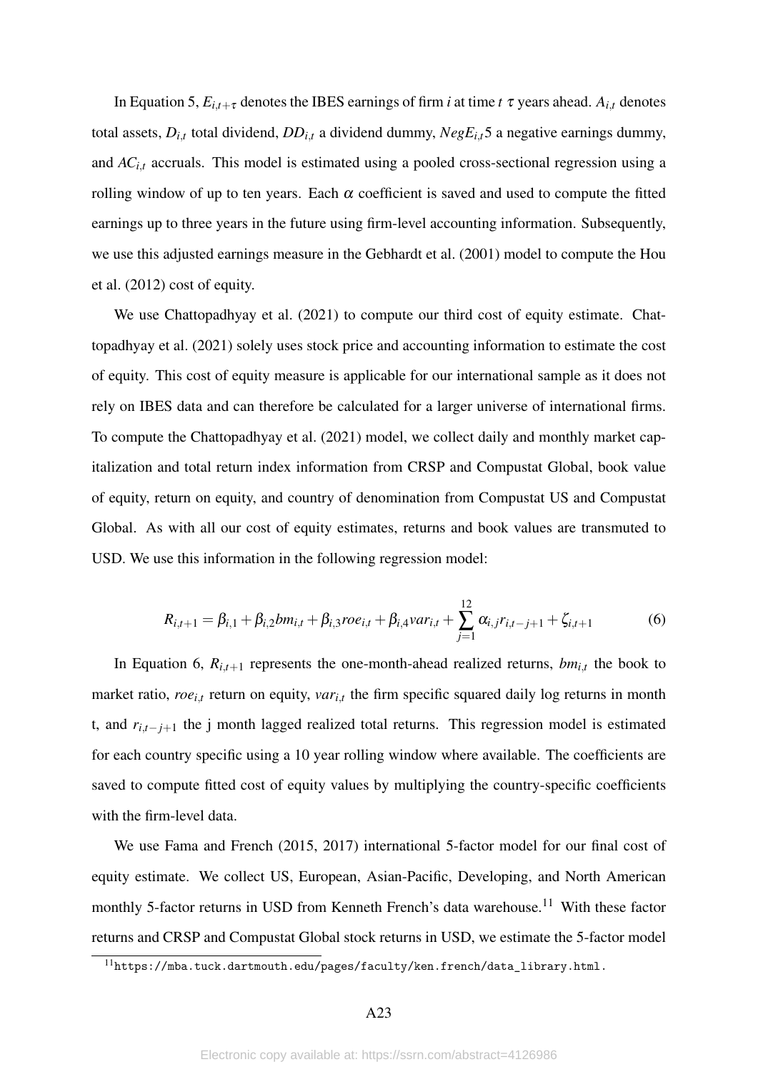In Equation 5, $E_{i,t+\tau}$ denotes the IBES earnings of firm $i$ at time $t$ $\tau$ years ahead. $A_{i,t}$ denotes total assets, $D_{i,t}$ total dividend, $DD_{i,t}$ a dividend dummy, $NegE_{i,t}5$ a negative earnings dummy, and $AC_{i,t}$ accruals. This model is estimated using a pooled cross-sectional regression using a rolling window of up to ten years. Each $\alpha$ coefficient is saved and used to compute the fitted earnings up to three years in the future using firm-level accounting information. Subsequently, we use this adjusted earnings measure in the Gebhardt et al. (2001) model to compute the Hou et al. (2012) cost of equity.

We use Chattopadhyay et al. (2021) to compute our third cost of equity estimate. Chattopadhyay et al. (2021) solely uses stock price and accounting information to estimate the cost of equity. This cost of equity measure is applicable for our international sample as it does not rely on IBES data and can therefore be calculated for a larger universe of international firms. To compute the Chattopadhyay et al. (2021) model, we collect daily and monthly market capitalization and total return index information from CRSP and Compustat Global, book value of equity, return on equity, and country of denomination from Compustat US and Compustat Global. As with all our cost of equity estimates, returns and book values are transmuted to USD. We use this information in the following regression model:

$$R_{i,t+1} = \beta_{i,1} + \beta_{i,2} bm_{i,t} + \beta_{i,3} roe_{i,t} + \beta_{i,4} var_{i,t} + \sum_{j=1}^{12} \alpha_{i,j} r_{i,t-j+1} + \zeta_{i,t+1} \tag{6}$$

In Equation 6, $R_{i,t+1}$ represents the one-month-ahead realized returns, $bm_{i,t}$ the book to market ratio, $roe_{i,t}$ return on equity, $var_{i,t}$ the firm specific squared daily log returns in month t, and $r_{i,t-j+1}$ the j month lagged realized total returns. This regression model is estimated for each country specific using a 10 year rolling window where available. The coefficients are saved to compute fitted cost of equity values by multiplying the country-specific coefficients with the firm-level data.

We use Fama and French (2015, 2017) international 5-factor model for our final cost of equity estimate. We collect US, European, Asian-Pacific, Developing, and North American monthly 5-factor returns in USD from Kenneth French's data warehouse.[11] With these factor returns and CRSP and Compustat Global stock returns in USD, we estimate the 5-factor model

[11] https://mba.tuck.dartmouth.edu/pages/faculty/ken.french/data_library.html.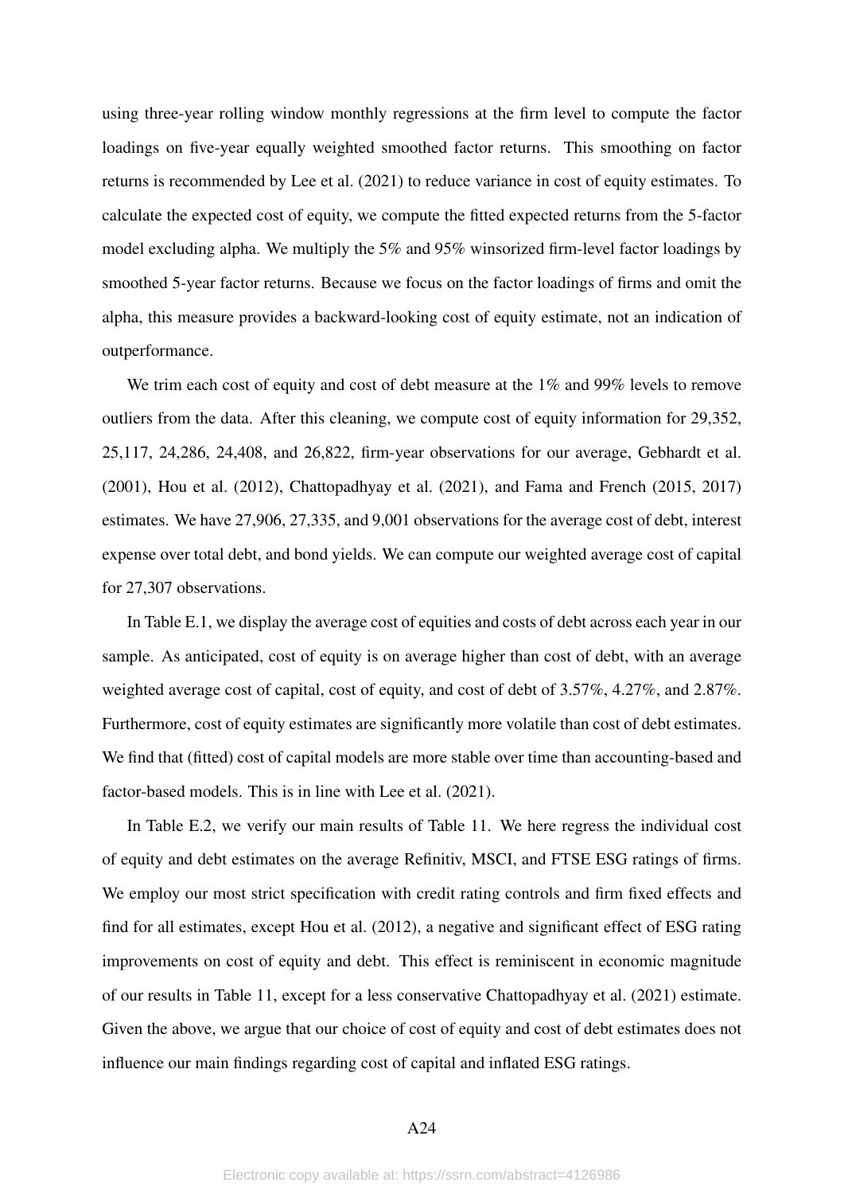using three-year rolling window monthly regressions at the firm level to compute the factor loadings on five-year equally weighted smoothed factor returns. This smoothing on factor returns is recommended by Lee et al. (2021) to reduce variance in cost of equity estimates. To calculate the expected cost of equity, we compute the fitted expected returns from the 5-factor model excluding alpha. We multiply the 5% and 95% winsorized firm-level factor loadings by smoothed 5-year factor returns. Because we focus on the factor loadings of firms and omit the alpha, this measure provides a backward-looking cost of equity estimate, not an indication of outperformance.

We trim each cost of equity and cost of debt measure at the 1% and 99% levels to remove outliers from the data. After this cleaning, we compute cost of equity information for 29,352, 25,117, 24,286, 24,408, and 26,822, firm-year observations for our average, Gebhardt et al. (2001), Hou et al. (2012), Chattopadhyay et al. (2021), and Fama and French (2015, 2017) estimates. We have 27,906, 27,335, and 9,001 observations for the average cost of debt, interest expense over total debt, and bond yields. We can compute our weighted average cost of capital for 27,307 observations.

In Table E.1, we display the average cost of equities and costs of debt across each year in our sample. As anticipated, cost of equity is on average higher than cost of debt, with an average weighted average cost of capital, cost of equity, and cost of debt of 3.57%, 4.27%, and 2.87%. Furthermore, cost of equity estimates are significantly more volatile than cost of debt estimates. We find that (fitted) cost of capital models are more stable over time than accounting-based and factor-based models. This is in line with Lee et al. (2021).

In Table E.2, we verify our main results of Table 11. We here regress the individual cost of equity and debt estimates on the average Refinitiv, MSCI, and FTSE ESG ratings of firms. We employ our most strict specification with credit rating controls and firm fixed effects and find for all estimates, except Hou et al. (2012), a negative and significant effect of ESG rating improvements on cost of equity and debt. This effect is reminiscent in economic magnitude of our results in Table 11, except for a less conservative Chattopadhyay et al. (2021) estimate. Given the above, we argue that our choice of cost of equity and cost of debt estimates does not influence our main findings regarding cost of capital and inflated ESG ratings.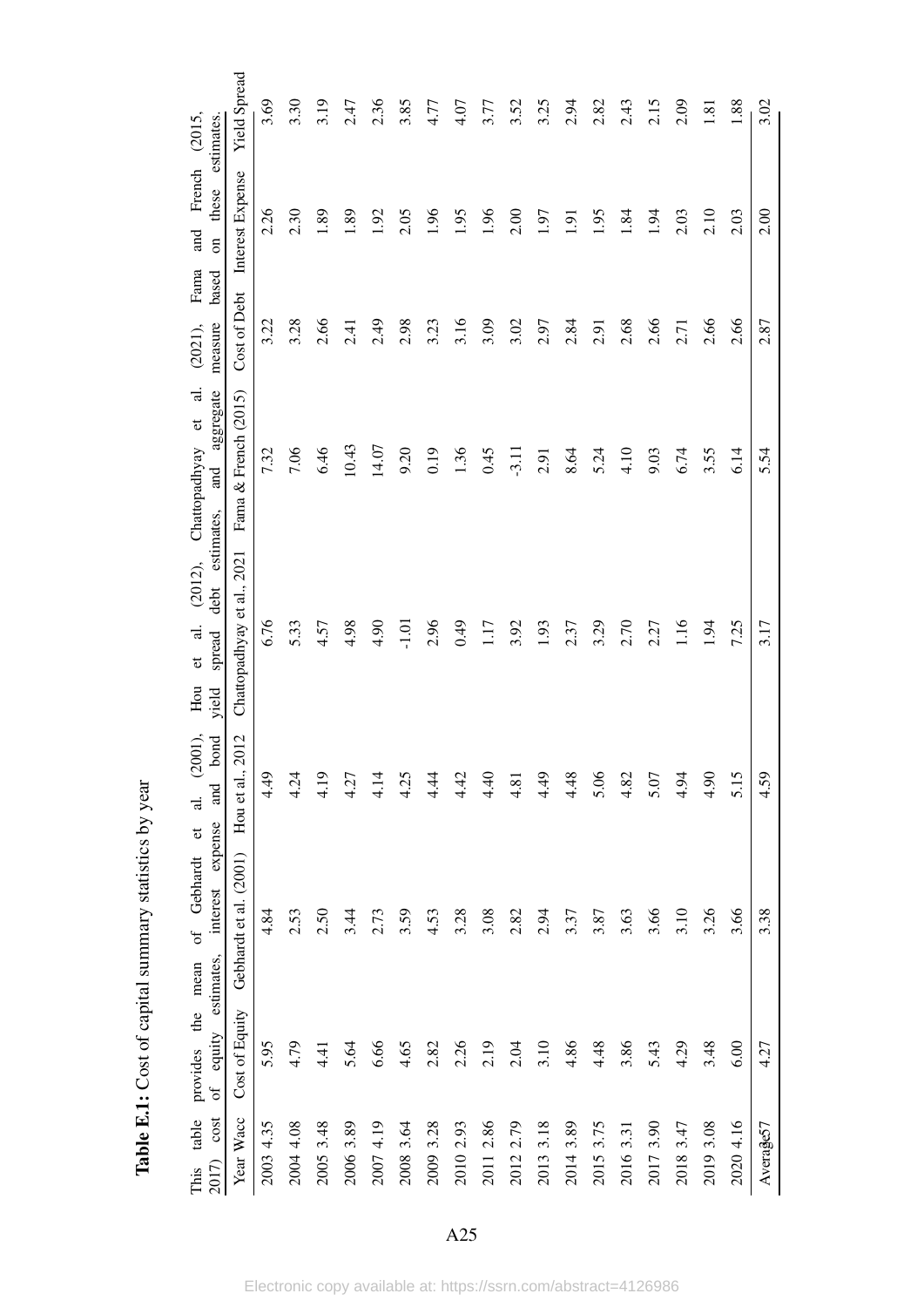**Table E.1:** Cost of capital summary statistics by year

This table provides the mean of Gebhardt et al. (2001), Hou et al. (2012), Chattopadhyay et al. (2021), Fama and French (2015, 2017) cost of equity estimates, interest expense and bond yield spread debt estimates, and aggregate measure based on these estimates.

| Year | Wacc | Cost of Equity | Gebhardt et al. (2001) | Hou et al., 2012 | Chattopadhyay et al., 2021 | Fama & French (2015) | Cost of Debt | Interest Expense | Yield Spread |
|---|---|---|---|---|---|---|---|---|---|
| 2003 | 4.35 | 5.95 | 4.84 | 4.49 | 6.76 | 7.32 | 3.22 | 2.26 | 3.69 |
| 2004 | 4.08 | 4.79 | 2.53 | 4.24 | 5.33 | 7.06 | 3.28 | 2.30 | 3.30 |
| 2005 | 3.48 | 4.41 | 2.50 | 4.19 | 4.57 | 6.46 | 2.66 | 1.89 | 3.19 |
| 2006 | 3.89 | 5.64 | 3.44 | 4.27 | 4.98 | 10.43 | 2.41 | 1.89 | 2.47 |
| 2007 | 4.19 | 6.66 | 2.73 | 4.14 | 4.90 | 14.07 | 2.49 | 1.92 | 2.36 |
| 2008 | 3.64 | 4.65 | 3.59 | 4.25 | -1.01 | 9.20 | 2.98 | 2.05 | 3.85 |
| 2009 | 3.28 | 2.82 | 4.53 | 4.44 | 2.96 | 0.19 | 3.23 | 1.96 | 4.77 |
| 2010 | 2.93 | 2.26 | 3.28 | 4.42 | 0.49 | 1.36 | 3.16 | 1.95 | 4.07 |
| 2011 | 2.86 | 2.19 | 3.08 | 4.40 | 1.17 | 0.45 | 3.09 | 1.96 | 3.77 |
| 2012 | 2.79 | 2.04 | 2.82 | 4.81 | 3.92 | -3.11 | 3.02 | 2.00 | 3.52 |
| 2013 | 3.18 | 3.10 | 2.94 | 4.49 | 1.93 | 2.91 | 2.97 | 1.97 | 3.25 |
| 2014 | 3.89 | 4.86 | 3.37 | 4.48 | 2.37 | 8.64 | 2.84 | 1.91 | 2.94 |
| 2015 | 3.75 | 4.48 | 3.87 | 5.06 | 3.29 | 5.24 | 2.91 | 1.95 | 2.82 |
| 2016 | 3.31 | 3.86 | 3.63 | 4.82 | 2.70 | 4.10 | 2.68 | 1.84 | 2.43 |
| 2017 | 3.90 | 5.43 | 3.66 | 5.07 | 2.27 | 9.03 | 2.66 | 1.94 | 2.15 |
| 2018 | 3.47 | 4.29 | 3.10 | 4.94 | 1.16 | 6.74 | 2.71 | 2.03 | 2.09 |
| 2019 | 3.08 | 3.48 | 3.26 | 4.90 | 1.94 | 3.55 | 2.66 | 2.10 | 1.81 |
| 2020 | 4.16 | 6.00 | 3.66 | 5.15 | 7.25 | 6.14 | 2.66 | 2.03 | 1.88 |
| Average | 3.57 | 4.27 | 3.38 | 4.59 | 3.17 | 5.54 | 2.87 | 2.00 | 3.02 |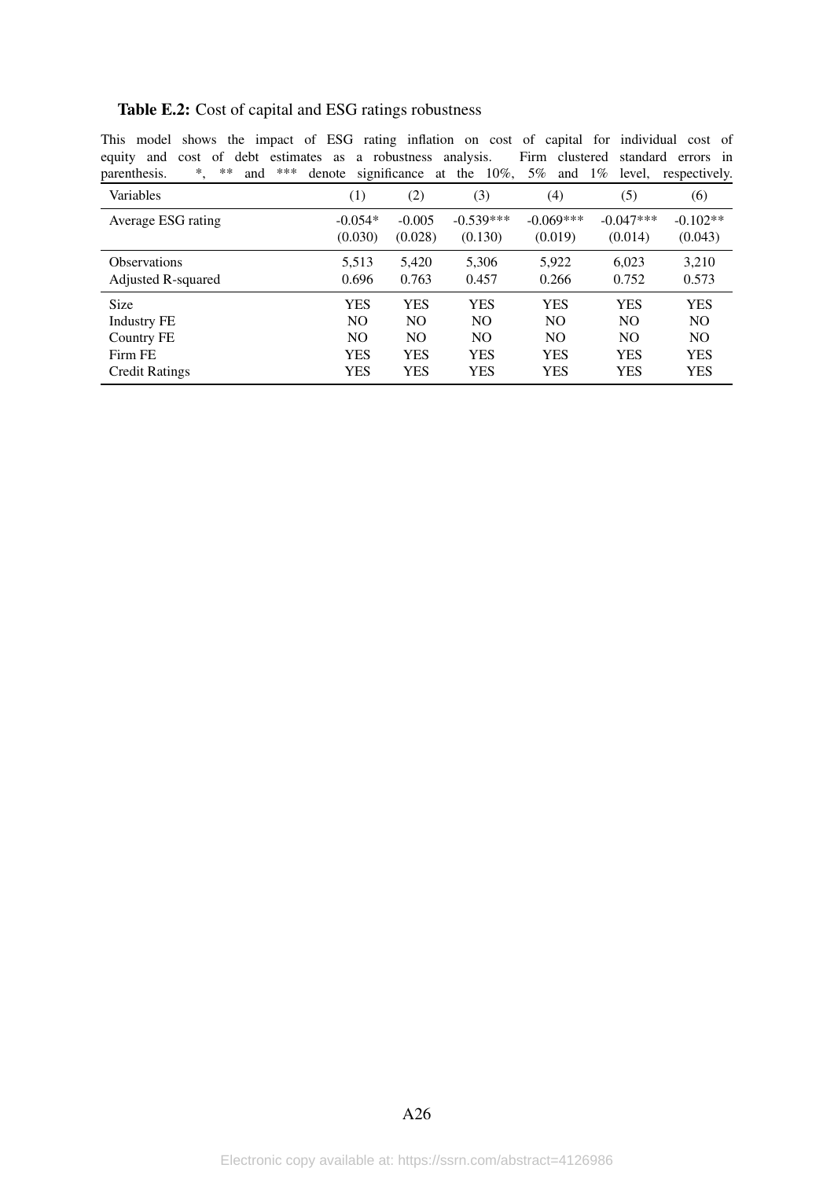**Table E.2:** Cost of capital and ESG ratings robustness

This model shows the impact of ESG rating inflation on cost of capital for individual cost of equity and cost of debt estimates as a robustness analysis. Firm clustered standard errors in parenthesis. *, ** and *** denote significance at the 10%, 5% and 1% level, respectively.

| Variables | (1) | (2) | (3) | (4) | (5) | (6) |
|---|---|---|---|---|---|---|
| Average ESG rating | -0.054* | -0.005 | -0.539*** | -0.069*** | -0.047*** | -0.102** |
| | (0.030) | (0.028) | (0.130) | (0.019) | (0.014) | (0.043) |
| Observations | 5,513 | 5,420 | 5,306 | 5,922 | 6,023 | 3,210 |
| Adjusted R-squared | 0.696 | 0.763 | 0.457 | 0.266 | 0.752 | 0.573 |
| Size | YES | YES | YES | YES | YES | YES |
| Industry FE | NO | NO | NO | NO | NO | NO |
| Country FE | NO | NO | NO | NO | NO | NO |
| Firm FE | YES | YES | YES | YES | YES | YES |
| Credit Ratings | YES | YES | YES | YES | YES | YES |